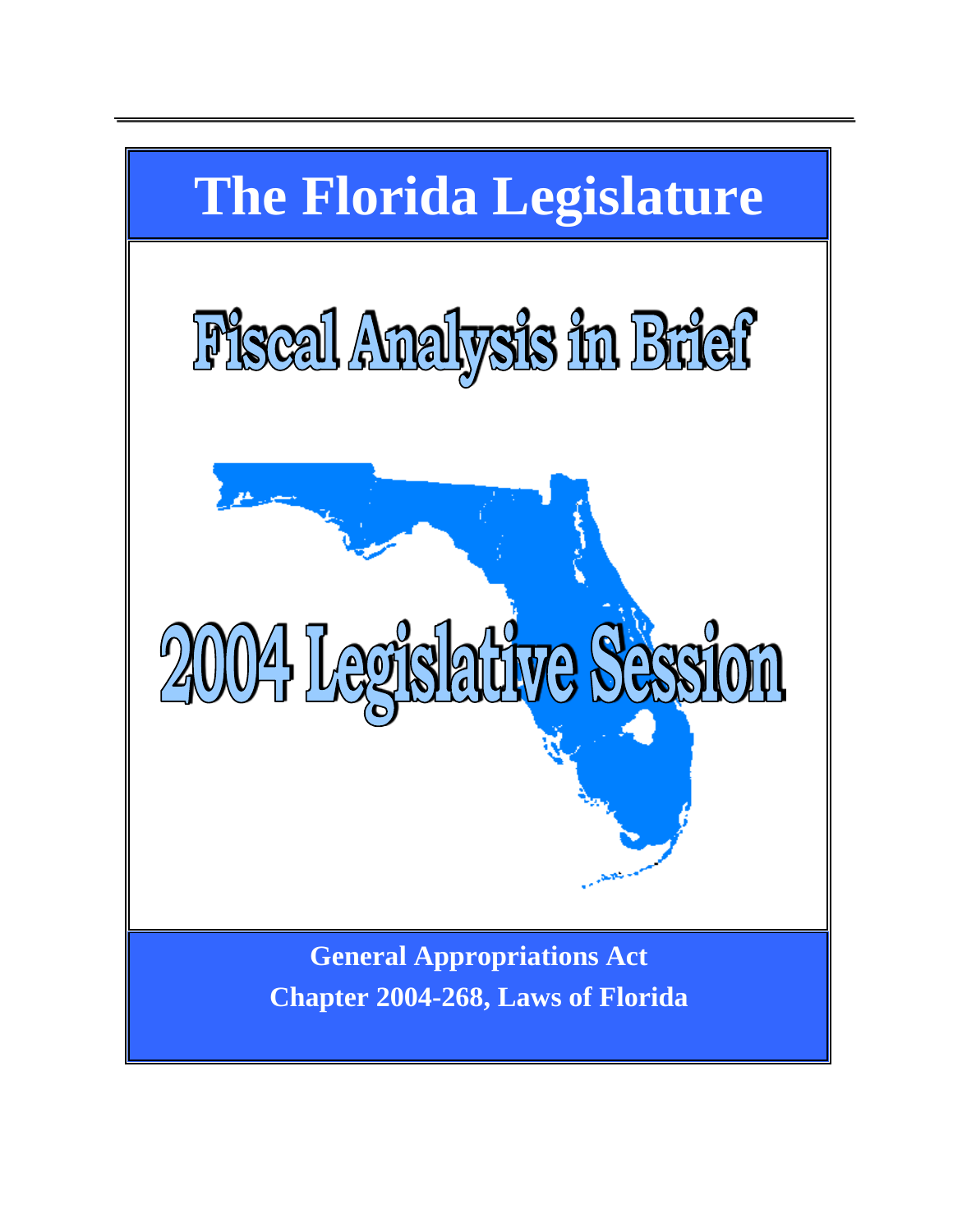# The Florida Legislature

# Fiscal Analysis in Brief

# 2004 Legislative Session

**General Appropriations Act**

**Chapter 2004-268, Laws of Florida**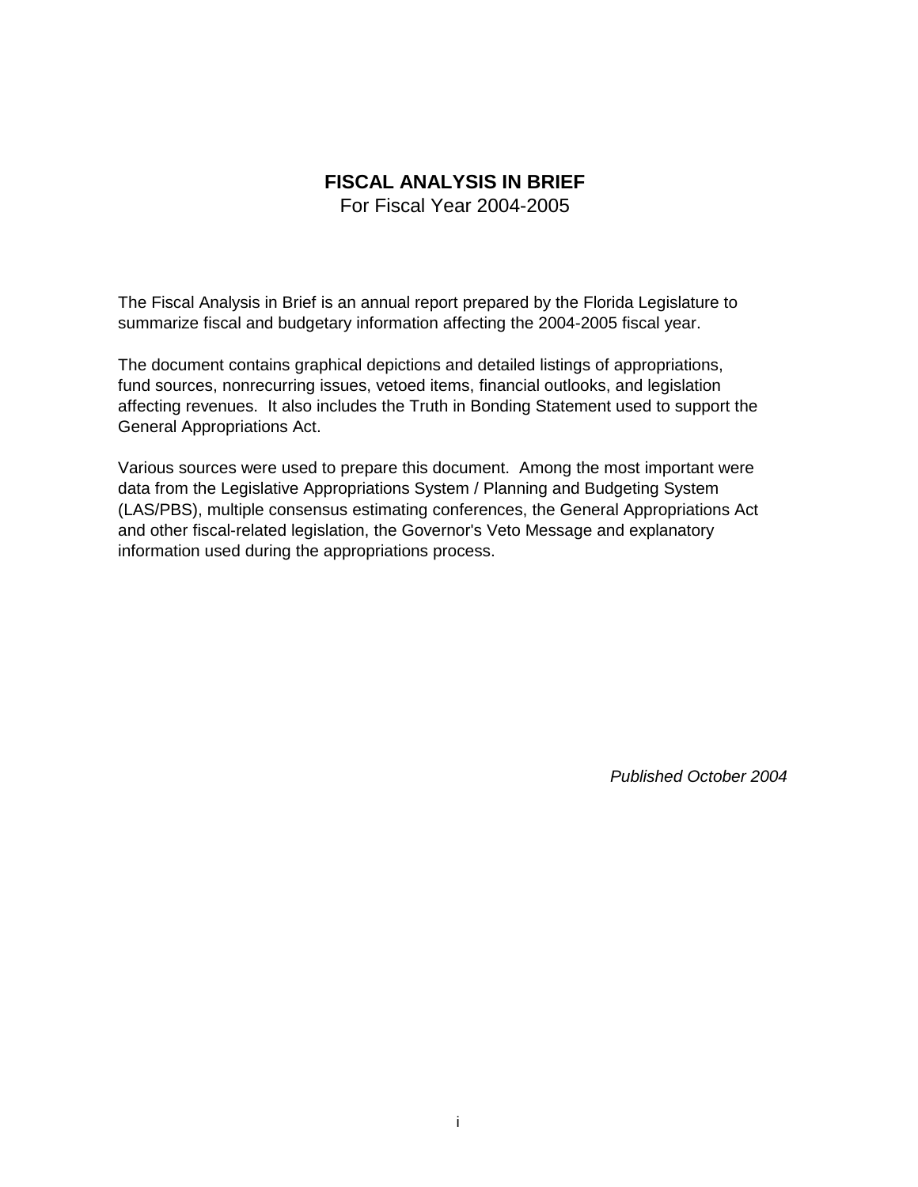# FISCAL ANALYSIS IN BRIEF

For Fiscal Year 2004-2005

The Fiscal Analysis in Brief is an annual report prepared by the Florida Legislature to summarize fiscal and budgetary information affecting the 2004-2005 fiscal year.

The document contains graphical depictions and detailed listings of appropriations, fund sources, nonrecurring issues, vetoed items, financial outlooks, and legislation affecting revenues. It also includes the Truth in Bonding Statement used to support the General Appropriations Act.

Various sources were used to prepare this document. Among the most important were data from the Legislative Appropriations System / Planning and Budgeting System (LAS/PBS), multiple consensus estimating conferences, the General Appropriations Act and other fiscal-related legislation, the Governor's Veto Message and explanatory information used during the appropriations process.

*Published October 2004*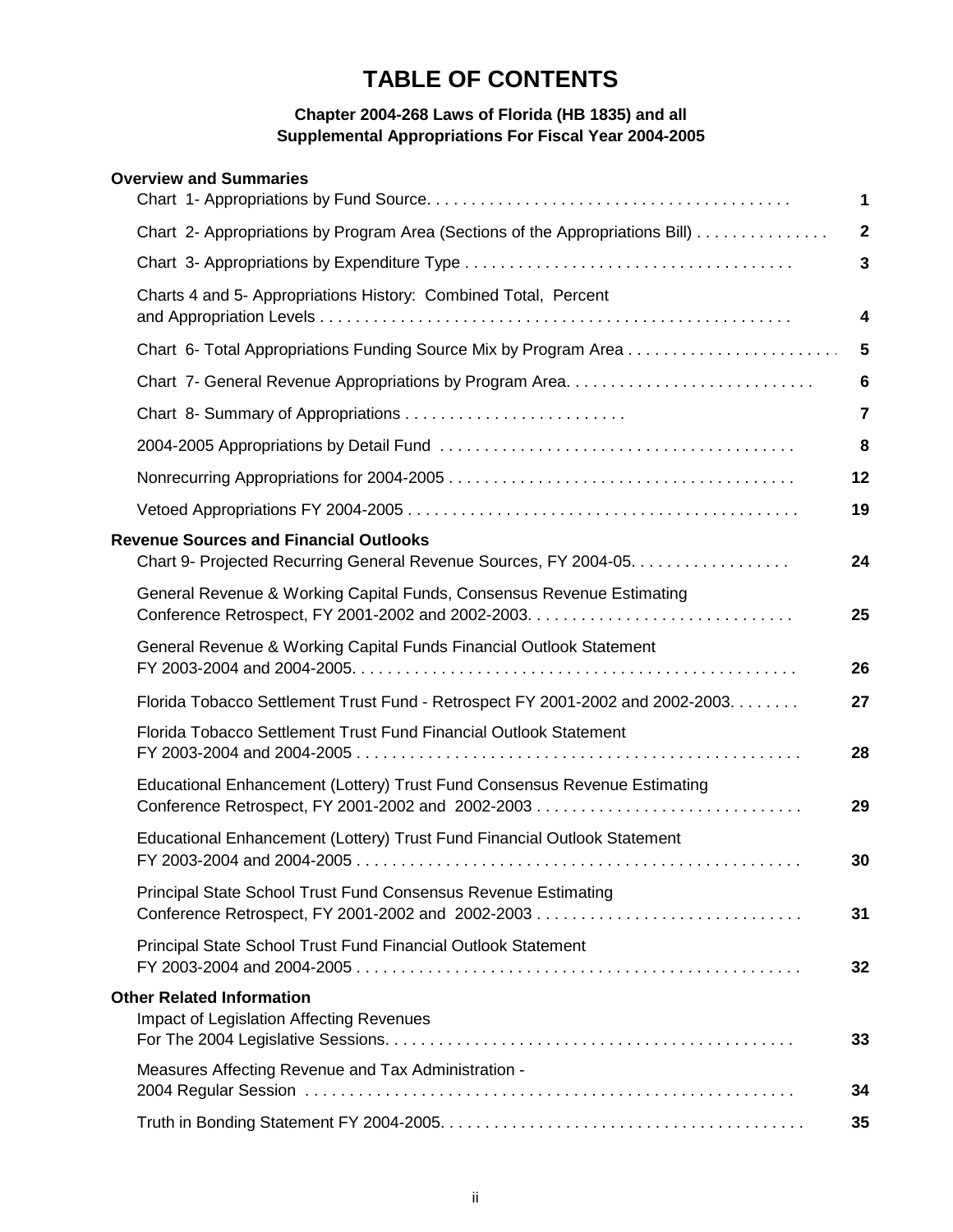# TABLE OF CONTENTS

**Chapter 2004-268 Laws of Florida (HB 1835) and all Supplemental Appropriations For Fiscal Year 2004-2005**

| | |
|---|---|
| **Overview and Summaries** | |
| Chart 1- Appropriations by Fund Source | 1 |
| Chart 2- Appropriations by Program Area (Sections of the Appropriations Bill) | 2 |
| Chart 3- Appropriations by Expenditure Type | 3 |
| Charts 4 and 5- Appropriations History: Combined Total, Percent and Appropriation Levels | 4 |
| Chart 6- Total Appropriations Funding Source Mix by Program Area | 5 |
| Chart 7- General Revenue Appropriations by Program Area | 6 |
| Chart 8- Summary of Appropriations | 7 |
| 2004-2005 Appropriations by Detail Fund | 8 |
| Nonrecurring Appropriations for 2004-2005 | 12 |
| Vetoed Appropriations FY 2004-2005 | 19 |
| **Revenue Sources and Financial Outlooks** | |
| Chart 9- Projected Recurring General Revenue Sources, FY 2004-05 | 24 |
| General Revenue & Working Capital Funds, Consensus Revenue Estimating Conference Retrospect, FY 2001-2002 and 2002-2003 | 25 |
| General Revenue & Working Capital Funds Financial Outlook Statement FY 2003-2004 and 2004-2005 | 26 |
| Florida Tobacco Settlement Trust Fund - Retrospect FY 2001-2002 and 2002-2003 | 27 |
| Florida Tobacco Settlement Trust Fund Financial Outlook Statement FY 2003-2004 and 2004-2005 | 28 |
| Educational Enhancement (Lottery) Trust Fund Consensus Revenue Estimating Conference Retrospect, FY 2001-2002 and 2002-2003 | 29 |
| Educational Enhancement (Lottery) Trust Fund Financial Outlook Statement FY 2003-2004 and 2004-2005 | 30 |
| Principal State School Trust Fund Consensus Revenue Estimating Conference Retrospect, FY 2001-2002 and 2002-2003 | 31 |
| Principal State School Trust Fund Financial Outlook Statement FY 2003-2004 and 2004-2005 | 32 |
| **Other Related Information** | |
| Impact of Legislation Affecting Revenues For The 2004 Legislative Sessions | 33 |
| Measures Affecting Revenue and Tax Administration - 2004 Regular Session | 34 |
| Truth in Bonding Statement FY 2004-2005 | 35 |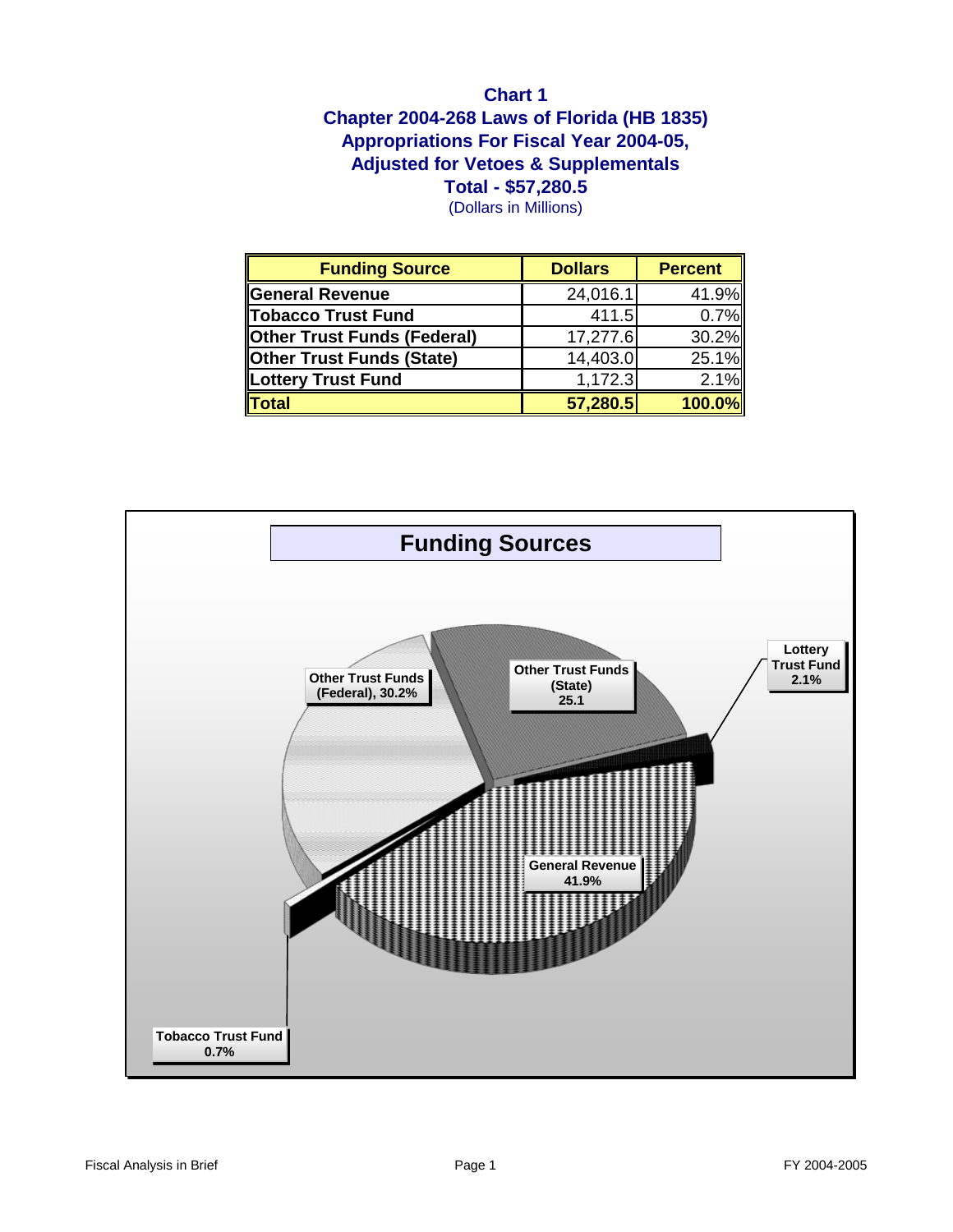# Chart 1
## Chapter 2004-268 Laws of Florida (HB 1835)
## Appropriations For Fiscal Year 2004-05,
## Adjusted for Vetoes & Supplementals
## Total - $57,280.5
(Dollars in Millions)

| Funding Source | Dollars | Percent |
|---|---|---|
| General Revenue | 24,016.1 | 41.9% |
| Tobacco Trust Fund | 411.5 | 0.7% |
| Other Trust Funds (Federal) | 17,277.6 | 30.2% |
| Other Trust Funds (State) | 14,403.0 | 25.1% |
| Lottery Trust Fund | 1,172.3 | 2.1% |
| **Total** | **57,280.5** | **100.0%** |

**Funding Sources**

- Other Trust Funds (Federal), 30.2%
- Other Trust Funds (State) 25.1
- Lottery Trust Fund 2.1%
- General Revenue 41.9%
- Tobacco Trust Fund 0.7%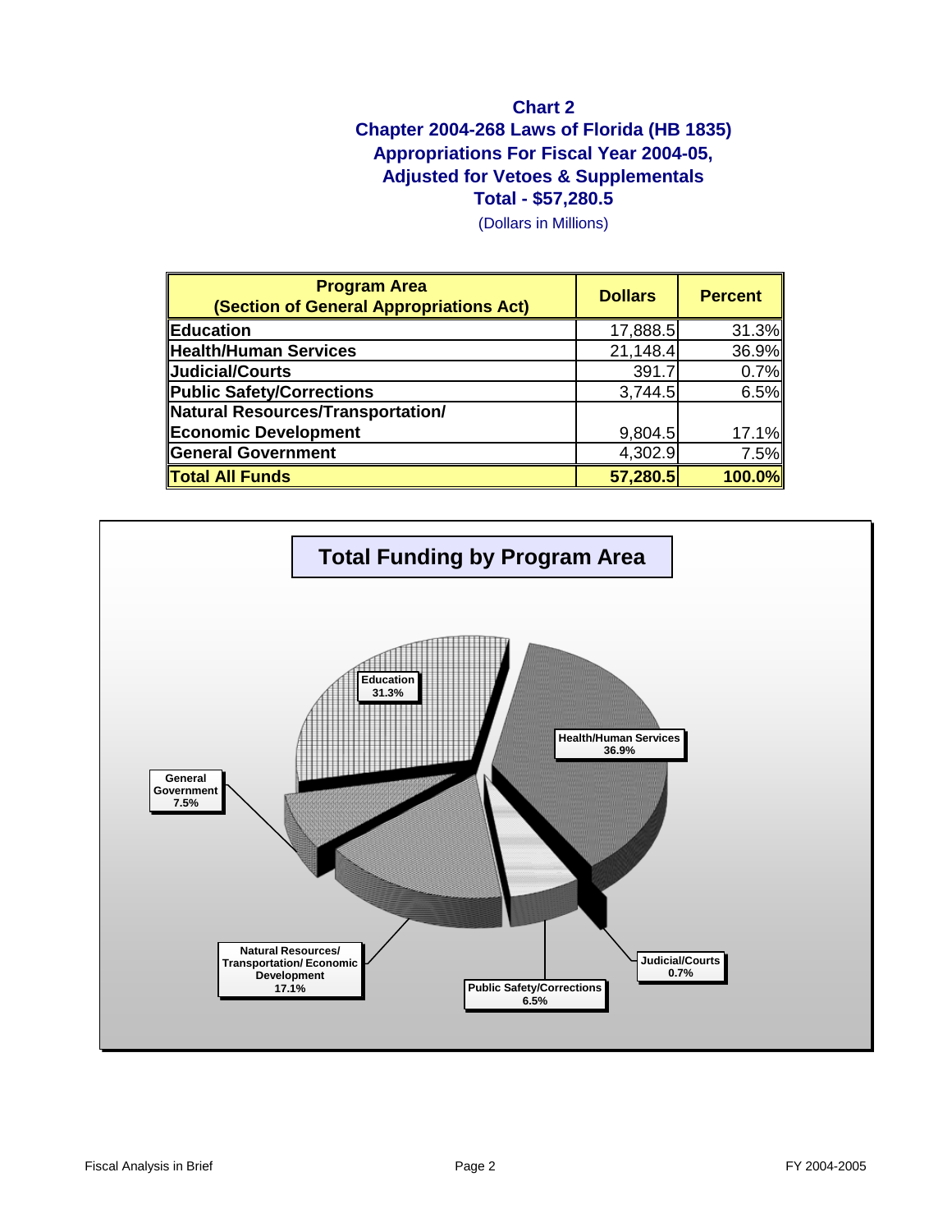## Chart 2
## Chapter 2004-268 Laws of Florida (HB 1835)
## Appropriations For Fiscal Year 2004-05, Adjusted for Vetoes & Supplementals
## Total - $57,280.5

(Dollars in Millions)

| Program Area (Section of General Appropriations Act) | Dollars | Percent |
|---|---|---|
| **Education** | 17,888.5 | 31.3% |
| **Health/Human Services** | 21,148.4 | 36.9% |
| **Judicial/Courts** | 391.7 | 0.7% |
| **Public Safety/Corrections** | 3,744.5 | 6.5% |
| **Natural Resources/Transportation/ Economic Development** | 9,804.5 | 17.1% |
| **General Government** | 4,302.9 | 7.5% |
| **Total All Funds** | **57,280.5** | **100.0%** |

### Total Funding by Program Area

- Education 31.3%
- Health/Human Services 36.9%
- Judicial/Courts 0.7%
- Public Safety/Corrections 6.5%
- Natural Resources/ Transportation/ Economic Development 17.1%
- General Government 7.5%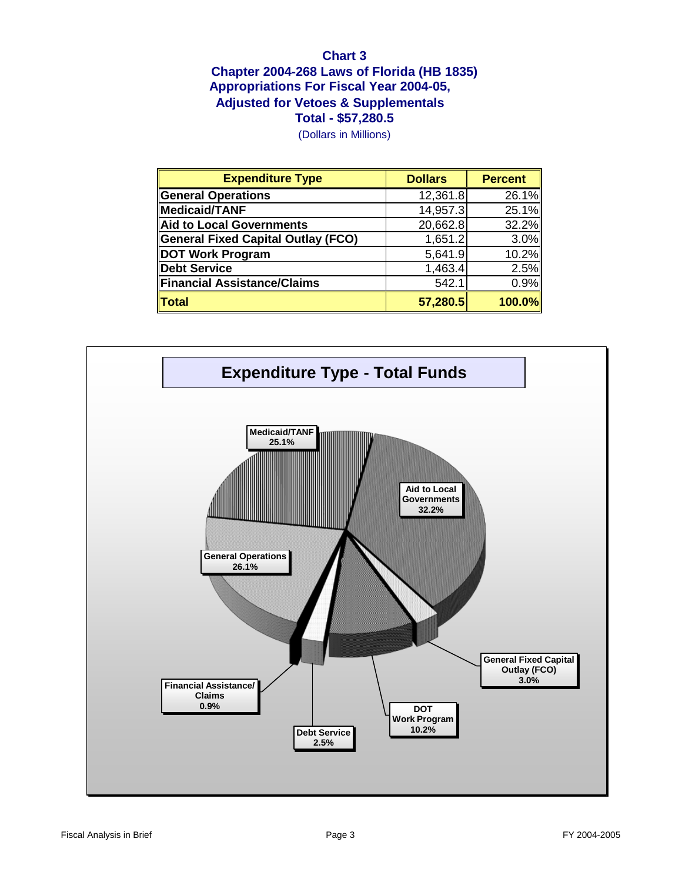## Chart 3
## Chapter 2004-268 Laws of Florida (HB 1835)
## Appropriations For Fiscal Year 2004-05,
## Adjusted for Vetoes & Supplementals
## Total - $57,280.5

(Dollars in Millions)

| Expenditure Type | Dollars | Percent |
|---|---|---|
| General Operations | 12,361.8 | 26.1% |
| Medicaid/TANF | 14,957.3 | 25.1% |
| Aid to Local Governments | 20,662.8 | 32.2% |
| General Fixed Capital Outlay (FCO) | 1,651.2 | 3.0% |
| DOT Work Program | 5,641.9 | 10.2% |
| Debt Service | 1,463.4 | 2.5% |
| Financial Assistance/Claims | 542.1 | 0.9% |
| **Total** | **57,280.5** | **100.0%** |

### Expenditure Type - Total Funds

- Medicaid/TANF 25.1%
- Aid to Local Governments 32.2%
- General Operations 26.1%
- General Fixed Capital Outlay (FCO) 3.0%
- DOT Work Program 10.2%
- Debt Service 2.5%
- Financial Assistance/Claims 0.9%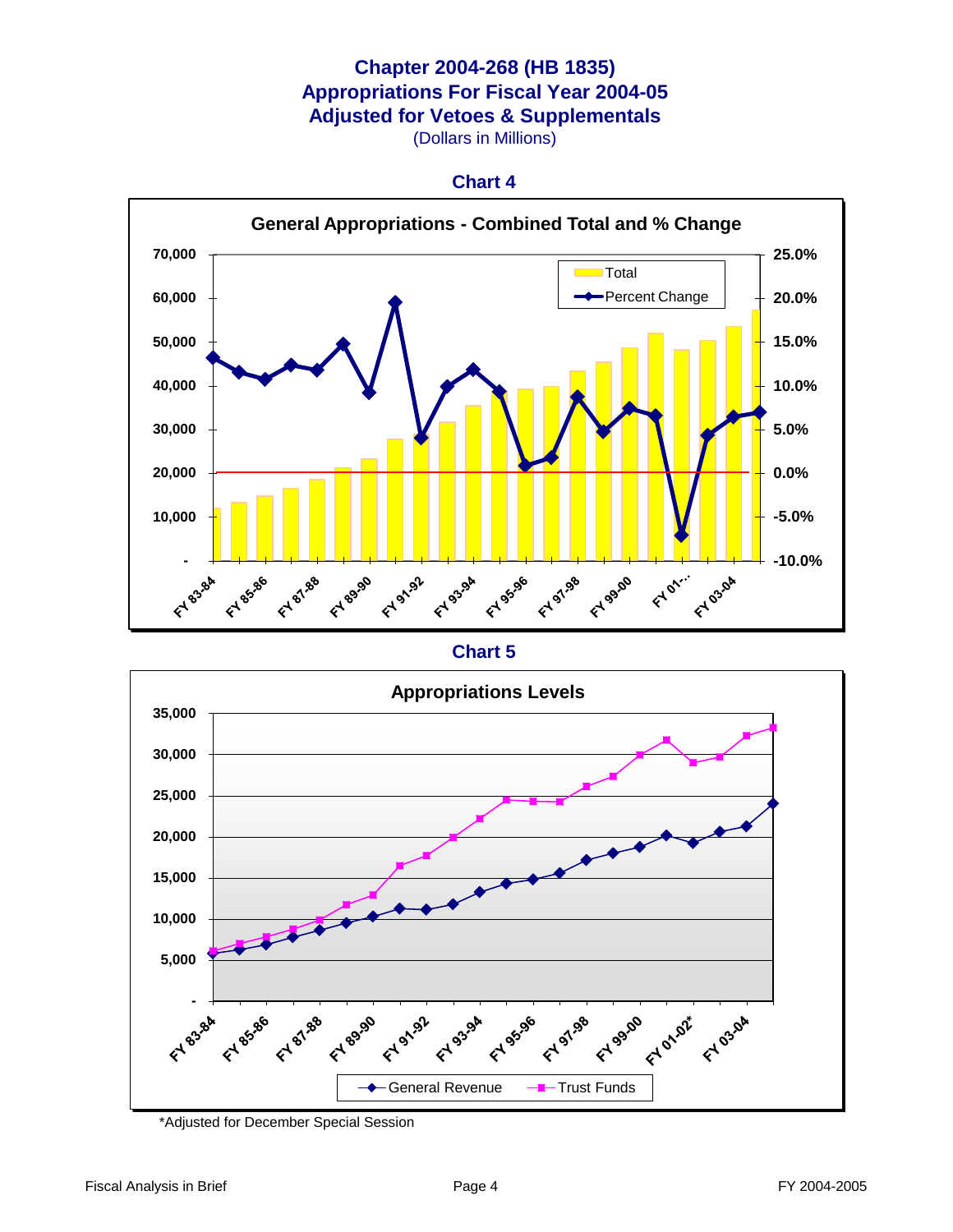# Chapter 2004-268 (HB 1835)
# Appropriations For Fiscal Year 2004-05
# Adjusted for Vetoes & Supplementals

(Dollars in Millions)

## Chart 4

**General Appropriations - Combined Total and % Change**

## Chart 5

**Appropriations Levels**

*Adjusted for December Special Session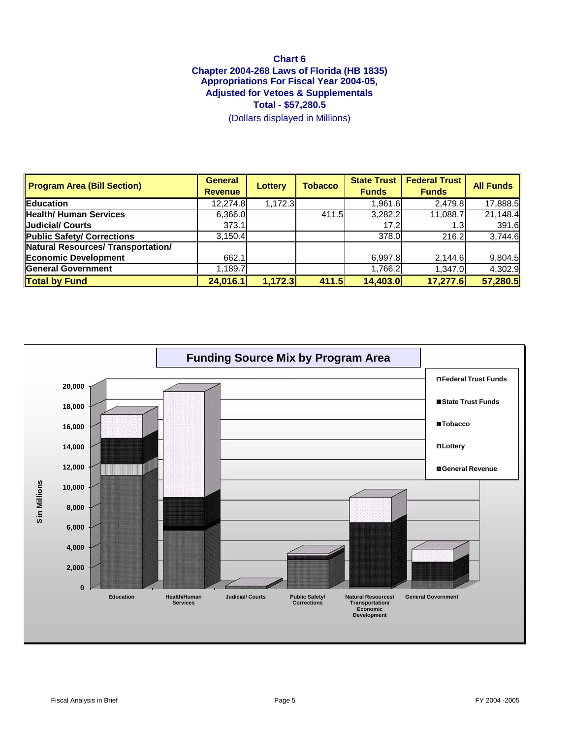## Chart 6
## Chapter 2004-268 Laws of Florida (HB 1835)
## Appropriations For Fiscal Year 2004-05,
## Adjusted for Vetoes & Supplementals
## Total - $57,280.5

(Dollars displayed in Millions)

| Program Area (Bill Section) | General Revenue | Lottery | Tobacco | State Trust Funds | Federal Trust Funds | All Funds |
|---|---|---|---|---|---|---|
| **Education** | 12,274.8 | 1,172.3 | | 1,961.6 | 2,479.8 | 17,888.5 |
| **Health/ Human Services** | 6,366.0 | | 411.5 | 3,282.2 | 11,088.7 | 21,148.4 |
| **Judicial/ Courts** | 373.1 | | | 17.2 | 1.3 | 391.6 |
| **Public Safety/ Corrections** | 3,150.4 | | | 378.0 | 216.2 | 3,744.6 |
| **Natural Resources/ Transportation/ Economic Development** | 662.1 | | | 6,997.8 | 2,144.6 | 9,804.5 |
| **General Government** | 1,189.7 | | | 1,766.2 | 1,347.0 | 4,302.9 |
| **Total by Fund** | **24,016.1** | **1,172.3** | **411.5** | **14,403.0** | **17,277.6** | **57,280.5** |

**Funding Source Mix by Program Area**

$ in Millions

Legend: Federal Trust Funds, State Trust Funds, Tobacco, Lottery, General Revenue

Y-axis: 0, 2,000, 4,000, 6,000, 8,000, 10,000, 12,000, 14,000, 16,000, 18,000, 20,000

X-axis: Education, Health/Human Services, Judicial/ Courts, Public Safety/ Corrections, Natural Resources/ Transportation/ Economic Development, General Government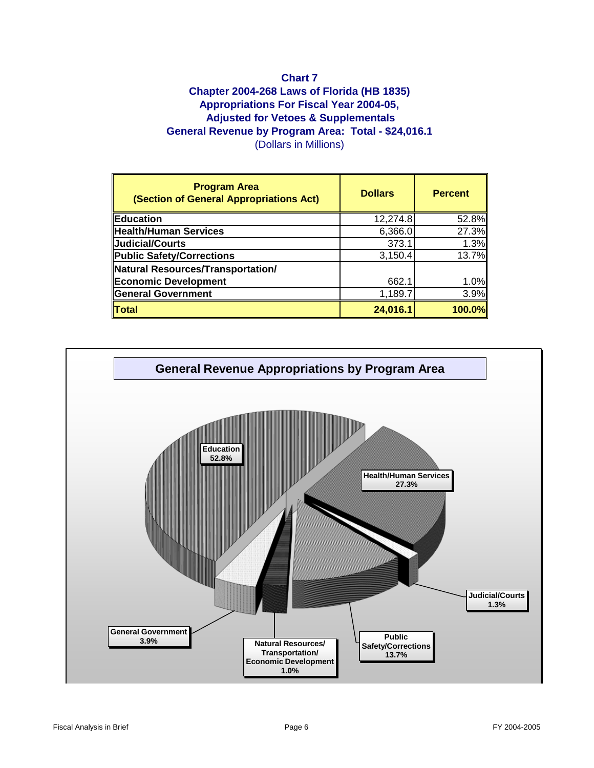## Chart 7
## Chapter 2004-268 Laws of Florida (HB 1835)
## Appropriations For Fiscal Year 2004-05,
## Adjusted for Vetoes & Supplementals
## General Revenue by Program Area: Total - $24,016.1

(Dollars in Millions)

| Program Area (Section of General Appropriations Act) | Dollars | Percent |
|---|---|---|
| **Education** | 12,274.8 | 52.8% |
| **Health/Human Services** | 6,366.0 | 27.3% |
| **Judicial/Courts** | 373.1 | 1.3% |
| **Public Safety/Corrections** | 3,150.4 | 13.7% |
| **Natural Resources/Transportation/ Economic Development** | 662.1 | 1.0% |
| **General Government** | 1,189.7 | 3.9% |
| **Total** | **24,016.1** | **100.0%** |

### General Revenue Appropriations by Program Area

- Education 52.8%
- Health/Human Services 27.3%
- Judicial/Courts 1.3%
- Public Safety/Corrections 13.7%
- Natural Resources/ Transportation/ Economic Development 1.0%
- General Government 3.9%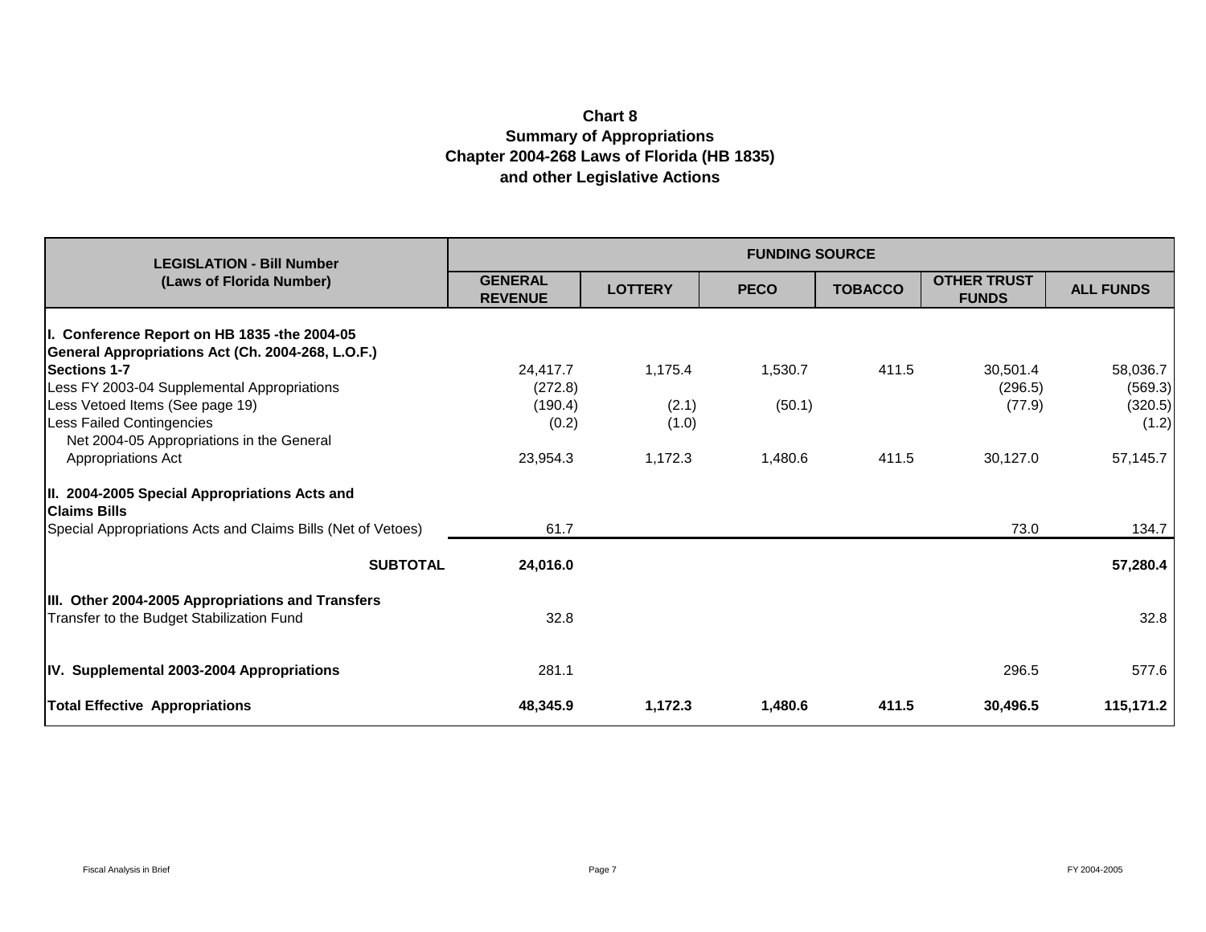# Chart 8
## Summary of Appropriations
## Chapter 2004-268 Laws of Florida (HB 1835)
## and other Legislative Actions

| LEGISLATION - Bill Number (Laws of Florida Number) | FUNDING SOURCE | | | | | |
|---|---|---|---|---|---|---|
| | GENERAL REVENUE | LOTTERY | PECO | TOBACCO | OTHER TRUST FUNDS | ALL FUNDS |
| **I. Conference Report on HB 1835 -the 2004-05 General Appropriations Act (Ch. 2004-268, L.O.F.)** | | | | | | |
| **Sections 1-7** | 24,417.7 | 1,175.4 | 1,530.7 | 411.5 | 30,501.4 | 58,036.7 |
| Less FY 2003-04 Supplemental Appropriations | (272.8) | | | | (296.5) | (569.3) |
| Less Vetoed Items (See page 19) | (190.4) | (2.1) | (50.1) | | (77.9) | (320.5) |
| Less Failed Contingencies | (0.2) | (1.0) | | | | (1.2) |
| Net 2004-05 Appropriations in the General Appropriations Act | 23,954.3 | 1,172.3 | 1,480.6 | 411.5 | 30,127.0 | 57,145.7 |
| **II. 2004-2005 Special Appropriations Acts and Claims Bills** | | | | | | |
| Special Appropriations Acts and Claims Bills (Net of Vetoes) | 61.7 | | | | 73.0 | 134.7 |
| **SUBTOTAL** | **24,016.0** | | | | | **57,280.4** |
| **III. Other 2004-2005 Appropriations and Transfers** | | | | | | |
| Transfer to the Budget Stabilization Fund | 32.8 | | | | | 32.8 |
| **IV. Supplemental 2003-2004 Appropriations** | 281.1 | | | | 296.5 | 577.6 |
| **Total Effective Appropriations** | **48,345.9** | **1,172.3** | **1,480.6** | **411.5** | **30,496.5** | **115,171.2** |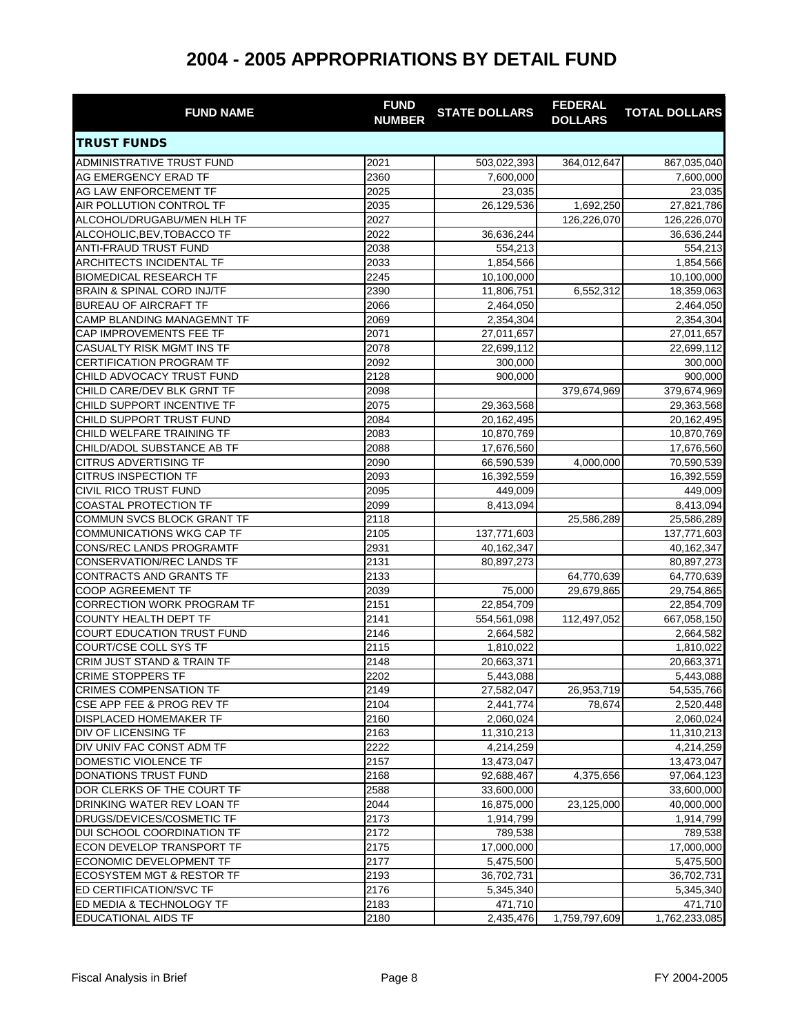# 2004 - 2005 APPROPRIATIONS BY DETAIL FUND

| FUND NAME | FUND NUMBER | STATE DOLLARS | FEDERAL DOLLARS | TOTAL DOLLARS |
|---|---|---|---|---|
| **TRUST FUNDS** | | | | |
| ADMINISTRATIVE TRUST FUND | 2021 | 503,022,393 | 364,012,647 | 867,035,040 |
| AG EMERGENCY ERAD TF | 2360 | 7,600,000 | | 7,600,000 |
| AG LAW ENFORCEMENT TF | 2025 | 23,035 | | 23,035 |
| AIR POLLUTION CONTROL TF | 2035 | 26,129,536 | 1,692,250 | 27,821,786 |
| ALCOHOL/DRUGABU/MEN HLH TF | 2027 | | 126,226,070 | 126,226,070 |
| ALCOHOLIC,BEV,TOBACCO TF | 2022 | 36,636,244 | | 36,636,244 |
| ANTI-FRAUD TRUST FUND | 2038 | 554,213 | | 554,213 |
| ARCHITECTS INCIDENTAL TF | 2033 | 1,854,566 | | 1,854,566 |
| BIOMEDICAL RESEARCH TF | 2245 | 10,100,000 | | 10,100,000 |
| BRAIN & SPINAL CORD INJ/TF | 2390 | 11,806,751 | 6,552,312 | 18,359,063 |
| BUREAU OF AIRCRAFT TF | 2066 | 2,464,050 | | 2,464,050 |
| CAMP BLANDING MANAGEMNT TF | 2069 | 2,354,304 | | 2,354,304 |
| CAP IMPROVEMENTS FEE TF | 2071 | 27,011,657 | | 27,011,657 |
| CASUALTY RISK MGMT INS TF | 2078 | 22,699,112 | | 22,699,112 |
| CERTIFICATION PROGRAM TF | 2092 | 300,000 | | 300,000 |
| CHILD ADVOCACY TRUST FUND | 2128 | 900,000 | | 900,000 |
| CHILD CARE/DEV BLK GRNT TF | 2098 | | 379,674,969 | 379,674,969 |
| CHILD SUPPORT INCENTIVE TF | 2075 | 29,363,568 | | 29,363,568 |
| CHILD SUPPORT TRUST FUND | 2084 | 20,162,495 | | 20,162,495 |
| CHILD WELFARE TRAINING TF | 2083 | 10,870,769 | | 10,870,769 |
| CHILD/ADOL SUBSTANCE AB TF | 2088 | 17,676,560 | | 17,676,560 |
| CITRUS ADVERTISING TF | 2090 | 66,590,539 | 4,000,000 | 70,590,539 |
| CITRUS INSPECTION TF | 2093 | 16,392,559 | | 16,392,559 |
| CIVIL RICO TRUST FUND | 2095 | 449,009 | | 449,009 |
| COASTAL PROTECTION TF | 2099 | 8,413,094 | | 8,413,094 |
| COMMUN SVCS BLOCK GRANT TF | 2118 | | 25,586,289 | 25,586,289 |
| COMMUNICATIONS WKG CAP TF | 2105 | 137,771,603 | | 137,771,603 |
| CONS/REC LANDS PROGRAMTF | 2931 | 40,162,347 | | 40,162,347 |
| CONSERVATION/REC LANDS TF | 2131 | 80,897,273 | | 80,897,273 |
| CONTRACTS AND GRANTS TF | 2133 | | 64,770,639 | 64,770,639 |
| COOP AGREEMENT TF | 2039 | 75,000 | 29,679,865 | 29,754,865 |
| CORRECTION WORK PROGRAM TF | 2151 | 22,854,709 | | 22,854,709 |
| COUNTY HEALTH DEPT TF | 2141 | 554,561,098 | 112,497,052 | 667,058,150 |
| COURT EDUCATION TRUST FUND | 2146 | 2,664,582 | | 2,664,582 |
| COURT/CSE COLL SYS TF | 2115 | 1,810,022 | | 1,810,022 |
| CRIM JUST STAND & TRAIN TF | 2148 | 20,663,371 | | 20,663,371 |
| CRIME STOPPERS TF | 2202 | 5,443,088 | | 5,443,088 |
| CRIMES COMPENSATION TF | 2149 | 27,582,047 | 26,953,719 | 54,535,766 |
| CSE APP FEE & PROG REV TF | 2104 | 2,441,774 | 78,674 | 2,520,448 |
| DISPLACED HOMEMAKER TF | 2160 | 2,060,024 | | 2,060,024 |
| DIV OF LICENSING TF | 2163 | 11,310,213 | | 11,310,213 |
| DIV UNIV FAC CONST ADM TF | 2222 | 4,214,259 | | 4,214,259 |
| DOMESTIC VIOLENCE TF | 2157 | 13,473,047 | | 13,473,047 |
| DONATIONS TRUST FUND | 2168 | 92,688,467 | 4,375,656 | 97,064,123 |
| DOR CLERKS OF THE COURT TF | 2588 | 33,600,000 | | 33,600,000 |
| DRINKING WATER REV LOAN TF | 2044 | 16,875,000 | 23,125,000 | 40,000,000 |
| DRUGS/DEVICES/COSMETIC TF | 2173 | 1,914,799 | | 1,914,799 |
| DUI SCHOOL COORDINATION TF | 2172 | 789,538 | | 789,538 |
| ECON DEVELOP TRANSPORT TF | 2175 | 17,000,000 | | 17,000,000 |
| ECONOMIC DEVELOPMENT TF | 2177 | 5,475,500 | | 5,475,500 |
| ECOSYSTEM MGT & RESTOR TF | 2193 | 36,702,731 | | 36,702,731 |
| ED CERTIFICATION/SVC TF | 2176 | 5,345,340 | | 5,345,340 |
| ED MEDIA & TECHNOLOGY TF | 2183 | 471,710 | | 471,710 |
| EDUCATIONAL AIDS TF | 2180 | 2,435,476 | 1,759,797,609 | 1,762,233,085 |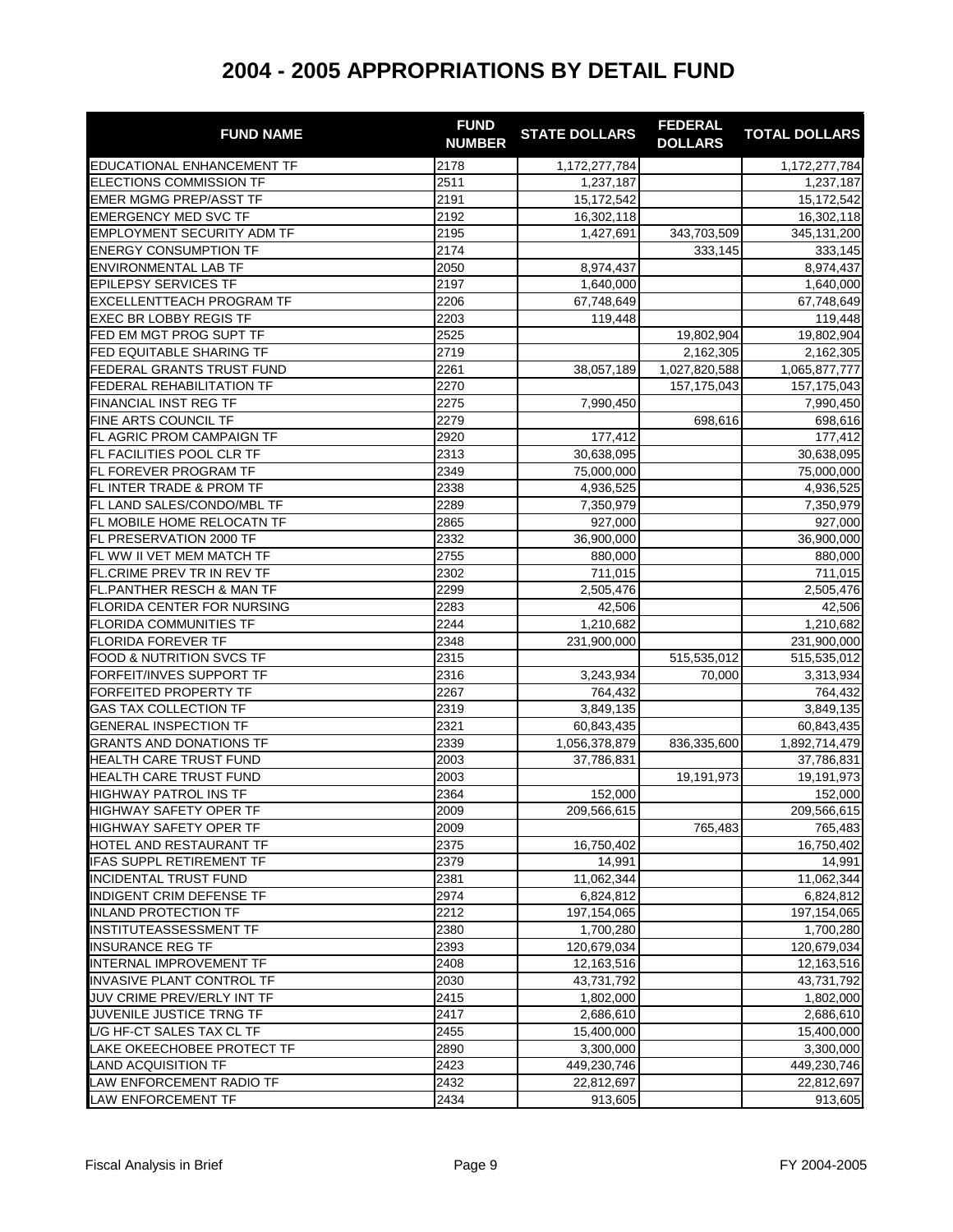# 2004 - 2005 APPROPRIATIONS BY DETAIL FUND

| FUND NAME | FUND NUMBER | STATE DOLLARS | FEDERAL DOLLARS | TOTAL DOLLARS |
|---|---|---|---|---|
| EDUCATIONAL ENHANCEMENT TF | 2178 | 1,172,277,784 | | 1,172,277,784 |
| ELECTIONS COMMISSION TF | 2511 | 1,237,187 | | 1,237,187 |
| EMER MGMG PREP/ASST TF | 2191 | 15,172,542 | | 15,172,542 |
| EMERGENCY MED SVC TF | 2192 | 16,302,118 | | 16,302,118 |
| EMPLOYMENT SECURITY ADM TF | 2195 | 1,427,691 | 343,703,509 | 345,131,200 |
| ENERGY CONSUMPTION TF | 2174 | | 333,145 | 333,145 |
| ENVIRONMENTAL LAB TF | 2050 | 8,974,437 | | 8,974,437 |
| EPILEPSY SERVICES TF | 2197 | 1,640,000 | | 1,640,000 |
| EXCELLENTTEACH PROGRAM TF | 2206 | 67,748,649 | | 67,748,649 |
| EXEC BR LOBBY REGIS TF | 2203 | 119,448 | | 119,448 |
| FED EM MGT PROG SUPT TF | 2525 | | 19,802,904 | 19,802,904 |
| FED EQUITABLE SHARING TF | 2719 | | 2,162,305 | 2,162,305 |
| FEDERAL GRANTS TRUST FUND | 2261 | 38,057,189 | 1,027,820,588 | 1,065,877,777 |
| FEDERAL REHABILITATION TF | 2270 | | 157,175,043 | 157,175,043 |
| FINANCIAL INST REG TF | 2275 | 7,990,450 | | 7,990,450 |
| FINE ARTS COUNCIL TF | 2279 | | 698,616 | 698,616 |
| FL AGRIC PROM CAMPAIGN TF | 2920 | 177,412 | | 177,412 |
| FL FACILITIES POOL CLR TF | 2313 | 30,638,095 | | 30,638,095 |
| FL FOREVER PROGRAM TF | 2349 | 75,000,000 | | 75,000,000 |
| FL INTER TRADE & PROM TF | 2338 | 4,936,525 | | 4,936,525 |
| FL LAND SALES/CONDO/MBL TF | 2289 | 7,350,979 | | 7,350,979 |
| FL MOBILE HOME RELOCATN TF | 2865 | 927,000 | | 927,000 |
| FL PRESERVATION 2000 TF | 2332 | 36,900,000 | | 36,900,000 |
| FL WW II VET MEM MATCH TF | 2755 | 880,000 | | 880,000 |
| FL.CRIME PREV TR IN REV TF | 2302 | 711,015 | | 711,015 |
| FL.PANTHER RESCH & MAN TF | 2299 | 2,505,476 | | 2,505,476 |
| FLORIDA CENTER FOR NURSING | 2283 | 42,506 | | 42,506 |
| FLORIDA COMMUNITIES TF | 2244 | 1,210,682 | | 1,210,682 |
| FLORIDA FOREVER TF | 2348 | 231,900,000 | | 231,900,000 |
| FOOD & NUTRITION SVCS TF | 2315 | | 515,535,012 | 515,535,012 |
| FORFEIT/INVES SUPPORT TF | 2316 | 3,243,934 | 70,000 | 3,313,934 |
| FORFEITED PROPERTY TF | 2267 | 764,432 | | 764,432 |
| GAS TAX COLLECTION TF | 2319 | 3,849,135 | | 3,849,135 |
| GENERAL INSPECTION TF | 2321 | 60,843,435 | | 60,843,435 |
| GRANTS AND DONATIONS TF | 2339 | 1,056,378,879 | 836,335,600 | 1,892,714,479 |
| HEALTH CARE TRUST FUND | 2003 | 37,786,831 | | 37,786,831 |
| HEALTH CARE TRUST FUND | 2003 | | 19,191,973 | 19,191,973 |
| HIGHWAY PATROL INS TF | 2364 | 152,000 | | 152,000 |
| HIGHWAY SAFETY OPER TF | 2009 | 209,566,615 | | 209,566,615 |
| HIGHWAY SAFETY OPER TF | 2009 | | 765,483 | 765,483 |
| HOTEL AND RESTAURANT TF | 2375 | 16,750,402 | | 16,750,402 |
| IFAS SUPPL RETIREMENT TF | 2379 | 14,991 | | 14,991 |
| INCIDENTAL TRUST FUND | 2381 | 11,062,344 | | 11,062,344 |
| INDIGENT CRIM DEFENSE TF | 2974 | 6,824,812 | | 6,824,812 |
| INLAND PROTECTION TF | 2212 | 197,154,065 | | 197,154,065 |
| INSTITUTEASSESSMENT TF | 2380 | 1,700,280 | | 1,700,280 |
| INSURANCE REG TF | 2393 | 120,679,034 | | 120,679,034 |
| INTERNAL IMPROVEMENT TF | 2408 | 12,163,516 | | 12,163,516 |
| INVASIVE PLANT CONTROL TF | 2030 | 43,731,792 | | 43,731,792 |
| JUV CRIME PREV/ERLY INT TF | 2415 | 1,802,000 | | 1,802,000 |
| JUVENILE JUSTICE TRNG TF | 2417 | 2,686,610 | | 2,686,610 |
| L/G HF-CT SALES TAX CL TF | 2455 | 15,400,000 | | 15,400,000 |
| LAKE OKEECHOBEE PROTECT TF | 2890 | 3,300,000 | | 3,300,000 |
| LAND ACQUISITION TF | 2423 | 449,230,746 | | 449,230,746 |
| LAW ENFORCEMENT RADIO TF | 2432 | 22,812,697 | | 22,812,697 |
| LAW ENFORCEMENT TF | 2434 | 913,605 | | 913,605 |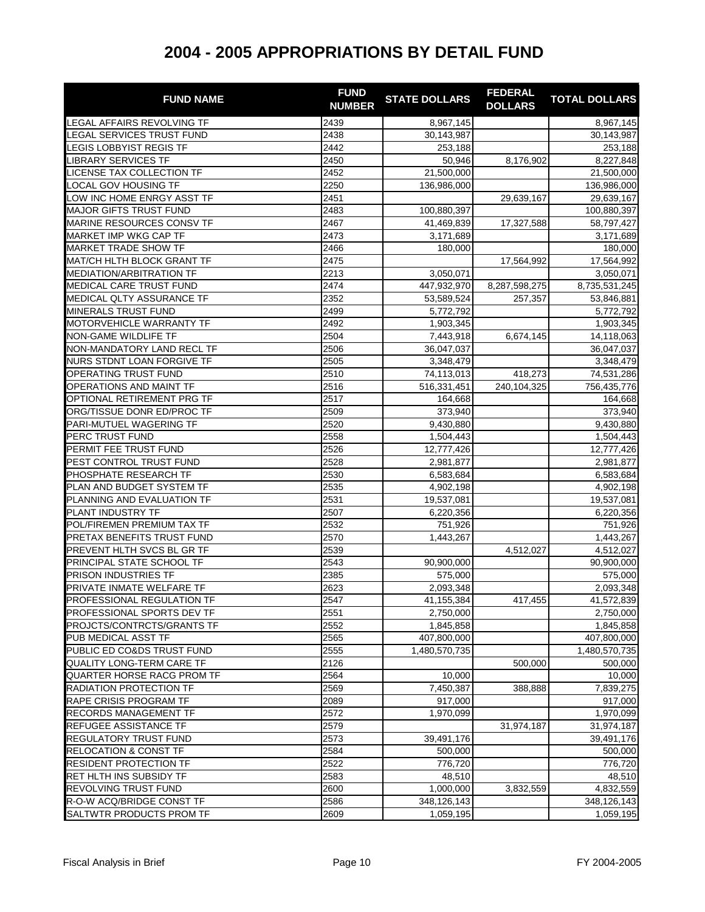# 2004 - 2005 APPROPRIATIONS BY DETAIL FUND

| FUND NAME | FUND NUMBER | STATE DOLLARS | FEDERAL DOLLARS | TOTAL DOLLARS |
|---|---|---|---|---|
| LEGAL AFFAIRS REVOLVING TF | 2439 | 8,967,145 | | 8,967,145 |
| LEGAL SERVICES TRUST FUND | 2438 | 30,143,987 | | 30,143,987 |
| LEGIS LOBBYIST REGIS TF | 2442 | 253,188 | | 253,188 |
| LIBRARY SERVICES TF | 2450 | 50,946 | 8,176,902 | 8,227,848 |
| LICENSE TAX COLLECTION TF | 2452 | 21,500,000 | | 21,500,000 |
| LOCAL GOV HOUSING TF | 2250 | 136,986,000 | | 136,986,000 |
| LOW INC HOME ENRGY ASST TF | 2451 | | 29,639,167 | 29,639,167 |
| MAJOR GIFTS TRUST FUND | 2483 | 100,880,397 | | 100,880,397 |
| MARINE RESOURCES CONSV TF | 2467 | 41,469,839 | 17,327,588 | 58,797,427 |
| MARKET IMP WKG CAP TF | 2473 | 3,171,689 | | 3,171,689 |
| MARKET TRADE SHOW TF | 2466 | 180,000 | | 180,000 |
| MAT/CH HLTH BLOCK GRANT TF | 2475 | | 17,564,992 | 17,564,992 |
| MEDIATION/ARBITRATION TF | 2213 | 3,050,071 | | 3,050,071 |
| MEDICAL CARE TRUST FUND | 2474 | 447,932,970 | 8,287,598,275 | 8,735,531,245 |
| MEDICAL QLTY ASSURANCE TF | 2352 | 53,589,524 | 257,357 | 53,846,881 |
| MINERALS TRUST FUND | 2499 | 5,772,792 | | 5,772,792 |
| MOTORVEHICLE WARRANTY TF | 2492 | 1,903,345 | | 1,903,345 |
| NON-GAME WILDLIFE TF | 2504 | 7,443,918 | 6,674,145 | 14,118,063 |
| NON-MANDATORY LAND RECL TF | 2506 | 36,047,037 | | 36,047,037 |
| NURS STDNT LOAN FORGIVE TF | 2505 | 3,348,479 | | 3,348,479 |
| OPERATING TRUST FUND | 2510 | 74,113,013 | 418,273 | 74,531,286 |
| OPERATIONS AND MAINT TF | 2516 | 516,331,451 | 240,104,325 | 756,435,776 |
| OPTIONAL RETIREMENT PRG TF | 2517 | 164,668 | | 164,668 |
| ORG/TISSUE DONR ED/PROC TF | 2509 | 373,940 | | 373,940 |
| PARI-MUTUEL WAGERING TF | 2520 | 9,430,880 | | 9,430,880 |
| PERC TRUST FUND | 2558 | 1,504,443 | | 1,504,443 |
| PERMIT FEE TRUST FUND | 2526 | 12,777,426 | | 12,777,426 |
| PEST CONTROL TRUST FUND | 2528 | 2,981,877 | | 2,981,877 |
| PHOSPHATE RESEARCH TF | 2530 | 6,583,684 | | 6,583,684 |
| PLAN AND BUDGET SYSTEM TF | 2535 | 4,902,198 | | 4,902,198 |
| PLANNING AND EVALUATION TF | 2531 | 19,537,081 | | 19,537,081 |
| PLANT INDUSTRY TF | 2507 | 6,220,356 | | 6,220,356 |
| POL/FIREMEN PREMIUM TAX TF | 2532 | 751,926 | | 751,926 |
| PRETAX BENEFITS TRUST FUND | 2570 | 1,443,267 | | 1,443,267 |
| PREVENT HLTH SVCS BL GR TF | 2539 | | 4,512,027 | 4,512,027 |
| PRINCIPAL STATE SCHOOL TF | 2543 | 90,900,000 | | 90,900,000 |
| PRISON INDUSTRIES TF | 2385 | 575,000 | | 575,000 |
| PRIVATE INMATE WELFARE TF | 2623 | 2,093,348 | | 2,093,348 |
| PROFESSIONAL REGULATION TF | 2547 | 41,155,384 | 417,455 | 41,572,839 |
| PROFESSIONAL SPORTS DEV TF | 2551 | 2,750,000 | | 2,750,000 |
| PROJCTS/CONTRCTS/GRANTS TF | 2552 | 1,845,858 | | 1,845,858 |
| PUB MEDICAL ASST TF | 2565 | 407,800,000 | | 407,800,000 |
| PUBLIC ED CO&DS TRUST FUND | 2555 | 1,480,570,735 | | 1,480,570,735 |
| QUALITY LONG-TERM CARE TF | 2126 | | 500,000 | 500,000 |
| QUARTER HORSE RACG PROM TF | 2564 | 10,000 | | 10,000 |
| RADIATION PROTECTION TF | 2569 | 7,450,387 | 388,888 | 7,839,275 |
| RAPE CRISIS PROGRAM TF | 2089 | 917,000 | | 917,000 |
| RECORDS MANAGEMENT TF | 2572 | 1,970,099 | | 1,970,099 |
| REFUGEE ASSISTANCE TF | 2579 | | 31,974,187 | 31,974,187 |
| REGULATORY TRUST FUND | 2573 | 39,491,176 | | 39,491,176 |
| RELOCATION & CONST TF | 2584 | 500,000 | | 500,000 |
| RESIDENT PROTECTION TF | 2522 | 776,720 | | 776,720 |
| RET HLTH INS SUBSIDY TF | 2583 | 48,510 | | 48,510 |
| REVOLVING TRUST FUND | 2600 | 1,000,000 | 3,832,559 | 4,832,559 |
| R-O-W ACQ/BRIDGE CONST TF | 2586 | 348,126,143 | | 348,126,143 |
| SALTWTR PRODUCTS PROM TF | 2609 | 1,059,195 | | 1,059,195 |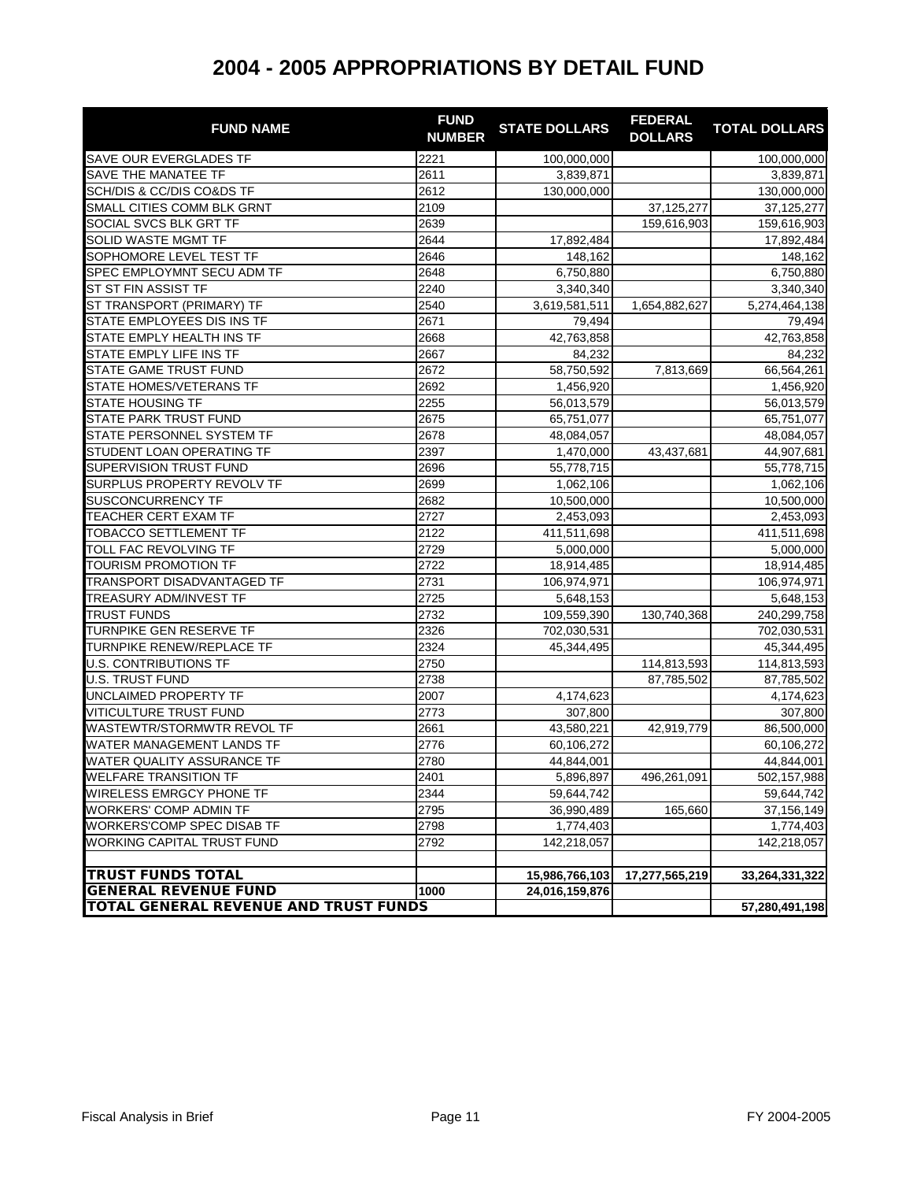# 2004 - 2005 APPROPRIATIONS BY DETAIL FUND

| FUND NAME | FUND NUMBER | STATE DOLLARS | FEDERAL DOLLARS | TOTAL DOLLARS |
|---|---|---|---|---|
| SAVE OUR EVERGLADES TF | 2221 | 100,000,000 | | 100,000,000 |
| SAVE THE MANATEE TF | 2611 | 3,839,871 | | 3,839,871 |
| SCH/DIS & CC/DIS CO&DS TF | 2612 | 130,000,000 | | 130,000,000 |
| SMALL CITIES COMM BLK GRNT | 2109 | | 37,125,277 | 37,125,277 |
| SOCIAL SVCS BLK GRT TF | 2639 | | 159,616,903 | 159,616,903 |
| SOLID WASTE MGMT TF | 2644 | 17,892,484 | | 17,892,484 |
| SOPHOMORE LEVEL TEST TF | 2646 | 148,162 | | 148,162 |
| SPEC EMPLOYMNT SECU ADM TF | 2648 | 6,750,880 | | 6,750,880 |
| ST ST FIN ASSIST TF | 2240 | 3,340,340 | | 3,340,340 |
| ST TRANSPORT (PRIMARY) TF | 2540 | 3,619,581,511 | 1,654,882,627 | 5,274,464,138 |
| STATE EMPLOYEES DIS INS TF | 2671 | 79,494 | | 79,494 |
| STATE EMPLY HEALTH INS TF | 2668 | 42,763,858 | | 42,763,858 |
| STATE EMPLY LIFE INS TF | 2667 | 84,232 | | 84,232 |
| STATE GAME TRUST FUND | 2672 | 58,750,592 | 7,813,669 | 66,564,261 |
| STATE HOMES/VETERANS TF | 2692 | 1,456,920 | | 1,456,920 |
| STATE HOUSING TF | 2255 | 56,013,579 | | 56,013,579 |
| STATE PARK TRUST FUND | 2675 | 65,751,077 | | 65,751,077 |
| STATE PERSONNEL SYSTEM TF | 2678 | 48,084,057 | | 48,084,057 |
| STUDENT LOAN OPERATING TF | 2397 | 1,470,000 | 43,437,681 | 44,907,681 |
| SUPERVISION TRUST FUND | 2696 | 55,778,715 | | 55,778,715 |
| SURPLUS PROPERTY REVOLV TF | 2699 | 1,062,106 | | 1,062,106 |
| SUSCONCURRENCY TF | 2682 | 10,500,000 | | 10,500,000 |
| TEACHER CERT EXAM TF | 2727 | 2,453,093 | | 2,453,093 |
| TOBACCO SETTLEMENT TF | 2122 | 411,511,698 | | 411,511,698 |
| TOLL FAC REVOLVING TF | 2729 | 5,000,000 | | 5,000,000 |
| TOURISM PROMOTION TF | 2722 | 18,914,485 | | 18,914,485 |
| TRANSPORT DISADVANTAGED TF | 2731 | 106,974,971 | | 106,974,971 |
| TREASURY ADM/INVEST TF | 2725 | 5,648,153 | | 5,648,153 |
| TRUST FUNDS | 2732 | 109,559,390 | 130,740,368 | 240,299,758 |
| TURNPIKE GEN RESERVE TF | 2326 | 702,030,531 | | 702,030,531 |
| TURNPIKE RENEW/REPLACE TF | 2324 | 45,344,495 | | 45,344,495 |
| U.S. CONTRIBUTIONS TF | 2750 | | 114,813,593 | 114,813,593 |
| U.S. TRUST FUND | 2738 | | 87,785,502 | 87,785,502 |
| UNCLAIMED PROPERTY TF | 2007 | 4,174,623 | | 4,174,623 |
| VITICULTURE TRUST FUND | 2773 | 307,800 | | 307,800 |
| WASTEWTR/STORMWTR REVOL TF | 2661 | 43,580,221 | 42,919,779 | 86,500,000 |
| WATER MANAGEMENT LANDS TF | 2776 | 60,106,272 | | 60,106,272 |
| WATER QUALITY ASSURANCE TF | 2780 | 44,844,001 | | 44,844,001 |
| WELFARE TRANSITION TF | 2401 | 5,896,897 | 496,261,091 | 502,157,988 |
| WIRELESS EMRGCY PHONE TF | 2344 | 59,644,742 | | 59,644,742 |
| WORKERS' COMP ADMIN TF | 2795 | 36,990,489 | 165,660 | 37,156,149 |
| WORKERS'COMP SPEC DISAB TF | 2798 | 1,774,403 | | 1,774,403 |
| WORKING CAPITAL TRUST FUND | 2792 | 142,218,057 | | 142,218,057 |
| | | | | |
| **TRUST FUNDS TOTAL** | | **15,986,766,103** | **17,277,565,219** | **33,264,331,322** |
| **GENERAL REVENUE FUND** | **1000** | **24,016,159,876** | | |
| **TOTAL GENERAL REVENUE AND TRUST FUNDS** | | | | **57,280,491,198** |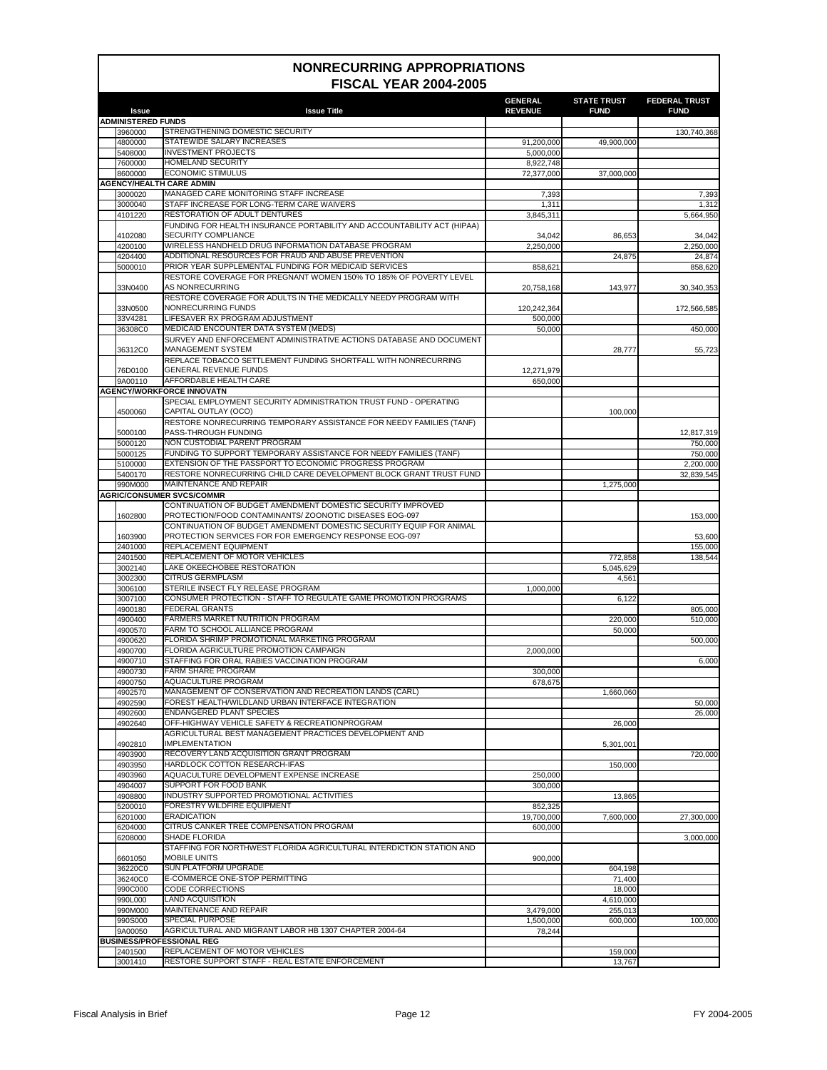# NONRECURRING APPROPRIATIONS
## FISCAL YEAR 2004-2005

| Issue | Issue Title | GENERAL REVENUE | STATE TRUST FUND | FEDERAL TRUST FUND |
|---|---|---|---|---|
| **ADMINISTERED FUNDS** | | | | |
| 3960000 | STRENGTHENING DOMESTIC SECURITY | | | 130,740,368 |
| 4800000 | STATEWIDE SALARY INCREASES | 91,200,000 | 49,900,000 | |
| 5408000 | INVESTMENT PROJECTS | 5,000,000 | | |
| 7600000 | HOMELAND SECURITY | 8,922,748 | | |
| 8600000 | ECONOMIC STIMULUS | 72,377,000 | 37,000,000 | |
| **AGENCY/HEALTH CARE ADMIN** | | | | |
| 3000020 | MANAGED CARE MONITORING STAFF INCREASE | 7,393 | | 7,393 |
| 3000040 | STAFF INCREASE FOR LONG-TERM CARE WAIVERS | 1,311 | | 1,312 |
| 4101220 | RESTORATION OF ADULT DENTURES | 3,845,311 | | 5,664,950 |
| 4102080 | FUNDING FOR HEALTH INSURANCE PORTABILITY AND ACCOUNTABILITY ACT (HIPAA) SECURITY COMPLIANCE | 34,042 | 86,653 | 34,042 |
| 4200100 | WIRELESS HANDHELD DRUG INFORMATION DATABASE PROGRAM | 2,250,000 | | 2,250,000 |
| 4204400 | ADDITIONAL RESOURCES FOR FRAUD AND ABUSE PREVENTION | | 24,875 | 24,874 |
| 5000010 | PRIOR YEAR SUPPLEMENTAL FUNDING FOR MEDICAID SERVICES | 858,621 | | 858,620 |
| 33N0400 | RESTORE COVERAGE FOR PREGNANT WOMEN 150% TO 185% OF POVERTY LEVEL AS NONRECURRING | 20,758,168 | 143,977 | 30,340,353 |
| 33N0500 | RESTORE COVERAGE FOR ADULTS IN THE MEDICALLY NEEDY PROGRAM WITH NONRECURRING FUNDS | 120,242,364 | | 172,566,585 |
| 33V4281 | LIFESAVER RX PROGRAM ADJUSTMENT | 500,000 | | |
| 36308C0 | MEDICAID ENCOUNTER DATA SYSTEM (MEDS) | 50,000 | | 450,000 |
| 36312C0 | SURVEY AND ENFORCEMENT ADMINISTRATIVE ACTIONS DATABASE AND DOCUMENT MANAGEMENT SYSTEM | | 28,777 | 55,723 |
| 76D0100 | REPLACE TOBACCO SETTLEMENT FUNDING SHORTFALL WITH NONRECURRING GENERAL REVENUE FUNDS | 12,271,979 | | |
| 9A00110 | AFFORDABLE HEALTH CARE | 650,000 | | |
| **AGENCY/WORKFORCE INNOVATN** | | | | |
| 4500060 | SPECIAL EMPLOYMENT SECURITY ADMINISTRATION TRUST FUND - OPERATING CAPITAL OUTLAY (OCO) | | 100,000 | |
| 5000100 | RESTORE NONRECURRING TEMPORARY ASSISTANCE FOR NEEDY FAMILIES (TANF) PASS-THROUGH FUNDING | | | 12,817,319 |
| 5000120 | NON CUSTODIAL PARENT PROGRAM | | | 750,000 |
| 5000125 | FUNDING TO SUPPORT TEMPORARY ASSISTANCE FOR NEEDY FAMILIES (TANF) | | | 750,000 |
| 5100000 | EXTENSION OF THE PASSPORT TO ECONOMIC PROGRESS PROGRAM | | | 2,200,000 |
| 5400170 | RESTORE NONRECURRING CHILD CARE DEVELOPMENT BLOCK GRANT TRUST FUND | | | 32,839,545 |
| 990M000 | MAINTENANCE AND REPAIR | | 1,275,000 | |
| **AGRIC/CONSUMER SVCS/COMMR** | | | | |
| 1602800 | CONTINUATION OF BUDGET AMENDMENT DOMESTIC SECURITY IMPROVED PROTECTION/FOOD CONTAMINANTS/ ZOONOTIC DISEASES EOG-097 | | | 153,000 |
| 1603900 | CONTINUATION OF BUDGET AMENDMENT DOMESTIC SECURITY EQUIP FOR ANIMAL PROTECTION SERVICES FOR FOR EMERGENCY RESPONSE EOG-097 | | | 53,600 |
| 2401000 | REPLACEMENT EQUIPMENT | | | 155,000 |
| 2401500 | REPLACEMENT OF MOTOR VEHICLES | | 772,858 | 138,544 |
| 3002140 | LAKE OKEECHOBEE RESTORATION | | 5,045,629 | |
| 3002300 | CITRUS GERMPLASM | | 4,561 | |
| 3006100 | STERILE INSECT FLY RELEASE PROGRAM | 1,000,000 | | |
| 3007100 | CONSUMER PROTECTION - STAFF TO REGULATE GAME PROMOTION PROGRAMS | | 6,122 | |
| 4900180 | FEDERAL GRANTS | | | 805,000 |
| 4900400 | FARMERS MARKET NUTRITION PROGRAM | | 220,000 | 510,000 |
| 4900570 | FARM TO SCHOOL ALLIANCE PROGRAM | | 50,000 | |
| 4900620 | FLORIDA SHRIMP PROMOTIONAL MARKETING PROGRAM | | | 500,000 |
| 4900700 | FLORIDA AGRICULTURE PROMOTION CAMPAIGN | 2,000,000 | | |
| 4900710 | STAFFING FOR ORAL RABIES VACCINATION PROGRAM | | | 6,000 |
| 4900730 | FARM SHARE PROGRAM | 300,000 | | |
| 4900750 | AQUACULTURE PROGRAM | 678,675 | | |
| 4902570 | MANAGEMENT OF CONSERVATION AND RECREATION LANDS (CARL) | | 1,660,060 | |
| 4902590 | FOREST HEALTH/WILDLAND URBAN INTERFACE INTEGRATION | | | 50,000 |
| 4902600 | ENDANGERED PLANT SPECIES | | | 26,000 |
| 4902640 | OFF-HIGHWAY VEHICLE SAFETY & RECREATIONPROGRAM | | 26,000 | |
| 4902810 | AGRICULTURAL BEST MANAGEMENT PRACTICES DEVELOPMENT AND IMPLEMENTATION | | 5,301,001 | |
| 4903900 | RECOVERY LAND ACQUISITION GRANT PROGRAM | | | 720,000 |
| 4903950 | HARDLOCK COTTON RESEARCH-IFAS | | 150,000 | |
| 4903960 | AQUACULTURE DEVELOPMENT EXPENSE INCREASE | 250,000 | | |
| 4904007 | SUPPORT FOR FOOD BANK | 300,000 | | |
| 4908800 | INDUSTRY SUPPORTED PROMOTIONAL ACTIVITIES | | 13,865 | |
| 5200010 | FORESTRY WILDFIRE EQUIPMENT | 852,325 | | |
| 6201000 | ERADICATION | 19,700,000 | 7,600,000 | 27,300,000 |
| 6204000 | CITRUS CANKER TREE COMPENSATION PROGRAM | 600,000 | | |
| 6208000 | SHADE FLORIDA | | | 3,000,000 |
| 6601050 | STAFFING FOR NORTHWEST FLORIDA AGRICULTURAL INTERDICTION STATION AND MOBILE UNITS | 900,000 | | |
| 36220C0 | SUN PLATFORM UPGRADE | | 604,198 | |
| 36240C0 | E-COMMERCE ONE-STOP PERMITTING | | 71,400 | |
| 990C000 | CODE CORRECTIONS | | 18,000 | |
| 990L000 | LAND ACQUISITION | | 4,610,000 | |
| 990M000 | MAINTENANCE AND REPAIR | 3,479,000 | 255,013 | |
| 990S000 | SPECIAL PURPOSE | 1,500,000 | 600,000 | 100,000 |
| 9A00050 | AGRICULTURAL AND MIGRANT LABOR HB 1307 CHAPTER 2004-64 | 78,244 | | |
| **BUSINESS/PROFESSIONAL REG** | | | | |
| 2401500 | REPLACEMENT OF MOTOR VEHICLES | | 159,000 | |
| 3001410 | RESTORE SUPPORT STAFF - REAL ESTATE ENFORCEMENT | | 13,767 | |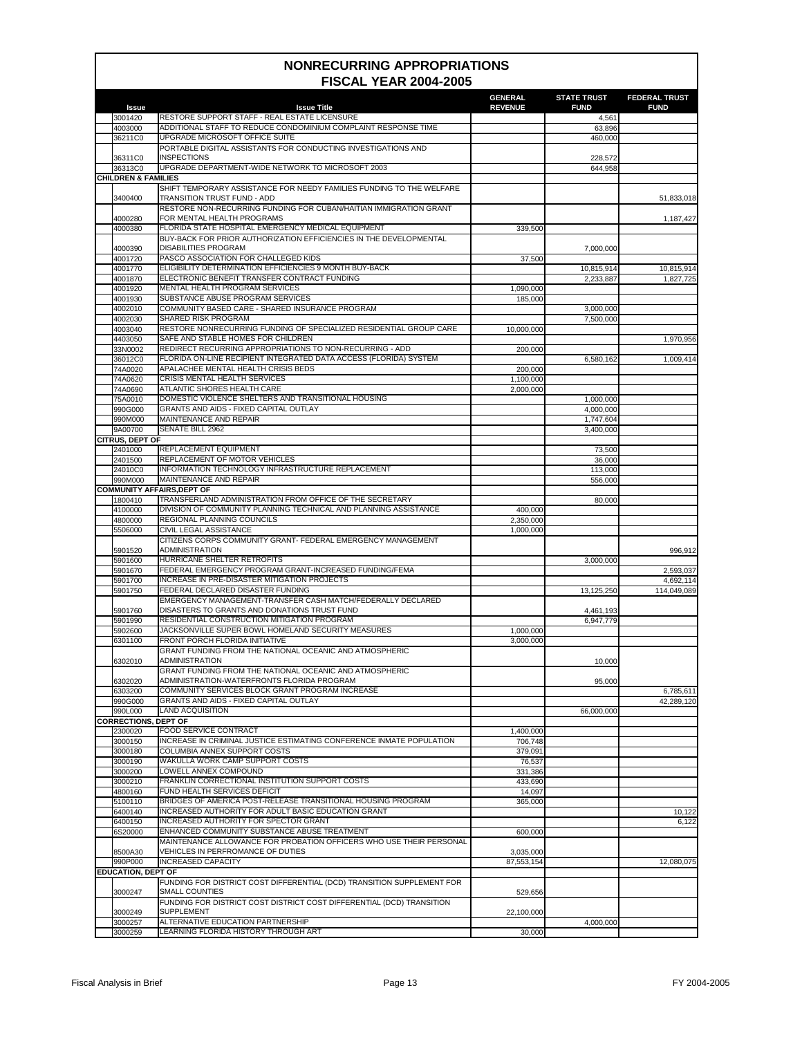# NONRECURRING APPROPRIATIONS
## FISCAL YEAR 2004-2005

| Issue | Issue Title | GENERAL REVENUE | STATE TRUST FUND | FEDERAL TRUST FUND |
|---|---|---|---|---|
| 3001420 | RESTORE SUPPORT STAFF - REAL ESTATE LICENSURE | | 4,561 | |
| 4003000 | ADDITIONAL STAFF TO REDUCE CONDOMINIUM COMPLAINT RESPONSE TIME | | 63,896 | |
| 36211C0 | UPGRADE MICROSOFT OFFICE SUITE | | 460,000 | |
| 36311C0 | PORTABLE DIGITAL ASSISTANTS FOR CONDUCTING INVESTIGATIONS AND INSPECTIONS | | 228,572 | |
| 36313C0 | UPGRADE DEPARTMENT-WIDE NETWORK TO MICROSOFT 2003 | | 644,958 | |
| **CHILDREN & FAMILIES** | | | | |
| 3400400 | SHIFT TEMPORARY ASSISTANCE FOR NEEDY FAMILIES FUNDING TO THE WELFARE TRANSITION TRUST FUND - ADD | | | 51,833,018 |
| 4000280 | RESTORE NON-RECURRING FUNDING FOR CUBAN/HAITIAN IMMIGRATION GRANT FOR MENTAL HEALTH PROGRAMS | | | 1,187,427 |
| 4000380 | FLORIDA STATE HOSPITAL EMERGENCY MEDICAL EQUIPMENT | 339,500 | | |
| 4000390 | BUY-BACK FOR PRIOR AUTHORIZATION EFFICIENCIES IN THE DEVELOPMENTAL DISABILITIES PROGRAM | | 7,000,000 | |
| 4001720 | PASCO ASSOCIATION FOR CHALLEGED KIDS | 37,500 | | |
| 4001770 | ELIGIBILITY DETERMINATION EFFICIENCIES 9 MONTH BUY-BACK | | 10,815,914 | 10,815,914 |
| 4001870 | ELECTRONIC BENEFIT TRANSFER CONTRACT FUNDING | | 2,233,887 | 1,827,725 |
| 4001920 | MENTAL HEALTH PROGRAM SERVICES | 1,090,000 | | |
| 4001930 | SUBSTANCE ABUSE PROGRAM SERVICES | 185,000 | | |
| 4002010 | COMMUNITY BASED CARE - SHARED INSURANCE PROGRAM | | 3,000,000 | |
| 4002030 | SHARED RISK PROGRAM | | 7,500,000 | |
| 4003040 | RESTORE NONRECURRING FUNDING OF SPECIALIZED RESIDENTIAL GROUP CARE | 10,000,000 | | |
| 4403050 | SAFE AND STABLE HOMES FOR CHILDREN | | | 1,970,956 |
| 33N0002 | REDIRECT RECURRING APPROPRIATIONS TO NON-RECURRING - ADD | 200,000 | | |
| 36012C0 | FLORIDA ON-LINE RECIPIENT INTEGRATED DATA ACCESS (FLORIDA) SYSTEM | | 6,580,162 | 1,009,414 |
| 74A0020 | APALACHEE MENTAL HEALTH CRISIS BEDS | 200,000 | | |
| 74A0620 | CRISIS MENTAL HEALTH SERVICES | 1,100,000 | | |
| 74A0690 | ATLANTIC SHORES HEALTH CARE | 2,000,000 | | |
| 75A0010 | DOMESTIC VIOLENCE SHELTERS AND TRANSITIONAL HOUSING | | 1,000,000 | |
| 990G000 | GRANTS AND AIDS - FIXED CAPITAL OUTLAY | | 4,000,000 | |
| 990M000 | MAINTENANCE AND REPAIR | | 1,747,604 | |
| 9A00700 | SENATE BILL 2962 | | 3,400,000 | |
| **CITRUS, DEPT OF** | | | | |
| 2401000 | REPLACEMENT EQUIPMENT | | 73,500 | |
| 2401500 | REPLACEMENT OF MOTOR VEHICLES | | 36,000 | |
| 24010C0 | INFORMATION TECHNOLOGY INFRASTRUCTURE REPLACEMENT | | 113,000 | |
| 990M000 | MAINTENANCE AND REPAIR | | 556,000 | |
| **COMMUNITY AFFAIRS,DEPT OF** | | | | |
| 1800410 | TRANSFERLAND ADMINISTRATION FROM OFFICE OF THE SECRETARY | | 80,000 | |
| 4100000 | DIVISION OF COMMUNITY PLANNING TECHNICAL AND PLANNING ASSISTANCE | 400,000 | | |
| 4800000 | REGIONAL PLANNING COUNCILS | 2,350,000 | | |
| 5506000 | CIVIL LEGAL ASSISTANCE | 1,000,000 | | |
| 5901520 | CITIZENS CORPS COMMUNITY GRANT- FEDERAL EMERGENCY MANAGEMENT ADMINISTRATION | | | 996,912 |
| 5901600 | HURRICANE SHELTER RETROFITS | | 3,000,000 | |
| 5901670 | FEDERAL EMERGENCY PROGRAM GRANT-INCREASED FUNDING/FEMA | | | 2,593,037 |
| 5901700 | INCREASE IN PRE-DISASTER MITIGATION PROJECTS | | | 4,692,114 |
| 5901750 | FEDERAL DECLARED DISASTER FUNDING | | 13,125,250 | 114,049,089 |
| 5901760 | EMERGENCY MANAGEMENT-TRANSFER CASH MATCH/FEDERALLY DECLARED DISASTERS TO GRANTS AND DONATIONS TRUST FUND | | 4,461,193 | |
| 5901990 | RESIDENTIAL CONSTRUCTION MITIGATION PROGRAM | | 6,947,779 | |
| 5902600 | JACKSONVILLE SUPER BOWL HOMELAND SECURITY MEASURES | 1,000,000 | | |
| 6301100 | FRONT PORCH FLORIDA INITIATIVE | 3,000,000 | | |
| 6302010 | GRANT FUNDING FROM THE NATIONAL OCEANIC AND ATMOSPHERIC ADMINISTRATION | | 10,000 | |
| 6302020 | GRANT FUNDING FROM THE NATIONAL OCEANIC AND ATMOSPHERIC ADMINISTRATION-WATERFRONTS FLORIDA PROGRAM | | 95,000 | |
| 6303200 | COMMUNITY SERVICES BLOCK GRANT PROGRAM INCREASE | | | 6,785,611 |
| 990G000 | GRANTS AND AIDS - FIXED CAPITAL OUTLAY | | | 42,289,120 |
| 990L000 | LAND ACQUISITION | | 66,000,000 | |
| **CORRECTIONS, DEPT OF** | | | | |
| 2300020 | FOOD SERVICE CONTRACT | 1,400,000 | | |
| 3000150 | INCREASE IN CRIMINAL JUSTICE ESTIMATING CONFERENCE INMATE POPULATION | 706,748 | | |
| 3000180 | COLUMBIA ANNEX SUPPORT COSTS | 379,091 | | |
| 3000190 | WAKULLA WORK CAMP SUPPORT COSTS | 76,537 | | |
| 3000200 | LOWELL ANNEX COMPOUND | 331,386 | | |
| 3000210 | FRANKLIN CORRECTIONAL INSTITUTION SUPPORT COSTS | 433,690 | | |
| 4800160 | FUND HEALTH SERVICES DEFICIT | 14,097 | | |
| 5100110 | BRIDGES OF AMERICA POST-RELEASE TRANSITIONAL HOUSING PROGRAM | 365,000 | | |
| 6400140 | INCREASED AUTHORITY FOR ADULT BASIC EDUCATION GRANT | | | 10,122 |
| 6400150 | INCREASED AUTHORITY FOR SPECTOR GRANT | | | 6,122 |
| 6S20000 | ENHANCED COMMUNITY SUBSTANCE ABUSE TREATMENT | 600,000 | | |
| 8500A30 | MAINTENANCE ALLOWANCE FOR PROBATION OFFICERS WHO USE THEIR PERSONAL VEHICLES IN PERFROMANCE OF DUTIES | 3,035,000 | | |
| 990P000 | INCREASED CAPACITY | 87,553,154 | | 12,080,075 |
| **EDUCATION, DEPT OF** | | | | |
| 3000247 | FUNDING FOR DISTRICT COST DIFFERENTIAL (DCD) TRANSITION SUPPLEMENT FOR SMALL COUNTIES | 529,656 | | |
| 3000249 | FUNDING FOR DISTRICT COST DISTRICT COST DIFFERENTIAL (DCD) TRANSITION SUPPLEMENT | 22,100,000 | | |
| 3000257 | ALTERNATIVE EDUCATION PARTNERSHIP | | 4,000,000 | |
| 3000259 | LEARNING FLORIDA HISTORY THROUGH ART | 30,000 | | |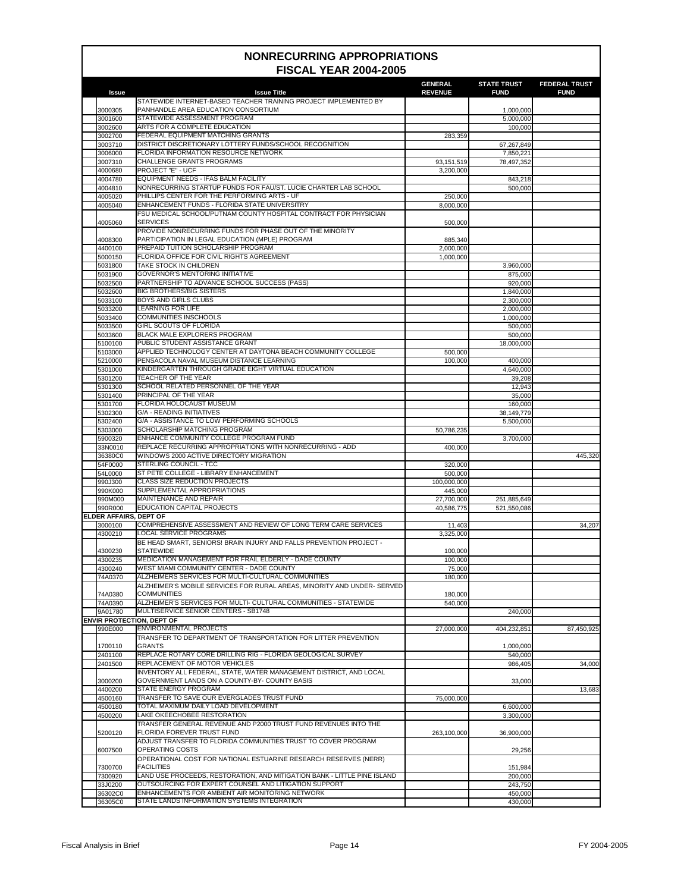# NONRECURRING APPROPRIATIONS
## FISCAL YEAR 2004-2005

| Issue | Issue Title | GENERAL REVENUE | STATE TRUST FUND | FEDERAL TRUST FUND |
|---|---|---|---|---|
| 3000305 | STATEWIDE INTERNET-BASED TEACHER TRAINING PROJECT IMPLEMENTED BY PANHANDLE AREA EDUCATION CONSORTIUM | | 1,000,000 | |
| 3001600 | STATEWIDE ASSESSMENT PROGRAM | | 5,000,000 | |
| 3002600 | ARTS FOR A COMPLETE EDUCATION | | 100,000 | |
| 3002700 | FEDERAL EQUIPMENT MATCHING GRANTS | 283,359 | | |
| 3003710 | DISTRICT DISCRETIONARY LOTTERY FUNDS/SCHOOL RECOGNITION | | 67,267,849 | |
| 3006000 | FLORIDA INFORMATION RESOURCE NETWORK | | 7,850,221 | |
| 3007310 | CHALLENGE GRANTS PROGRAMS | 93,151,519 | 78,497,352 | |
| 4000680 | PROJECT "E" - UCF | 3,200,000 | | |
| 4004780 | EQUIPMENT NEEDS - IFAS BALM FACILITY | | 843,218 | |
| 4004810 | NONRECURRING STARTUP FUNDS FOR FAU/ST. LUCIE CHARTER LAB SCHOOL | | 500,000 | |
| 4005020 | PHILLIPS CENTER FOR THE PERFORMING ARTS - UF | 250,000 | | |
| 4005040 | ENHANCEMENT FUNDS - FLORIDA STATE UNIVERSITRY | 8,000,000 | | |
| 4005060 | FSU MEDICAL SCHOOL/PUTNAM COUNTY HOSPITAL CONTRACT FOR PHYSICIAN SERVICES | 500,000 | | |
| 4008300 | PROVIDE NONRECURRING FUNDS FOR PHASE OUT OF THE MINORITY PARTICIPATION IN LEGAL EDUCATION (MPLE) PROGRAM | 885,340 | | |
| 4400100 | PREPAID TUITION SCHOLARSHIP PROGRAM | 2,000,000 | | |
| 5000150 | FLORIDA OFFICE FOR CIVIL RIGHTS AGREEMENT | 1,000,000 | | |
| 5031800 | TAKE STOCK IN CHILDREN | | 3,960,000 | |
| 5031900 | GOVERNOR'S MENTORING INITIATIVE | | 875,000 | |
| 5032500 | PARTNERSHIP TO ADVANCE SCHOOL SUCCESS (PASS) | | 920,000 | |
| 5032600 | BIG BROTHERS/BIG SISTERS | | 1,840,000 | |
| 5033100 | BOYS AND GIRLS CLUBS | | 2,300,000 | |
| 5033200 | LEARNING FOR LIFE | | 2,000,000 | |
| 5033400 | COMMUNITIES INSCHOOLS | | 1,000,000 | |
| 5033500 | GIRL SCOUTS OF FLORIDA | | 500,000 | |
| 5033600 | BLACK MALE EXPLORERS PROGRAM | | 500,000 | |
| 5100100 | PUBLIC STUDENT ASSISTANCE GRANT | | 18,000,000 | |
| 5103000 | APPLIED TECHNOLOGY CENTER AT DAYTONA BEACH COMMUNITY COLLEGE | 500,000 | | |
| 5210000 | PENSACOLA NAVAL MUSEUM DISTANCE LEARNING | 100,000 | 400,000 | |
| 5301000 | KINDERGARTEN THROUGH GRADE EIGHT VIRTUAL EDUCATION | | 4,640,000 | |
| 5301200 | TEACHER OF THE YEAR | | 39,208 | |
| 5301300 | SCHOOL RELATED PERSONNEL OF THE YEAR | | 12,943 | |
| 5301400 | PRINCIPAL OF THE YEAR | | 35,000 | |
| 5301700 | FLORIDA HOLOCAUST MUSEUM | | 160,000 | |
| 5302300 | G/A - READING INITIATIVES | | 38,149,779 | |
| 5302400 | G/A - ASSISTANCE TO LOW PERFORMING SCHOOLS | | 5,500,000 | |
| 5303000 | SCHOLARSHIP MATCHING PROGRAM | 50,786,235 | | |
| 5900320 | ENHANCE COMMUNITY COLLEGE PROGRAM FUND | | 3,700,000 | |
| 33N0010 | REPLACE RECURRING APPROPRIATIONS WITH NONRECURRING - ADD | 400,000 | | |
| 36380C0 | WINDOWS 2000 ACTIVE DIRECTORY MIGRATION | | | 445,320 |
| 54F0000 | STERLING COUNCIL - TCC | 320,000 | | |
| 54L0000 | ST PETE COLLEGE - LIBRARY ENHANCEMENT | 500,000 | | |
| 990J300 | CLASS SIZE REDUCTION PROJECTS | 100,000,000 | | |
| 990K000 | SUPPLEMENTAL APPROPRIATIONS | 445,000 | | |
| 990M000 | MAINTENANCE AND REPAIR | 27,700,000 | 251,885,649 | |
| 990R000 | EDUCATION CAPITAL PROJECTS | 40,586,775 | 521,550,086 | |
| **ELDER AFFAIRS, DEPT OF** | | | | |
| 3000100 | COMPREHENSIVE ASSESSMENT AND REVIEW OF LONG TERM CARE SERVICES | 11,403 | | 34,207 |
| 4300210 | LOCAL SERVICE PROGRAMS | 3,325,000 | | |
| 4300230 | BE HEAD SMART, SENIORS! BRAIN INJURY AND FALLS PREVENTION PROJECT - STATEWIDE | 100,000 | | |
| 4300235 | MEDICATION MANAGEMENT FOR FRAIL ELDERLY - DADE COUNTY | 100,000 | | |
| 4300240 | WEST MIAMI COMMUNITY CENTER - DADE COUNTY | 75,000 | | |
| 74A0370 | ALZHEIMERS SERVICES FOR MULTI-CULTURAL COMMUNITIES | 180,000 | | |
| 74A0380 | ALZHEIMER'S MOBILE SERVICES FOR RURAL AREAS, MINORITY AND UNDER- SERVED COMMUNITIES | 180,000 | | |
| 74A0390 | ALZHEIMER'S SERVICES FOR MULTI- CULTURAL COMMUNITIES - STATEWIDE | 540,000 | | |
| 9A01780 | MULTISERVICE SENIOR CENTERS - SB1748 | | 240,000 | |
| **ENVIR PROTECTION, DEPT OF** | | | | |
| 990E000 | ENVIRONMENTAL PROJECTS | 27,000,000 | 404,232,851 | 87,450,925 |
| 1700110 | TRANSFER TO DEPARTMENT OF TRANSPORTATION FOR LITTER PREVENTION GRANTS | | 1,000,000 | |
| 2401100 | REPLACE ROTARY CORE DRILLING RIG - FLORIDA GEOLOGICAL SURVEY | | 540,000 | |
| 2401500 | REPLACEMENT OF MOTOR VEHICLES | | 986,405 | 34,000 |
| 3000200 | INVENTORY ALL FEDERAL, STATE, WATER MANAGEMENT DISTRICT, AND LOCAL GOVERNMENT LANDS ON A COUNTY-BY- COUNTY BASIS | | 33,000 | |
| 4400200 | STATE ENERGY PROGRAM | | | 13,683 |
| 4500160 | TRANSFER TO SAVE OUR EVERGLADES TRUST FUND | 75,000,000 | | |
| 4500180 | TOTAL MAXIMUM DAILY LOAD DEVELOPMENT | | 6,600,000 | |
| 4500200 | LAKE OKEECHOBEE RESTORATION | | 3,300,000 | |
| 5200120 | TRANSFER GENERAL REVENUE AND P2000 TRUST FUND REVENUES INTO THE FLORIDA FOREVER TRUST FUND | 263,100,000 | 36,900,000 | |
| 6007500 | ADJUST TRANSFER TO FLORIDA COMMUNITIES TRUST TO COVER PROGRAM OPERATING COSTS | | 29,256 | |
| 7300700 | OPERATIONAL COST FOR NATIONAL ESTUARINE RESEARCH RESERVES (NERR) FACILITIES | | 151,984 | |
| 7300920 | LAND USE PROCEEDS, RESTORATION, AND MITIGATION BANK - LITTLE PINE ISLAND | | 200,000 | |
| 33J0200 | OUTSOURCING FOR EXPERT COUNSEL AND LITIGATION SUPPORT | | 243,750 | |
| 36302C0 | ENHANCEMENTS FOR AMBIENT AIR MONITORING NETWORK | | 450,000 | |
| 36305C0 | STATE LANDS INFORMATION SYSTEMS INTEGRATION | | 430,000 | |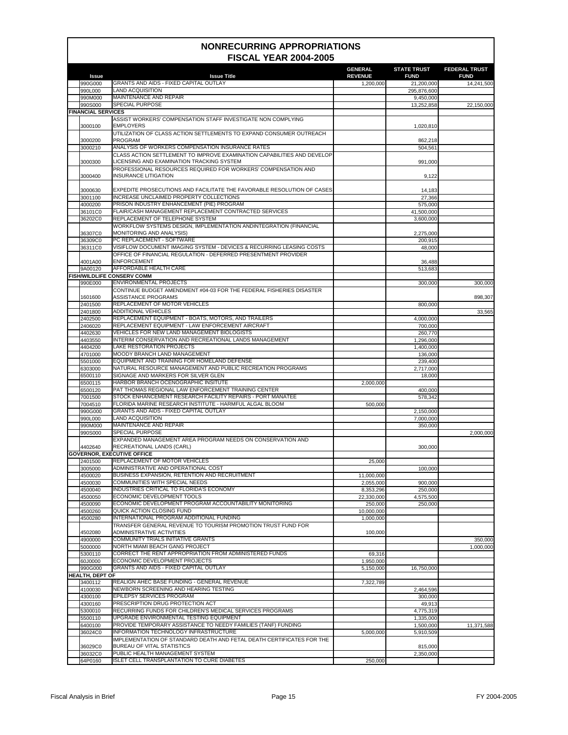# NONRECURRING APPROPRIATIONS
## FISCAL YEAR 2004-2005

| Issue | Issue Title | GENERAL REVENUE | STATE TRUST FUND | FEDERAL TRUST FUND |
|---|---|---|---|---|
| 990G000 | GRANTS AND AIDS - FIXED CAPITAL OUTLAY | 1,200,000 | 21,200,000 | 14,241,500 |
| 990L000 | LAND ACQUISITION | | 295,876,600 | |
| 990M000 | MAINTENANCE AND REPAIR | | 9,450,000 | |
| 990S000 | SPECIAL PURPOSE | | 13,252,858 | 22,150,000 |
| **FINANCIAL SERVICES** | | | | |
| 3000100 | ASSIST WORKERS' COMPENSATION STAFF INVESTIGATE NON COMPLYING EMPLOYERS | | 1,020,810 | |
| 3000200 | UTILIZATION OF CLASS ACTION SETTLEMENTS TO EXPAND CONSUMER OUTREACH PROGRAM | | 862,218 | |
| 3000210 | ANALYSIS OF WORKERS COMPENSATION INSURANCE RATES | | 504,561 | |
| 3000300 | CLASS ACTION SETTLEMENT TO IMPROVE EXAMINATION CAPABILITIES AND DEVELOP LICENSING AND EXAMINATION TRACKING SYSTEM | | 991,000 | |
| 3000400 | PROFESSIONAL RESOURCES REQUIRED FOR WORKERS' COMPENSATION AND INSURANCE LITIGATION | | 9,122 | |
| 3000630 | EXPEDITE PROSECUTIONS AND FACILITATE THE FAVORABLE RESOLUTION OF CASES | | 14,183 | |
| 3001100 | INCREASE UNCLAIMED PROPERTY COLLECTIONS | | 27,366 | |
| 4000200 | PRISON INDUSTRY ENHANCEMENT (PIE) PROGRAM | | 575,000 | |
| 36101C0 | FLAIR/CASH MANAGEMENT REPLACEMENT CONTRACTED SERVICES | | 41,500,000 | |
| 36202C0 | REPLACEMENT OF TELEPHONE SYSTEM | | 3,600,000 | |
| 36307C0 | WORKFLOW SYSTEMS DESIGN, IMPLEMENTATION ANDINTEGRATION (FINANCIAL MONITORING AND ANALYSIS) | | 2,275,000 | |
| 36309C0 | PC REPLACEMENT - SOFTWARE | | 200,915 | |
| 36311C0 | VISIFLOW DOCUMENT IMAGING SYSTEM - DEVICES & RECURRING LEASING COSTS | | 48,000 | |
| 4001A00 | OFFICE OF FINANCIAL REGULATION - DEFERRED PRESENTMENT PROVIDER ENFORCEMENT | | 36,488 | |
| 9A00120 | AFFORDABLE HEALTH CARE | | 513,683 | |
| **FISH/WILDLIFE CONSERV COMM** | | | | |
| 990E000 | ENVIRONMENTAL PROJECTS | | 300,000 | 300,000 |
| 1601600 | CONTINUE BUDGET AMENDMENT #04-03 FOR THE FEDERAL FISHERIES DISASTER ASSISTANCE PROGRAMS | | | 898,307 |
| 2401500 | REPLACEMENT OF MOTOR VEHICLES | | 800,000 | |
| 2401800 | ADDITIONAL VEHICLES | | | 33,565 |
| 2402500 | REPLACEMENT EQUIPMENT - BOATS, MOTORS, AND TRAILERS | | 4,000,000 | |
| 2406020 | REPLACEMENT EQUIPMENT - LAW ENFORCEMENT AIRCRAFT | | 700,000 | |
| 4402630 | VEHICLES FOR NEW LAND MANAGEMENT BIOLOGISTS | | 260,770 | |
| 4403550 | INTERIM CONSERVATION AND RECREATIONAL LANDS MANAGEMENT | | 1,296,000 | |
| 4404200 | LAKE RESTORATION PROJECTS | | 1,400,000 | |
| 4701000 | MOODY BRANCH LAND MANAGEMENT | | 136,000 | |
| 5501000 | EQUIPMENT AND TRAINING FOR HOMELAND DEFENSE | | 239,400 | |
| 6303000 | NATURAL RESOURCE MANAGEMENT AND PUBLIC RECREATION PROGRAMS | | 2,717,000 | |
| 6500110 | SIGNAGE AND MARKERS FOR SILVER GLEN | | 18,000 | |
| 6500115 | HARBOR BRANCH OCENOGRAPHIC INSITUTE | 2,000,000 | | |
| 6500120 | PAT THOMAS REGIONAL LAW ENFORCEMENT TRAINING CENTER | | 400,000 | |
| 7001500 | STOCK ENHANCEMENT RESEARCH FACILITY REPAIRS - PORT MANATEE | | 578,342 | |
| 7004510 | FLORIDA MARINE RESEARCH INSTITUTE - HARMFUL ALGAL BLOOM | 500,000 | | |
| 990G000 | GRANTS AND AIDS - FIXED CAPITAL OUTLAY | | 2,150,000 | |
| 990L000 | LAND ACQUISITION | | 7,000,000 | |
| 990M000 | MAINTENANCE AND REPAIR | | 350,000 | |
| 990S000 | SPECIAL PURPOSE | | | 2,000,000 |
| 4402640 | EXPANDED MANAGEMENT AREA PROGRAM NEEDS ON CONSERVATION AND RECREATIONAL LANDS (CARL) | | 300,000 | |
| **GOVERNOR, EXECUTIVE OFFICE** | | | | |
| 2401500 | REPLACEMENT OF MOTOR VEHICLES | 25,000 | | |
| 3005000 | ADMINISTRATIVE AND OPERATIONAL COST | | 100,000 | |
| 4500020 | BUSINESS EXPANSION, RETENTION AND RECRUITMENT | 11,000,000 | | |
| 4500030 | COMMUNITIES WITH SPECIAL NEEDS | 2,055,000 | 900,000 | |
| 4500040 | INDUSTRIES CRITICAL TO FLORIDA'S ECONOMY | 8,353,296 | 250,000 | |
| 4500050 | ECONOMIC DEVELOPMENT TOOLS | 22,330,000 | 4,575,500 | |
| 4500090 | ECONOMIC DEVELOPMENT PROGRAM ACCOUNTABILITY MONITORING | 250,000 | 250,000 | |
| 4500260 | QUICK ACTION CLOSING FUND | 10,000,000 | | |
| 4500280 | INTERNATIONAL PROGRAM ADDITIONAL FUNDING | 1,000,000 | | |
| 4502080 | TRANSFER GENERAL REVENUE TO TOURISM PROMOTION TRUST FUND FOR ADMINISTRATIVE ACTIVITIES | 100,000 | | |
| 4900000 | COMMUNITY TRIALS INITIATIVE GRANTS | | | 350,000 |
| 5000000 | NORTH MIAMI BEACH GANG PROJECT | | | 1,000,000 |
| 5300110 | CORRECT THE RENT APPROPRIATION FROM ADMINISTERED FUNDS | 69,316 | | |
| 60J0000 | ECONOMIC DEVELOPMENT PROJECTS | 1,950,000 | | |
| 990G000 | GRANTS AND AIDS - FIXED CAPITAL OUTLAY | 5,150,000 | 16,750,000 | |
| **HEALTH, DEPT OF** | | | | |
| 3400112 | REALIGN AHEC BASE FUNDING - GENERAL REVENUE | 7,322,789 | | |
| 4100030 | NEWBORN SCREENING AND HEARING TESTING | | 2,464,596 | |
| 4300100 | EPILEPSY SERVICES PROGRAM | | 300,000 | |
| 4300160 | PRESCRIPTION DRUG PROTECTION ACT | | 49,913 | |
| 5300010 | RECURRING FUNDS FOR CHILDREN'S MEDICAL SERVICES PROGRAMS | | 4,775,319 | |
| 5500110 | UPGRADE ENVIRONMENTAL TESTING EQUIPMENT | | 1,335,000 | |
| 6400100 | PROVIDE TEMPORARY ASSISTANCE TO NEEDY FAMILIES (TANF) FUNDING | | 1,500,000 | 11,371,588 |
| 36024C0 | INFORMATION TECHNOLOGY INFRASTRUCTURE | 5,000,000 | 5,910,509 | |
| 36029C0 | IMPLEMENTATION OF STANDARD DEATH AND FETAL DEATH CERTIFICATES FOR THE BUREAU OF VITAL STATISTICS | | 815,000 | |
| 36032C0 | PUBLIC HEALTH MANAGEMENT SYSTEM | | 2,350,000 | |
| 64P0160 | ISLET CELL TRANSPLANTATION TO CURE DIABETES | 250,000 | | |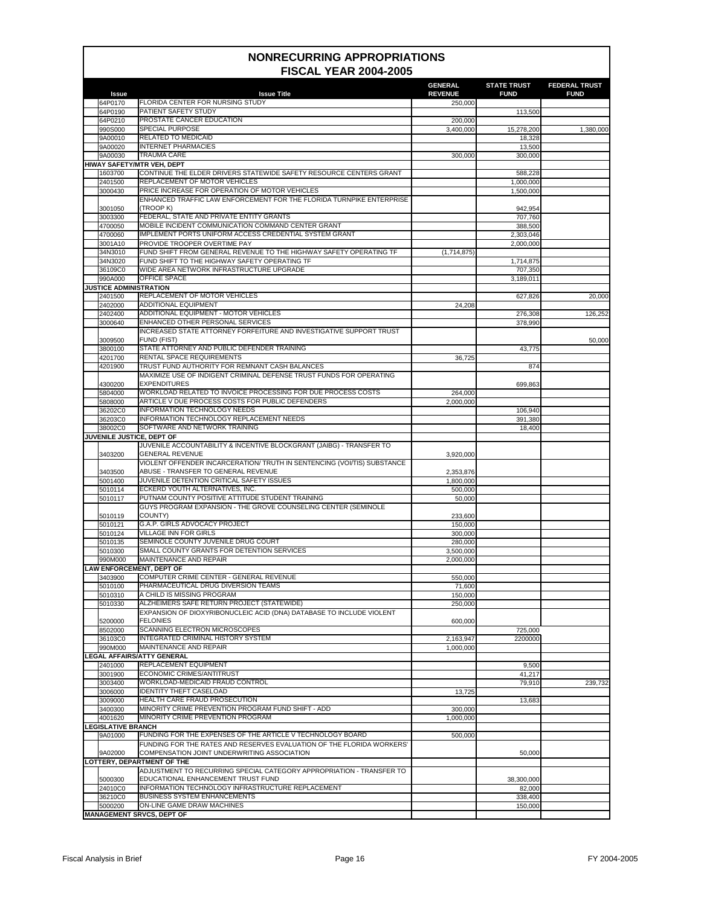# NONRECURRING APPROPRIATIONS
## FISCAL YEAR 2004-2005

| Issue | Issue Title | GENERAL REVENUE | STATE TRUST FUND | FEDERAL TRUST FUND |
|---|---|---|---|---|
| 64P0170 | FLORIDA CENTER FOR NURSING STUDY | 250,000 | | |
| 64P0190 | PATIENT SAFETY STUDY | | 113,500 | |
| 64P0210 | PROSTATE CANCER EDUCATION | 200,000 | | |
| 990S000 | SPECIAL PURPOSE | 3,400,000 | 15,278,200 | 1,380,000 |
| 9A00010 | RELATED TO MEDICAID | | 18,328 | |
| 9A00020 | INTERNET PHARMACIES | | 13,500 | |
| 9A00030 | TRAUMA CARE | 300,000 | 300,000 | |
| **HIWAY SAFETY/MTR VEH, DEPT** | | | | |
| 1603700 | CONTINUE THE ELDER DRIVERS STATEWIDE SAFETY RESOURCE CENTERS GRANT | | 588,228 | |
| 2401500 | REPLACEMENT OF MOTOR VEHICLES | | 1,000,000 | |
| 3000430 | PRICE INCREASE FOR OPERATION OF MOTOR VEHICLES | | 1,500,000 | |
| 3001050 | ENHANCED TRAFFIC LAW ENFORCEMENT FOR THE FLORIDA TURNPIKE ENTERPRISE (TROOP K) | | 942,954 | |
| 3003300 | FEDERAL, STATE AND PRIVATE ENTITY GRANTS | | 707,760 | |
| 4700050 | MOBILE INCIDENT COMMUNICATION COMMAND CENTER GRANT | | 388,500 | |
| 4700060 | IMPLEMENT PORTS UNIFORM ACCESS CREDENTIAL SYSTEM GRANT | | 2,303,046 | |
| 3001A10 | PROVIDE TROOPER OVERTIME PAY | | 2,000,000 | |
| 34N3010 | FUND SHIFT FROM GENERAL REVENUE TO THE HIGHWAY SAFETY OPERATING TF | (1,714,875) | | |
| 34N3020 | FUND SHIFT TO THE HIGHWAY SAFETY OPERATING TF | | 1,714,875 | |
| 36109C0 | WIDE AREA NETWORK INFRASTRUCTURE UPGRADE | | 707,350 | |
| 990A000 | OFFICE SPACE | | 3,189,011 | |
| **JUSTICE ADMINISTRATION** | | | | |
| 2401500 | REPLACEMENT OF MOTOR VEHICLES | | 627,826 | 20,000 |
| 2402000 | ADDITIONAL EQUIPMENT | 24,208 | | |
| 2402400 | ADDITIONAL EQUIPMENT - MOTOR VEHICLES | | 276,308 | 126,252 |
| 3000640 | ENHANCED OTHER PERSONAL SERVICES | | 378,990 | |
| 3009500 | INCREASED STATE ATTORNEY FORFEITURE AND INVESTIGATIVE SUPPORT TRUST FUND (FIST) | | | 50,000 |
| 3800100 | STATE ATTORNEY AND PUBLIC DEFENDER TRAINING | | 43,775 | |
| 4201700 | RENTAL SPACE REQUIREMENTS | 36,725 | | |
| 4201900 | TRUST FUND AUTHORITY FOR REMNANT CASH BALANCES | | 874 | |
| 4300200 | MAXIMIZE USE OF INDIGENT CRIMINAL DEFENSE TRUST FUNDS FOR OPERATING EXPENDITURES | | 699,863 | |
| 5804000 | WORKLOAD RELATED TO INVOICE PROCESSING FOR DUE PROCESS COSTS | 264,000 | | |
| 5808000 | ARTICLE V DUE PROCESS COSTS FOR PUBLIC DEFENDERS | 2,000,000 | | |
| 36202C0 | INFORMATION TECHNOLOGY NEEDS | | 106,940 | |
| 36203C0 | INFORMATION TECHNOLOGY REPLACEMENT NEEDS | | 391,380 | |
| 38002C0 | SOFTWARE AND NETWORK TRAINING | | 18,400 | |
| **JUVENILE JUSTICE, DEPT OF** | | | | |
| 3403200 | JUVENILE ACCOUNTABILITY & INCENTIVE BLOCKGRANT (JAIBG) - TRANSFER TO GENERAL REVENUE | 3,920,000 | | |
| 3403500 | VIOLENT OFFENDER INCARCERATION/ TRUTH IN SENTENCING (VOI/TIS) SUBSTANCE ABUSE - TRANSFER TO GENERAL REVENUE | 2,353,876 | | |
| 5001400 | JUVENILE DETENTION CRITICAL SAFETY ISSUES | 1,800,000 | | |
| 5010114 | ECKERD YOUTH ALTERNATIVES, INC. | 500,000 | | |
| 5010117 | PUTNAM COUNTY POSITIVE ATTITUDE STUDENT TRAINING | 50,000 | | |
| 5010119 | GUYS PROGRAM EXPANSION - THE GROVE COUNSELING CENTER (SEMINOLE COUNTY) | 233,600 | | |
| 5010121 | G.A.P. GIRLS ADVOCACY PROJECT | 150,000 | | |
| 5010124 | VILLAGE INN FOR GIRLS | 300,000 | | |
| 5010135 | SEMINOLE COUNTY JUVENILE DRUG COURT | 280,000 | | |
| 5010300 | SMALL COUNTY GRANTS FOR DETENTION SERVICES | 3,500,000 | | |
| 990M000 | MAINTENANCE AND REPAIR | 2,000,000 | | |
| **LAW ENFORCEMENT, DEPT OF** | | | | |
| 3403900 | COMPUTER CRIME CENTER - GENERAL REVENUE | 550,000 | | |
| 5010100 | PHARMACEUTICAL DRUG DIVERSION TEAMS | 71,600 | | |
| 5010310 | A CHILD IS MISSING PROGRAM | 150,000 | | |
| 5010330 | ALZHEIMERS SAFE RETURN PROJECT (STATEWIDE) | 250,000 | | |
| 5200000 | EXPANSION OF DIOXYRIBONUCLEIC ACID (DNA) DATABASE TO INCLUDE VIOLENT FELONIES | 600,000 | | |
| 8502000 | SCANNING ELECTRON MICROSCOPES | | 725,000 | |
| 36103C0 | INTEGRATED CRIMINAL HISTORY SYSTEM | 2,163,947 | 2200000 | |
| 990M000 | MAINTENANCE AND REPAIR | 1,000,000 | | |
| **LEGAL AFFAIRS/ATTY GENERAL** | | | | |
| 2401000 | REPLACEMENT EQUIPMENT | | 9,500 | |
| 3001900 | ECONOMIC CRIMES/ANTITRUST | | 41,217 | |
| 3003400 | WORKLOAD-MEDICAID FRAUD CONTROL | | 79,910 | 239,732 |
| 3006000 | IDENTITY THEFT CASELOAD | 13,725 | | |
| 3009000 | HEALTH CARE FRAUD PROSECUTION | | 13,683 | |
| 3400300 | MINORITY CRIME PREVENTION PROGRAM FUND SHIFT - ADD | 300,000 | | |
| 4001620 | MINORITY CRIME PREVENTION PROGRAM | 1,000,000 | | |
| **LEGISLATIVE BRANCH** | | | | |
| 9A01000 | FUNDING FOR THE EXPENSES OF THE ARTICLE V TECHNOLOGY BOARD | 500,000 | | |
| 9A02000 | FUNDING FOR THE RATES AND RESERVES EVALUATION OF THE FLORIDA WORKERS' COMPENSATION JOINT UNDERWRITING ASSOCIATION | | 50,000 | |
| **LOTTERY, DEPARTMENT OF THE** | | | | |
| 5000300 | ADJUSTMENT TO RECURRING SPECIAL CATEGORY APPROPRIATION - TRANSFER TO EDUCATIONAL ENHANCEMENT TRUST FUND | | 38,300,000 | |
| 24010C0 | INFORMATION TECHNOLOGY INFRASTRUCTURE REPLACEMENT | | 82,000 | |
| 36210C0 | BUSINESS SYSTEM ENHANCEMENTS | | 338,400 | |
| 5000200 | ON-LINE GAME DRAW MACHINES | | 150,000 | |
| **MANAGEMENT SRVCS, DEPT OF** | | | | |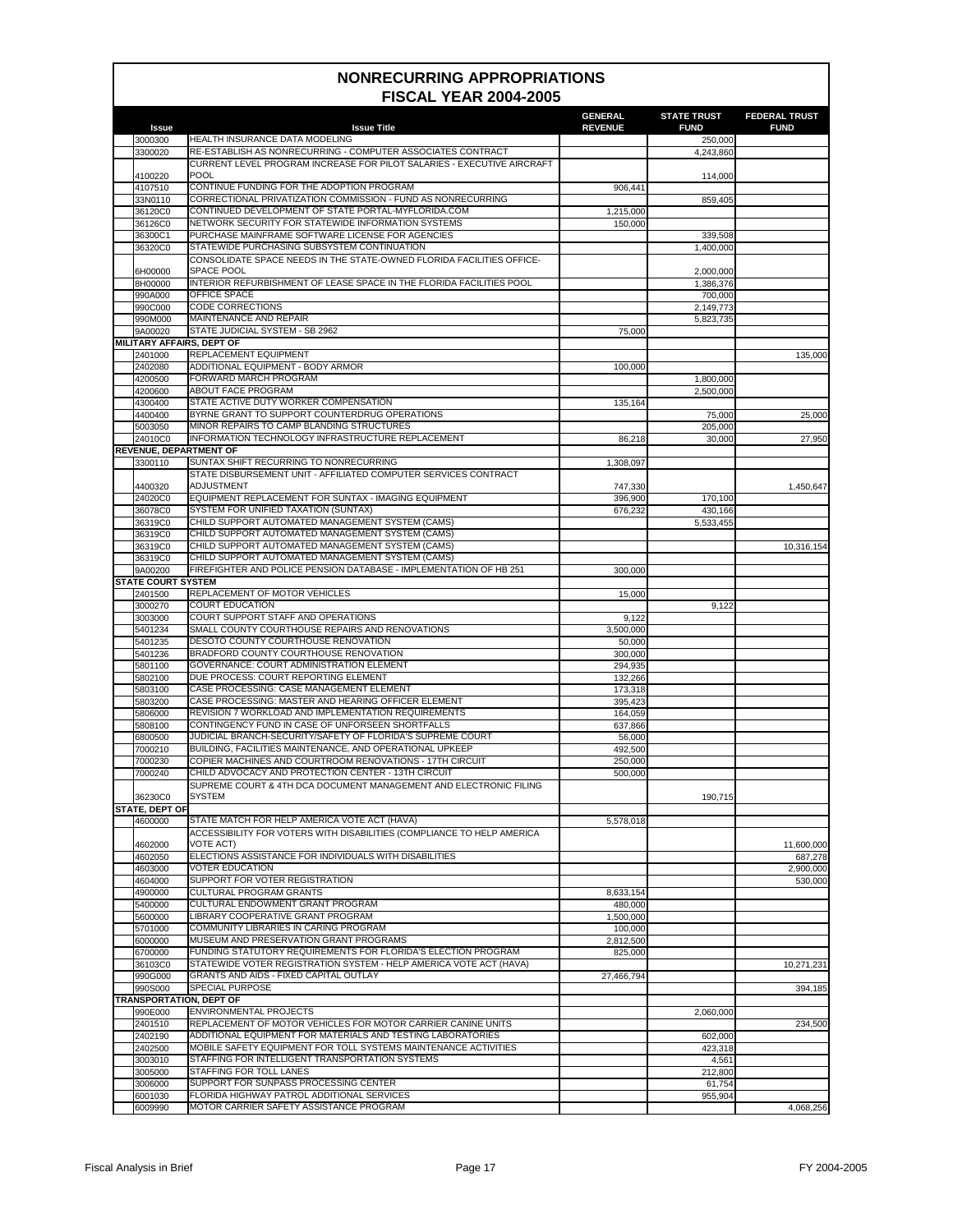# NONRECURRING APPROPRIATIONS
## FISCAL YEAR 2004-2005

| Issue | Issue Title | GENERAL REVENUE | STATE TRUST FUND | FEDERAL TRUST FUND |
|---|---|---|---|---|
| 3000300 | HEALTH INSURANCE DATA MODELING | | 250,000 | |
| 3300020 | RE-ESTABLISH AS NONRECURRING - COMPUTER ASSOCIATES CONTRACT | | 4,243,860 | |
| 4100220 | CURRENT LEVEL PROGRAM INCREASE FOR PILOT SALARIES - EXECUTIVE AIRCRAFT POOL | | 114,000 | |
| 4107510 | CONTINUE FUNDING FOR THE ADOPTION PROGRAM | 906,441 | | |
| 33N0110 | CORRECTIONAL PRIVATIZATION COMMISSION - FUND AS NONRECURRING | | 859,405 | |
| 36120C0 | CONTINUED DEVELOPMENT OF STATE PORTAL-MYFLORIDA.COM | 1,215,000 | | |
| 36126C0 | NETWORK SECURITY FOR STATEWIDE INFORMATION SYSTEMS | 150,000 | | |
| 36300C1 | PURCHASE MAINFRAME SOFTWARE LICENSE FOR AGENCIES | | 339,508 | |
| 36320C0 | STATEWIDE PURCHASING SUBSYSTEM CONTINUATION | | 1,400,000 | |
| 6H00000 | CONSOLIDATE SPACE NEEDS IN THE STATE-OWNED FLORIDA FACILITIES OFFICE-SPACE POOL | | 2,000,000 | |
| 8H00000 | INTERIOR REFURBISHMENT OF LEASE SPACE IN THE FLORIDA FACILITIES POOL | | 1,386,376 | |
| 990A000 | OFFICE SPACE | | 700,000 | |
| 990C000 | CODE CORRECTIONS | | 2,149,773 | |
| 990M000 | MAINTENANCE AND REPAIR | | 5,823,735 | |
| 9A00020 | STATE JUDICIAL SYSTEM - SB 2962 | 75,000 | | |
| **MILITARY AFFAIRS, DEPT OF** | | | | |
| 2401000 | REPLACEMENT EQUIPMENT | | | 135,000 |
| 2402080 | ADDITIONAL EQUIPMENT - BODY ARMOR | 100,000 | | |
| 4200500 | FORWARD MARCH PROGRAM | | 1,800,000 | |
| 4200600 | ABOUT FACE PROGRAM | | 2,500,000 | |
| 4300400 | STATE ACTIVE DUTY WORKER COMPENSATION | 135,164 | | |
| 4400400 | BYRNE GRANT TO SUPPORT COUNTERDRUG OPERATIONS | | 75,000 | 25,000 |
| 5003050 | MINOR REPAIRS TO CAMP BLANDING STRUCTURES | | 205,000 | |
| 24010C0 | INFORMATION TECHNOLOGY INFRASTRUCTURE REPLACEMENT | 86,218 | 30,000 | 27,950 |
| **REVENUE, DEPARTMENT OF** | | | | |
| 3300110 | SUNTAX SHIFT RECURRING TO NONRECURRING | 1,308,097 | | |
| 4400320 | STATE DISBURSEMENT UNIT - AFFILIATED COMPUTER SERVICES CONTRACT ADJUSTMENT | 747,330 | | 1,450,647 |
| 24020C0 | EQUIPMENT REPLACEMENT FOR SUNTAX - IMAGING EQUIPMENT | 396,900 | 170,100 | |
| 36078C0 | SYSTEM FOR UNIFIED TAXATION (SUNTAX) | 676,232 | 430,166 | |
| 36319C0 | CHILD SUPPORT AUTOMATED MANAGEMENT SYSTEM (CAMS) | | 5,533,455 | |
| 36319C0 | CHILD SUPPORT AUTOMATED MANAGEMENT SYSTEM (CAMS) | | | |
| 36319C0 | CHILD SUPPORT AUTOMATED MANAGEMENT SYSTEM (CAMS) | | | 10,316,154 |
| 36319C0 | CHILD SUPPORT AUTOMATED MANAGEMENT SYSTEM (CAMS) | | | |
| 9A00200 | FIREFIGHTER AND POLICE PENSION DATABASE - IMPLEMENTATION OF HB 251 | 300,000 | | |
| **STATE COURT SYSTEM** | | | | |
| 2401500 | REPLACEMENT OF MOTOR VEHICLES | 15,000 | | |
| 3000270 | COURT EDUCATION | | 9,122 | |
| 3003000 | COURT SUPPORT STAFF AND OPERATIONS | 9,122 | | |
| 5401234 | SMALL COUNTY COURTHOUSE REPAIRS AND RENOVATIONS | 3,500,000 | | |
| 5401235 | DESOTO COUNTY COURTHOUSE RENOVATION | 50,000 | | |
| 5401236 | BRADFORD COUNTY COURTHOUSE RENOVATION | 300,000 | | |
| 5801100 | GOVERNANCE: COURT ADMINISTRATION ELEMENT | 294,935 | | |
| 5802100 | DUE PROCESS: COURT REPORTING ELEMENT | 132,266 | | |
| 5803100 | CASE PROCESSING: CASE MANAGEMENT ELEMENT | 173,318 | | |
| 5803200 | CASE PROCESSING: MASTER AND HEARING OFFICER ELEMENT | 395,423 | | |
| 5806000 | REVISION 7 WORKLOAD AND IMPLEMENTATION REQUIREMENTS | 164,059 | | |
| 5808100 | CONTINGENCY FUND IN CASE OF UNFORSEEN SHORTFALLS | 637,866 | | |
| 6800500 | JUDICIAL BRANCH-SECURITY/SAFETY OF FLORIDA'S SUPREME COURT | 56,000 | | |
| 7000210 | BUILDING, FACILITIES MAINTENANCE, AND OPERATIONAL UPKEEP | 492,500 | | |
| 7000230 | COPIER MACHINES AND COURTROOM RENOVATIONS - 17TH CIRCUIT | 250,000 | | |
| 7000240 | CHILD ADVOCACY AND PROTECTION CENTER - 13TH CIRCUIT | 500,000 | | |
| 36230C0 | SUPREME COURT & 4TH DCA DOCUMENT MANAGEMENT AND ELECTRONIC FILING SYSTEM | | 190,715 | |
| **STATE, DEPT OF** | | | | |
| 4600000 | STATE MATCH FOR HELP AMERICA VOTE ACT (HAVA) | 5,578,018 | | |
| 4602000 | ACCESSIBILITY FOR VOTERS WITH DISABILITIES (COMPLIANCE TO HELP AMERICA VOTE ACT) | | | 11,600,000 |
| 4602050 | ELECTIONS ASSISTANCE FOR INDIVIDUALS WITH DISABILITIES | | | 687,278 |
| 4603000 | VOTER EDUCATION | | | 2,900,000 |
| 4604000 | SUPPORT FOR VOTER REGISTRATION | | | 530,000 |
| 4900000 | CULTURAL PROGRAM GRANTS | 8,633,154 | | |
| 5400000 | CULTURAL ENDOWMENT GRANT PROGRAM | 480,000 | | |
| 5600000 | LIBRARY COOPERATIVE GRANT PROGRAM | 1,500,000 | | |
| 5701000 | COMMUNITY LIBRARIES IN CARING PROGRAM | 100,000 | | |
| 6000000 | MUSEUM AND PRESERVATION GRANT PROGRAMS | 2,812,500 | | |
| 6700000 | FUNDING STATUTORY REQUIREMENTS FOR FLORIDA'S ELECTION PROGRAM | 825,000 | | |
| 36103C0 | STATEWIDE VOTER REGISTRATION SYSTEM - HELP AMERICA VOTE ACT (HAVA) | | | 10,271,231 |
| 990G000 | GRANTS AND AIDS - FIXED CAPITAL OUTLAY | 27,466,794 | | |
| 990S000 | SPECIAL PURPOSE | | | 394,185 |
| **TRANSPORTATION, DEPT OF** | | | | |
| 990E000 | ENVIRONMENTAL PROJECTS | | 2,060,000 | |
| 2401510 | REPLACEMENT OF MOTOR VEHICLES FOR MOTOR CARRIER CANINE UNITS | | | 234,500 |
| 2402190 | ADDITIONAL EQUIPMENT FOR MATERIALS AND TESTING LABORATORIES | | 602,000 | |
| 2402500 | MOBILE SAFETY EQUIPMENT FOR TOLL SYSTEMS MAINTENANCE ACTIVITIES | | 423,318 | |
| 3003010 | STAFFING FOR INTELLIGENT TRANSPORTATION SYSTEMS | | 4,561 | |
| 3005000 | STAFFING FOR TOLL LANES | | 212,800 | |
| 3006000 | SUPPORT FOR SUNPASS PROCESSING CENTER | | 61,754 | |
| 6001030 | FLORIDA HIGHWAY PATROL ADDITIONAL SERVICES | | 955,904 | |
| 6009990 | MOTOR CARRIER SAFETY ASSISTANCE PROGRAM | | | 4,068,256 |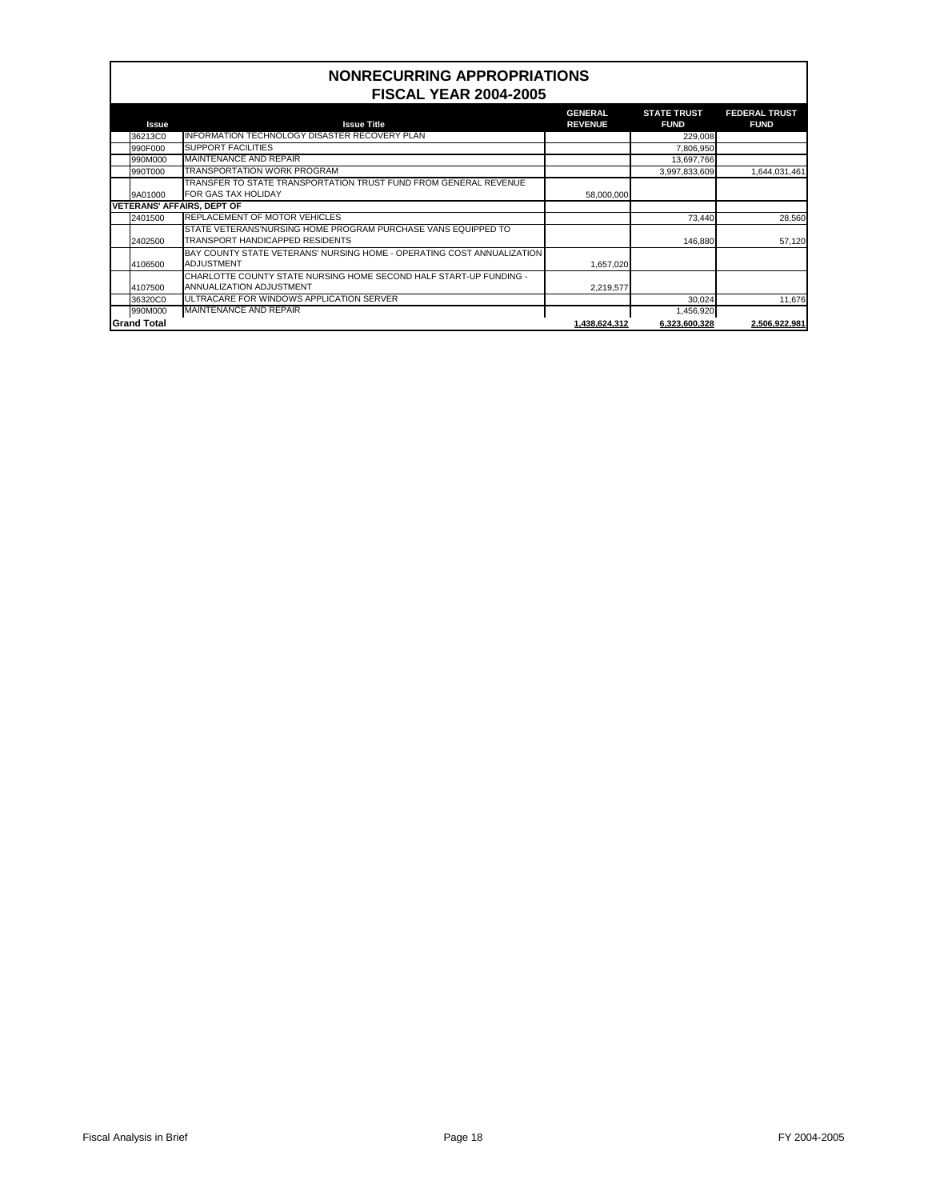# NONRECURRING APPROPRIATIONS
## FISCAL YEAR 2004-2005

| Issue | Issue Title | GENERAL REVENUE | STATE TRUST FUND | FEDERAL TRUST FUND |
|---|---|---|---|---|
| 36213C0 | INFORMATION TECHNOLOGY DISASTER RECOVERY PLAN | | 229,008 | |
| 990F000 | SUPPORT FACILITIES | | 7,806,950 | |
| 990M000 | MAINTENANCE AND REPAIR | | 13,697,766 | |
| 990T000 | TRANSPORTATION WORK PROGRAM | | 3,997,833,609 | 1,644,031,461 |
| 9A01000 | TRANSFER TO STATE TRANSPORTATION TRUST FUND FROM GENERAL REVENUE FOR GAS TAX HOLIDAY | 58,000,000 | | |
| **VETERANS' AFFAIRS, DEPT OF** | | | | |
| 2401500 | REPLACEMENT OF MOTOR VEHICLES | | 73,440 | 28,560 |
| 2402500 | STATE VETERANS'NURSING HOME PROGRAM PURCHASE VANS EQUIPPED TO TRANSPORT HANDICAPPED RESIDENTS | | 146,880 | 57,120 |
| 4106500 | BAY COUNTY STATE VETERANS' NURSING HOME - OPERATING COST ANNUALIZATION ADJUSTMENT | 1,657,020 | | |
| 4107500 | CHARLOTTE COUNTY STATE NURSING HOME SECOND HALF START-UP FUNDING - ANNUALIZATION ADJUSTMENT | 2,219,577 | | |
| 36320C0 | ULTRACARE FOR WINDOWS APPLICATION SERVER | | 30,024 | 11,676 |
| 990M000 | MAINTENANCE AND REPAIR | | 1,456,920 | |
| **Grand Total** | | 1,438,624,312 | 6,323,600,328 | 2,506,922,981 |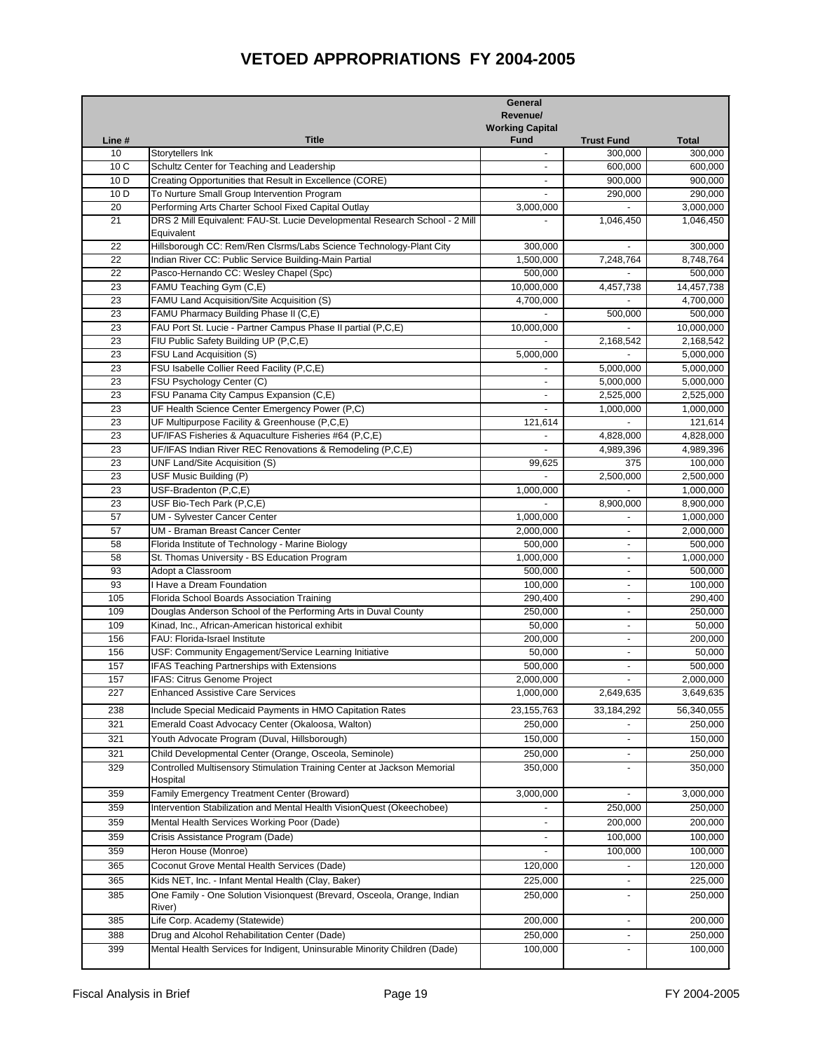# VETOED APPROPRIATIONS FY 2004-2005

| Line # | Title | General Revenue/ Working Capital Fund | Trust Fund | Total |
|---|---|---|---|---|
| 10 | Storytellers Ink | - | 300,000 | 300,000 |
| 10 C | Schultz Center for Teaching and Leadership | - | 600,000 | 600,000 |
| 10 D | Creating Opportunities that Result in Excellence (CORE) | - | 900,000 | 900,000 |
| 10 D | To Nurture Small Group Intervention Program | - | 290,000 | 290,000 |
| 20 | Performing Arts Charter School Fixed Capital Outlay | 3,000,000 | - | 3,000,000 |
| 21 | DRS 2 Mill Equivalent: FAU-St. Lucie Developmental Research School - 2 Mill Equivalent | - | 1,046,450 | 1,046,450 |
| 22 | Hillsborough CC: Rem/Ren Clsrms/Labs Science Technology-Plant City | 300,000 | - | 300,000 |
| 22 | Indian River CC: Public Service Building-Main Partial | 1,500,000 | 7,248,764 | 8,748,764 |
| 22 | Pasco-Hernando CC: Wesley Chapel (Spc) | 500,000 | - | 500,000 |
| 23 | FAMU Teaching Gym (C,E) | 10,000,000 | 4,457,738 | 14,457,738 |
| 23 | FAMU Land Acquisition/Site Acquisition (S) | 4,700,000 | - | 4,700,000 |
| 23 | FAMU Pharmacy Building Phase II (C,E) | - | 500,000 | 500,000 |
| 23 | FAU Port St. Lucie - Partner Campus Phase II partial (P,C,E) | 10,000,000 | - | 10,000,000 |
| 23 | FIU Public Safety Building UP (P,C,E) | - | 2,168,542 | 2,168,542 |
| 23 | FSU Land Acquisition (S) | 5,000,000 | - | 5,000,000 |
| 23 | FSU Isabelle Collier Reed Facility (P,C,E) | - | 5,000,000 | 5,000,000 |
| 23 | FSU Psychology Center (C) | - | 5,000,000 | 5,000,000 |
| 23 | FSU Panama City Campus Expansion (C,E) | - | 2,525,000 | 2,525,000 |
| 23 | UF Health Science Center Emergency Power (P,C) | - | 1,000,000 | 1,000,000 |
| 23 | UF Multipurpose Facility & Greenhouse (P,C,E) | 121,614 | - | 121,614 |
| 23 | UF/IFAS Fisheries & Aquaculture Fisheries #64 (P,C,E) | - | 4,828,000 | 4,828,000 |
| 23 | UF/IFAS Indian River REC Renovations & Remodeling (P,C,E) | - | 4,989,396 | 4,989,396 |
| 23 | UNF Land/Site Acquisition (S) | 99,625 | 375 | 100,000 |
| 23 | USF Music Building (P) | - | 2,500,000 | 2,500,000 |
| 23 | USF-Bradenton (P,C,E) | 1,000,000 | - | 1,000,000 |
| 23 | USF Bio-Tech Park (P,C,E) | - | 8,900,000 | 8,900,000 |
| 57 | UM - Sylvester Cancer Center | 1,000,000 | - | 1,000,000 |
| 57 | UM - Braman Breast Cancer Center | 2,000,000 | - | 2,000,000 |
| 58 | Florida Institute of Technology - Marine Biology | 500,000 | - | 500,000 |
| 58 | St. Thomas University - BS Education Program | 1,000,000 | - | 1,000,000 |
| 93 | Adopt a Classroom | 500,000 | - | 500,000 |
| 93 | I Have a Dream Foundation | 100,000 | - | 100,000 |
| 105 | Florida School Boards Association Training | 290,400 | - | 290,400 |
| 109 | Douglas Anderson School of the Performing Arts in Duval County | 250,000 | - | 250,000 |
| 109 | Kinad, Inc., African-American historical exhibit | 50,000 | - | 50,000 |
| 156 | FAU: Florida-Israel Institute | 200,000 | - | 200,000 |
| 156 | USF: Community Engagement/Service Learning Initiative | 50,000 | - | 50,000 |
| 157 | IFAS Teaching Partnerships with Extensions | 500,000 | - | 500,000 |
| 157 | IFAS: Citrus Genome Project | 2,000,000 | - | 2,000,000 |
| 227 | Enhanced Assistive Care Services | 1,000,000 | 2,649,635 | 3,649,635 |
| 238 | Include Special Medicaid Payments in HMO Capitation Rates | 23,155,763 | 33,184,292 | 56,340,055 |
| 321 | Emerald Coast Advocacy Center (Okaloosa, Walton) | 250,000 | - | 250,000 |
| 321 | Youth Advocate Program (Duval, Hillsborough) | 150,000 | - | 150,000 |
| 321 | Child Developmental Center (Orange, Osceola, Seminole) | 250,000 | - | 250,000 |
| 329 | Controlled Multisensory Stimulation Training Center at Jackson Memorial Hospital | 350,000 | - | 350,000 |
| 359 | Family Emergency Treatment Center (Broward) | 3,000,000 | - | 3,000,000 |
| 359 | Intervention Stabilization and Mental Health VisionQuest (Okeechobee) | - | 250,000 | 250,000 |
| 359 | Mental Health Services Working Poor (Dade) | - | 200,000 | 200,000 |
| 359 | Crisis Assistance Program (Dade) | - | 100,000 | 100,000 |
| 359 | Heron House (Monroe) | - | 100,000 | 100,000 |
| 365 | Coconut Grove Mental Health Services (Dade) | 120,000 | - | 120,000 |
| 365 | Kids NET, Inc. - Infant Mental Health (Clay, Baker) | 225,000 | - | 225,000 |
| 385 | One Family - One Solution Visionquest (Brevard, Osceola, Orange, Indian River) | 250,000 | - | 250,000 |
| 385 | Life Corp. Academy (Statewide) | 200,000 | - | 200,000 |
| 388 | Drug and Alcohol Rehabilitation Center (Dade) | 250,000 | - | 250,000 |
| 399 | Mental Health Services for Indigent, Uninsurable Minority Children (Dade) | 100,000 | - | 100,000 |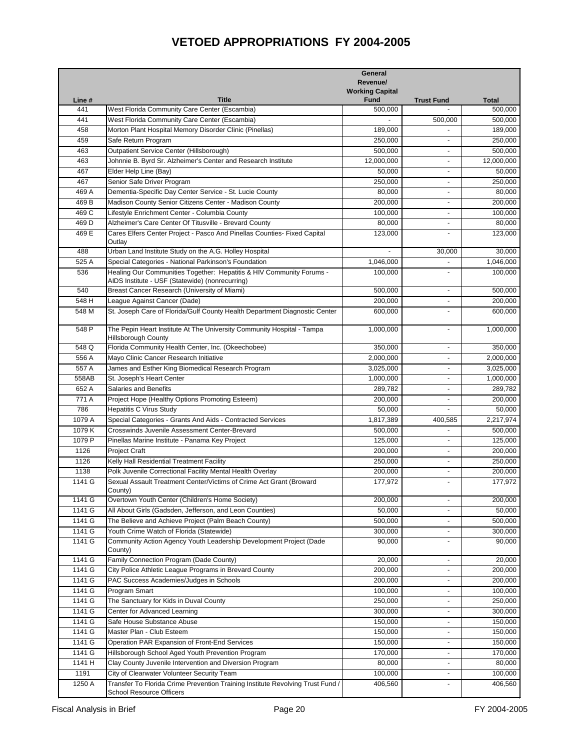# VETOED APPROPRIATIONS FY 2004-2005

| Line # | Title | General Revenue/ Working Capital Fund | Trust Fund | Total |
|---|---|---|---|---|
| 441 | West Florida Community Care Center (Escambia) | 500,000 | - | 500,000 |
| 441 | West Florida Community Care Center (Escambia) | - | 500,000 | 500,000 |
| 458 | Morton Plant Hospital Memory Disorder Clinic (Pinellas) | 189,000 | - | 189,000 |
| 459 | Safe Return Program | 250,000 | - | 250,000 |
| 463 | Outpatient Service Center (Hillsborough) | 500,000 | - | 500,000 |
| 463 | Johnnie B. Byrd Sr. Alzheimer's Center and Research Institute | 12,000,000 | - | 12,000,000 |
| 467 | Elder Help Line (Bay) | 50,000 | - | 50,000 |
| 467 | Senior Safe Driver Program | 250,000 | - | 250,000 |
| 469 A | Dementia-Specific Day Center Service - St. Lucie County | 80,000 | - | 80,000 |
| 469 B | Madison County Senior Citizens Center - Madison County | 200,000 | - | 200,000 |
| 469 C | Lifestyle Enrichment Center - Columbia County | 100,000 | - | 100,000 |
| 469 D | Alzheimer's Care Center Of Titusville - Brevard County | 80,000 | - | 80,000 |
| 469 E | Cares Elfers Center Project - Pasco And Pinellas Counties- Fixed Capital Outlay | 123,000 | - | 123,000 |
| 488 | Urban Land Institute Study on the A.G. Holley Hospital | - | 30,000 | 30,000 |
| 525 A | Special Categories - National Parkinson's Foundation | 1,046,000 | - | 1,046,000 |
| 536 | Healing Our Communities Together: Hepatitis & HIV Community Forums - AIDS Institute - USF (Statewide) (nonrecurring) | 100,000 | - | 100,000 |
| 540 | Breast Cancer Research (University of Miami) | 500,000 | - | 500,000 |
| 548 H | League Against Cancer (Dade) | 200,000 | - | 200,000 |
| 548 M | St. Joseph Care of Florida/Gulf County Health Department Diagnostic Center | 600,000 | - | 600,000 |
| 548 P | The Pepin Heart Institute At The University Community Hospital - Tampa Hillsborough County | 1,000,000 | - | 1,000,000 |
| 548 Q | Florida Community Health Center, Inc. (Okeechobee) | 350,000 | - | 350,000 |
| 556 A | Mayo Clinic Cancer Research Initiative | 2,000,000 | - | 2,000,000 |
| 557 A | James and Esther King Biomedical Research Program | 3,025,000 | - | 3,025,000 |
| 558AB | St. Joseph's Heart Center | 1,000,000 | - | 1,000,000 |
| 652 A | Salaries and Benefits | 289,782 | - | 289,782 |
| 771 A | Project Hope (Healthy Options Promoting Esteem) | 200,000 | - | 200,000 |
| 786 | Hepatitis C Virus Study | 50,000 | - | 50,000 |
| 1079 A | Special Categories - Grants And Aids - Contracted Services | 1,817,389 | 400,585 | 2,217,974 |
| 1079 K | Crosswinds Juvenile Assessment Center-Brevard | 500,000 | - | 500,000 |
| 1079 P | Pinellas Marine Institute - Panama Key Project | 125,000 | - | 125,000 |
| 1126 | Project Craft | 200,000 | - | 200,000 |
| 1126 | Kelly Hall Residential Treatment Facility | 250,000 | - | 250,000 |
| 1138 | Polk Juvenile Correctional Facility Mental Health Overlay | 200,000 | - | 200,000 |
| 1141 G | Sexual Assault Treatment Center/Victims of Crime Act Grant (Broward County) | 177,972 | - | 177,972 |
| 1141 G | Overtown Youth Center (Children's Home Society) | 200,000 | - | 200,000 |
| 1141 G | All About Girls (Gadsden, Jefferson, and Leon Counties) | 50,000 | - | 50,000 |
| 1141 G | The Believe and Achieve Project (Palm Beach County) | 500,000 | - | 500,000 |
| 1141 G | Youth Crime Watch of Florida (Statewide) | 300,000 | - | 300,000 |
| 1141 G | Community Action Agency Youth Leadership Development Project (Dade County) | 90,000 | - | 90,000 |
| 1141 G | Family Connection Program (Dade County) | 20,000 | - | 20,000 |
| 1141 G | City Police Athletic League Programs in Brevard County | 200,000 | - | 200,000 |
| 1141 G | PAC Success Academies/Judges in Schools | 200,000 | - | 200,000 |
| 1141 G | Program Smart | 100,000 | - | 100,000 |
| 1141 G | The Sanctuary for Kids in Duval County | 250,000 | - | 250,000 |
| 1141 G | Center for Advanced Learning | 300,000 | - | 300,000 |
| 1141 G | Safe House Substance Abuse | 150,000 | - | 150,000 |
| 1141 G | Master Plan - Club Esteem | 150,000 | - | 150,000 |
| 1141 G | Operation PAR Expansion of Front-End Services | 150,000 | - | 150,000 |
| 1141 G | Hillsborough School Aged Youth Prevention Program | 170,000 | - | 170,000 |
| 1141 H | Clay County Juvenile Intervention and Diversion Program | 80,000 | - | 80,000 |
| 1191 | City of Clearwater Volunteer Security Team | 100,000 | - | 100,000 |
| 1250 A | Transfer To Florida Crime Prevention Training Institute Revolving Trust Fund / School Resource Officers | 406,560 | - | 406,560 |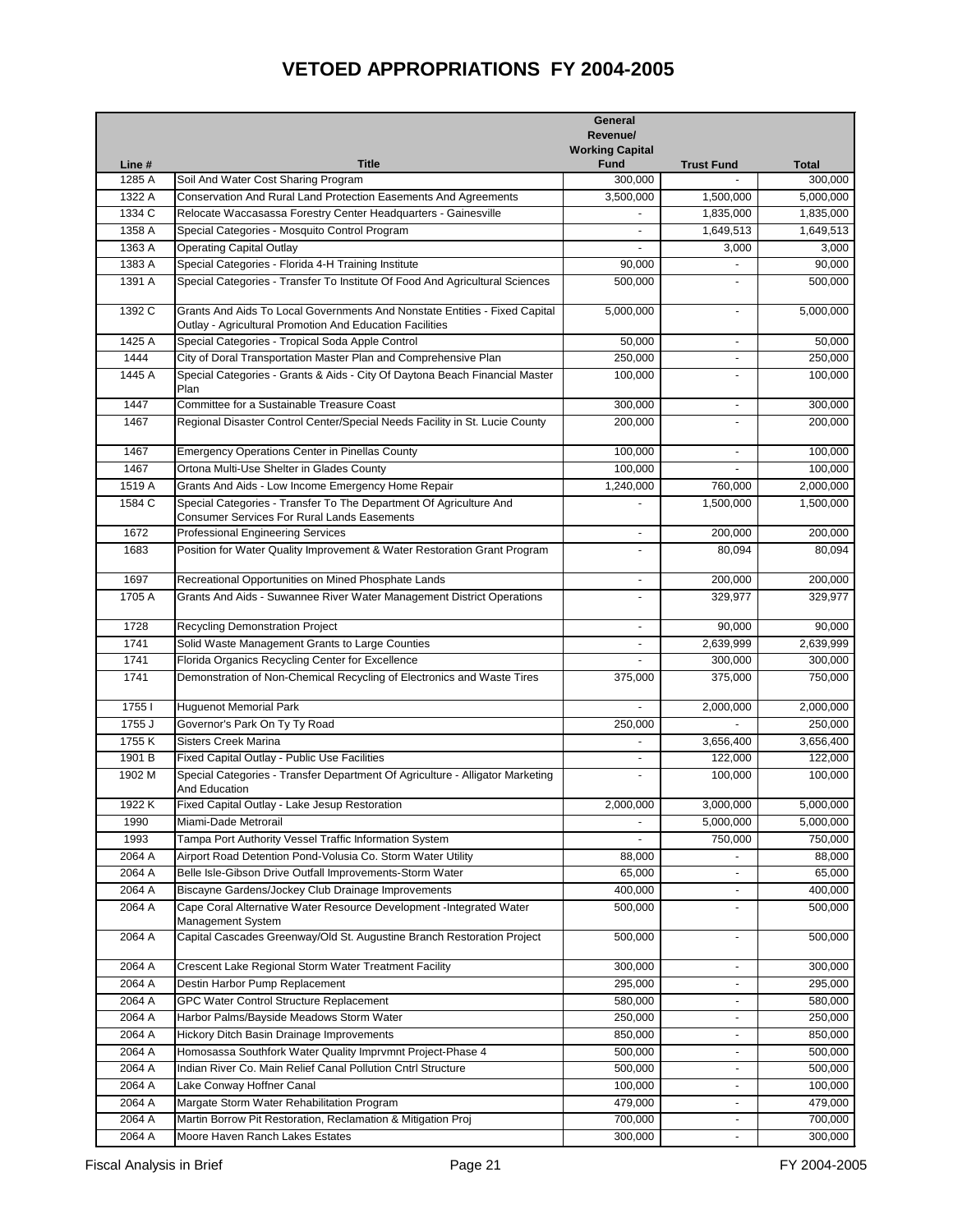# VETOED APPROPRIATIONS FY 2004-2005

| Line # | Title | General Revenue/ Working Capital Fund | Trust Fund | Total |
|---|---|---|---|---|
| 1285 A | Soil And Water Cost Sharing Program | 300,000 | - | 300,000 |
| 1322 A | Conservation And Rural Land Protection Easements And Agreements | 3,500,000 | 1,500,000 | 5,000,000 |
| 1334 C | Relocate Waccasassa Forestry Center Headquarters - Gainesville | - | 1,835,000 | 1,835,000 |
| 1358 A | Special Categories - Mosquito Control Program | - | 1,649,513 | 1,649,513 |
| 1363 A | Operating Capital Outlay | - | 3,000 | 3,000 |
| 1383 A | Special Categories - Florida 4-H Training Institute | 90,000 | - | 90,000 |
| 1391 A | Special Categories - Transfer To Institute Of Food And Agricultural Sciences | 500,000 | - | 500,000 |
| 1392 C | Grants And Aids To Local Governments And Nonstate Entities - Fixed Capital Outlay - Agricultural Promotion And Education Facilities | 5,000,000 | - | 5,000,000 |
| 1425 A | Special Categories - Tropical Soda Apple Control | 50,000 | - | 50,000 |
| 1444 | City of Doral Transportation Master Plan and Comprehensive Plan | 250,000 | - | 250,000 |
| 1445 A | Special Categories - Grants & Aids - City Of Daytona Beach Financial Master Plan | 100,000 | - | 100,000 |
| 1447 | Committee for a Sustainable Treasure Coast | 300,000 | - | 300,000 |
| 1467 | Regional Disaster Control Center/Special Needs Facility in St. Lucie County | 200,000 | - | 200,000 |
| 1467 | Emergency Operations Center in Pinellas County | 100,000 | - | 100,000 |
| 1467 | Ortona Multi-Use Shelter in Glades County | 100,000 | - | 100,000 |
| 1519 A | Grants And Aids - Low Income Emergency Home Repair | 1,240,000 | 760,000 | 2,000,000 |
| 1584 C | Special Categories - Transfer To The Department Of Agriculture And Consumer Services For Rural Lands Easements | - | 1,500,000 | 1,500,000 |
| 1672 | Professional Engineering Services | - | 200,000 | 200,000 |
| 1683 | Position for Water Quality Improvement & Water Restoration Grant Program | - | 80,094 | 80,094 |
| 1697 | Recreational Opportunities on Mined Phosphate Lands | - | 200,000 | 200,000 |
| 1705 A | Grants And Aids - Suwannee River Water Management District Operations | - | 329,977 | 329,977 |
| 1728 | Recycling Demonstration Project | - | 90,000 | 90,000 |
| 1741 | Solid Waste Management Grants to Large Counties | - | 2,639,999 | 2,639,999 |
| 1741 | Florida Organics Recycling Center for Excellence | - | 300,000 | 300,000 |
| 1741 | Demonstration of Non-Chemical Recycling of Electronics and Waste Tires | 375,000 | 375,000 | 750,000 |
| 1755 I | Huguenot Memorial Park | - | 2,000,000 | 2,000,000 |
| 1755 J | Governor's Park On Ty Ty Road | 250,000 | - | 250,000 |
| 1755 K | Sisters Creek Marina | - | 3,656,400 | 3,656,400 |
| 1901 B | Fixed Capital Outlay - Public Use Facilities | - | 122,000 | 122,000 |
| 1902 M | Special Categories - Transfer Department Of Agriculture - Alligator Marketing And Education | - | 100,000 | 100,000 |
| 1922 K | Fixed Capital Outlay - Lake Jesup Restoration | 2,000,000 | 3,000,000 | 5,000,000 |
| 1990 | Miami-Dade Metrorail | - | 5,000,000 | 5,000,000 |
| 1993 | Tampa Port Authority Vessel Traffic Information System | - | 750,000 | 750,000 |
| 2064 A | Airport Road Detention Pond-Volusia Co. Storm Water Utility | 88,000 | - | 88,000 |
| 2064 A | Belle Isle-Gibson Drive Outfall Improvements-Storm Water | 65,000 | - | 65,000 |
| 2064 A | Biscayne Gardens/Jockey Club Drainage Improvements | 400,000 | - | 400,000 |
| 2064 A | Cape Coral Alternative Water Resource Development -Integrated Water Management System | 500,000 | - | 500,000 |
| 2064 A | Capital Cascades Greenway/Old St. Augustine Branch Restoration Project | 500,000 | - | 500,000 |
| 2064 A | Crescent Lake Regional Storm Water Treatment Facility | 300,000 | - | 300,000 |
| 2064 A | Destin Harbor Pump Replacement | 295,000 | - | 295,000 |
| 2064 A | GPC Water Control Structure Replacement | 580,000 | - | 580,000 |
| 2064 A | Harbor Palms/Bayside Meadows Storm Water | 250,000 | - | 250,000 |
| 2064 A | Hickory Ditch Basin Drainage Improvements | 850,000 | - | 850,000 |
| 2064 A | Homosassa Southfork Water Quality Imprvmnt Project-Phase 4 | 500,000 | - | 500,000 |
| 2064 A | Indian River Co. Main Relief Canal Pollution Cntrl Structure | 500,000 | - | 500,000 |
| 2064 A | Lake Conway Hoffner Canal | 100,000 | - | 100,000 |
| 2064 A | Margate Storm Water Rehabilitation Program | 479,000 | - | 479,000 |
| 2064 A | Martin Borrow Pit Restoration, Reclamation & Mitigation Proj | 700,000 | - | 700,000 |
| 2064 A | Moore Haven Ranch Lakes Estates | 300,000 | - | 300,000 |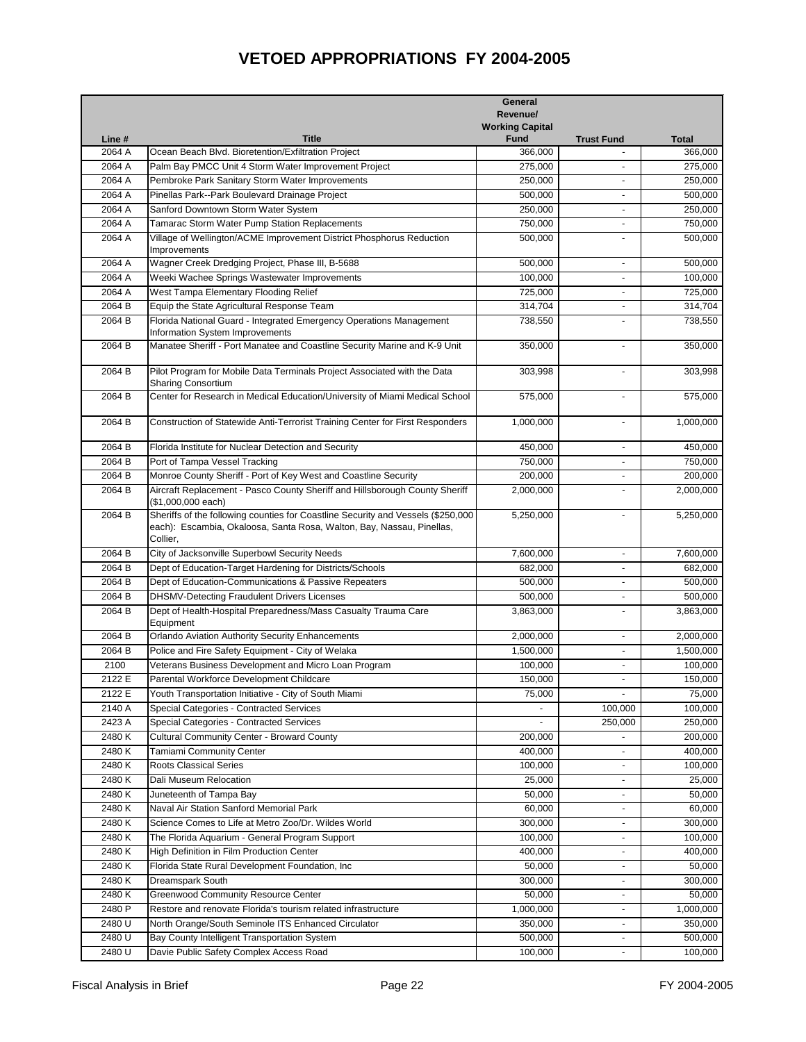# VETOED APPROPRIATIONS FY 2004-2005

| Line # | Title | General Revenue/ Working Capital Fund | Trust Fund | Total |
|---|---|---|---|---|
| 2064 A | Ocean Beach Blvd. Bioretention/Exfiltration Project | 366,000 | - | 366,000 |
| 2064 A | Palm Bay PMCC Unit 4 Storm Water Improvement Project | 275,000 | - | 275,000 |
| 2064 A | Pembroke Park Sanitary Storm Water Improvements | 250,000 | - | 250,000 |
| 2064 A | Pinellas Park--Park Boulevard Drainage Project | 500,000 | - | 500,000 |
| 2064 A | Sanford Downtown Storm Water System | 250,000 | - | 250,000 |
| 2064 A | Tamarac Storm Water Pump Station Replacements | 750,000 | - | 750,000 |
| 2064 A | Village of Wellington/ACME Improvement District Phosphorus Reduction Improvements | 500,000 | - | 500,000 |
| 2064 A | Wagner Creek Dredging Project, Phase III, B-5688 | 500,000 | - | 500,000 |
| 2064 A | Weeki Wachee Springs Wastewater Improvements | 100,000 | - | 100,000 |
| 2064 A | West Tampa Elementary Flooding Relief | 725,000 | - | 725,000 |
| 2064 B | Equip the State Agricultural Response Team | 314,704 | - | 314,704 |
| 2064 B | Florida National Guard - Integrated Emergency Operations Management Information System Improvements | 738,550 | - | 738,550 |
| 2064 B | Manatee Sheriff - Port Manatee and Coastline Security Marine and K-9 Unit | 350,000 | - | 350,000 |
| 2064 B | Pilot Program for Mobile Data Terminals Project Associated with the Data Sharing Consortium | 303,998 | - | 303,998 |
| 2064 B | Center for Research in Medical Education/University of Miami Medical School | 575,000 | - | 575,000 |
| 2064 B | Construction of Statewide Anti-Terrorist Training Center for First Responders | 1,000,000 | - | 1,000,000 |
| 2064 B | Florida Institute for Nuclear Detection and Security | 450,000 | - | 450,000 |
| 2064 B | Port of Tampa Vessel Tracking | 750,000 | - | 750,000 |
| 2064 B | Monroe County Sheriff - Port of Key West and Coastline Security | 200,000 | - | 200,000 |
| 2064 B | Aircraft Replacement - Pasco County Sheriff and Hillsborough County Sheriff ($1,000,000 each) | 2,000,000 | - | 2,000,000 |
| 2064 B | Sheriffs of the following counties for Coastline Security and Vessels ($250,000 each): Escambia, Okaloosa, Santa Rosa, Walton, Bay, Nassau, Pinellas, Collier, | 5,250,000 | - | 5,250,000 |
| 2064 B | City of Jacksonville Superbowl Security Needs | 7,600,000 | - | 7,600,000 |
| 2064 B | Dept of Education-Target Hardening for Districts/Schools | 682,000 | - | 682,000 |
| 2064 B | Dept of Education-Communications & Passive Repeaters | 500,000 | - | 500,000 |
| 2064 B | DHSMV-Detecting Fraudulent Drivers Licenses | 500,000 | - | 500,000 |
| 2064 B | Dept of Health-Hospital Preparedness/Mass Casualty Trauma Care Equipment | 3,863,000 | - | 3,863,000 |
| 2064 B | Orlando Aviation Authority Security Enhancements | 2,000,000 | - | 2,000,000 |
| 2064 B | Police and Fire Safety Equipment - City of Welaka | 1,500,000 | - | 1,500,000 |
| 2100 | Veterans Business Development and Micro Loan Program | 100,000 | - | 100,000 |
| 2122 E | Parental Workforce Development Childcare | 150,000 | - | 150,000 |
| 2122 E | Youth Transportation Initiative - City of South Miami | 75,000 | - | 75,000 |
| 2140 A | Special Categories - Contracted Services | - | 100,000 | 100,000 |
| 2423 A | Special Categories - Contracted Services | - | 250,000 | 250,000 |
| 2480 K | Cultural Community Center - Broward County | 200,000 | - | 200,000 |
| 2480 K | Tamiami Community Center | 400,000 | - | 400,000 |
| 2480 K | Roots Classical Series | 100,000 | - | 100,000 |
| 2480 K | Dali Museum Relocation | 25,000 | - | 25,000 |
| 2480 K | Juneteenth of Tampa Bay | 50,000 | - | 50,000 |
| 2480 K | Naval Air Station Sanford Memorial Park | 60,000 | - | 60,000 |
| 2480 K | Science Comes to Life at Metro Zoo/Dr. Wildes World | 300,000 | - | 300,000 |
| 2480 K | The Florida Aquarium - General Program Support | 100,000 | - | 100,000 |
| 2480 K | High Definition in Film Production Center | 400,000 | - | 400,000 |
| 2480 K | Florida State Rural Development Foundation, Inc | 50,000 | - | 50,000 |
| 2480 K | Dreamspark South | 300,000 | - | 300,000 |
| 2480 K | Greenwood Community Resource Center | 50,000 | - | 50,000 |
| 2480 P | Restore and renovate Florida's tourism related infrastructure | 1,000,000 | - | 1,000,000 |
| 2480 U | North Orange/South Seminole ITS Enhanced Circulator | 350,000 | - | 350,000 |
| 2480 U | Bay County Intelligent Transportation System | 500,000 | - | 500,000 |
| 2480 U | Davie Public Safety Complex Access Road | 100,000 | - | 100,000 |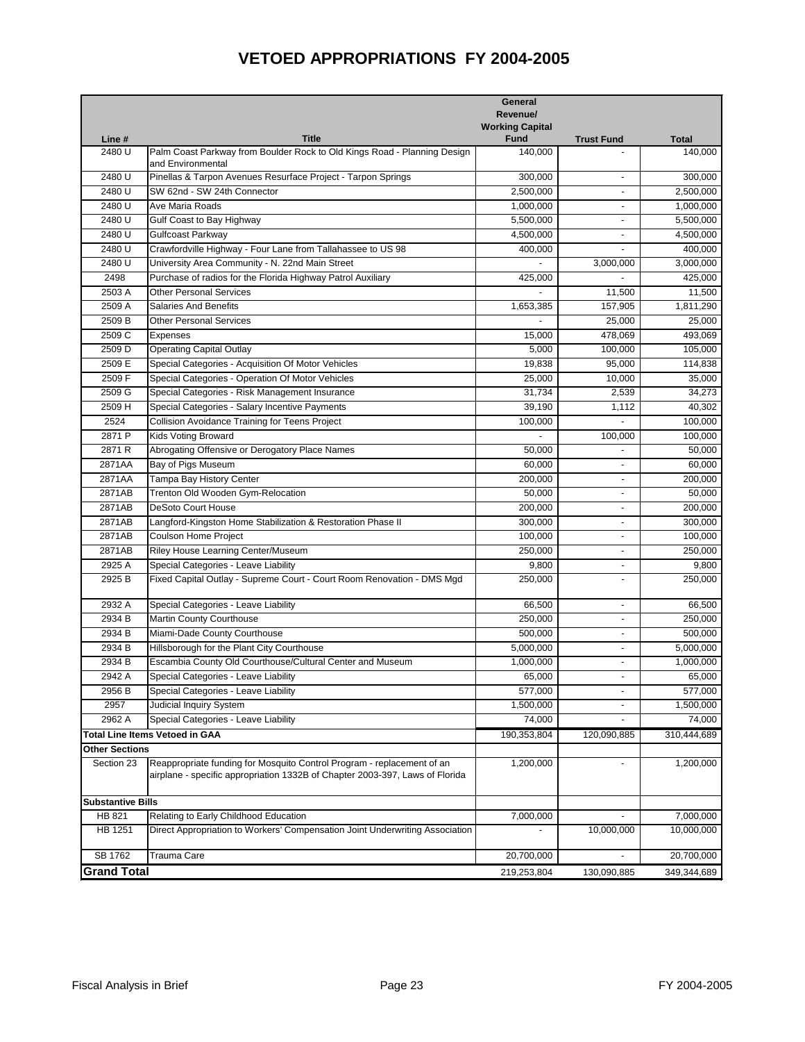# VETOED APPROPRIATIONS FY 2004-2005

| Line # | Title | General Revenue/ Working Capital Fund | Trust Fund | Total |
|---|---|---|---|---|
| 2480 U | Palm Coast Parkway from Boulder Rock to Old Kings Road - Planning Design and Environmental | 140,000 | - | 140,000 |
| 2480 U | Pinellas & Tarpon Avenues Resurface Project - Tarpon Springs | 300,000 | - | 300,000 |
| 2480 U | SW 62nd - SW 24th Connector | 2,500,000 | - | 2,500,000 |
| 2480 U | Ave Maria Roads | 1,000,000 | - | 1,000,000 |
| 2480 U | Gulf Coast to Bay Highway | 5,500,000 | - | 5,500,000 |
| 2480 U | Gulfcoast Parkway | 4,500,000 | - | 4,500,000 |
| 2480 U | Crawfordville Highway - Four Lane from Tallahassee to US 98 | 400,000 | - | 400,000 |
| 2480 U | University Area Community - N. 22nd Main Street | - | 3,000,000 | 3,000,000 |
| 2498 | Purchase of radios for the Florida Highway Patrol Auxiliary | 425,000 | - | 425,000 |
| 2503 A | Other Personal Services | - | 11,500 | 11,500 |
| 2509 A | Salaries And Benefits | 1,653,385 | 157,905 | 1,811,290 |
| 2509 B | Other Personal Services | - | 25,000 | 25,000 |
| 2509 C | Expenses | 15,000 | 478,069 | 493,069 |
| 2509 D | Operating Capital Outlay | 5,000 | 100,000 | 105,000 |
| 2509 E | Special Categories - Acquisition Of Motor Vehicles | 19,838 | 95,000 | 114,838 |
| 2509 F | Special Categories - Operation Of Motor Vehicles | 25,000 | 10,000 | 35,000 |
| 2509 G | Special Categories - Risk Management Insurance | 31,734 | 2,539 | 34,273 |
| 2509 H | Special Categories - Salary Incentive Payments | 39,190 | 1,112 | 40,302 |
| 2524 | Collision Avoidance Training for Teens Project | 100,000 | - | 100,000 |
| 2871 P | Kids Voting Broward | - | 100,000 | 100,000 |
| 2871 R | Abrogating Offensive or Derogatory Place Names | 50,000 | - | 50,000 |
| 2871AA | Bay of Pigs Museum | 60,000 | - | 60,000 |
| 2871AA | Tampa Bay History Center | 200,000 | - | 200,000 |
| 2871AB | Trenton Old Wooden Gym-Relocation | 50,000 | - | 50,000 |
| 2871AB | DeSoto Court House | 200,000 | - | 200,000 |
| 2871AB | Langford-Kingston Home Stabilization & Restoration Phase II | 300,000 | - | 300,000 |
| 2871AB | Coulson Home Project | 100,000 | - | 100,000 |
| 2871AB | Riley House Learning Center/Museum | 250,000 | - | 250,000 |
| 2925 A | Special Categories - Leave Liability | 9,800 | - | 9,800 |
| 2925 B | Fixed Capital Outlay - Supreme Court - Court Room Renovation - DMS Mgd | 250,000 | - | 250,000 |
| 2932 A | Special Categories - Leave Liability | 66,500 | - | 66,500 |
| 2934 B | Martin County Courthouse | 250,000 | - | 250,000 |
| 2934 B | Miami-Dade County Courthouse | 500,000 | - | 500,000 |
| 2934 B | Hillsborough for the Plant City Courthouse | 5,000,000 | - | 5,000,000 |
| 2934 B | Escambia County Old Courthouse/Cultural Center and Museum | 1,000,000 | - | 1,000,000 |
| 2942 A | Special Categories - Leave Liability | 65,000 | - | 65,000 |
| 2956 B | Special Categories - Leave Liability | 577,000 | - | 577,000 |
| 2957 | Judicial Inquiry System | 1,500,000 | - | 1,500,000 |
| 2962 A | Special Categories - Leave Liability | 74,000 | - | 74,000 |
| **Total Line Items Vetoed in GAA** | | 190,353,804 | 120,090,885 | 310,444,689 |
| **Other Sections** | | | | |
| Section 23 | Reappropriate funding for Mosquito Control Program - replacement of an airplane - specific appropriation 1332B of Chapter 2003-397, Laws of Florida | 1,200,000 | - | 1,200,000 |
| **Substantive Bills** | | | | |
| HB 821 | Relating to Early Childhood Education | 7,000,000 | - | 7,000,000 |
| HB 1251 | Direct Appropriation to Workers' Compensation Joint Underwriting Association | - | 10,000,000 | 10,000,000 |
| SB 1762 | Trauma Care | 20,700,000 | - | 20,700,000 |
| **Grand Total** | | 219,253,804 | 130,090,885 | 349,344,689 |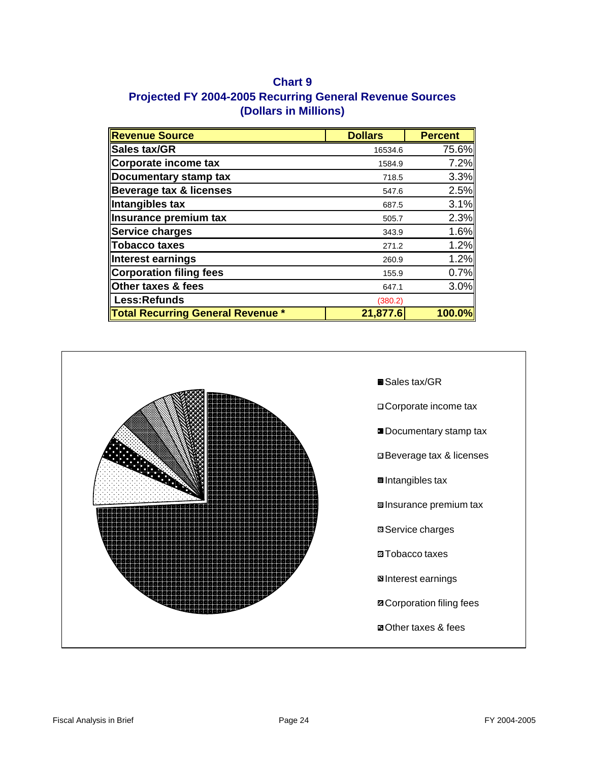## Chart 9
## Projected FY 2004-2005 Recurring General Revenue Sources
## (Dollars in Millions)

| Revenue Source | Dollars | Percent |
|---|---|---|
| Sales tax/GR | 16534.6 | 75.6% |
| Corporate income tax | 1584.9 | 7.2% |
| Documentary stamp tax | 718.5 | 3.3% |
| Beverage tax & licenses | 547.6 | 2.5% |
| Intangibles tax | 687.5 | 3.1% |
| Insurance premium tax | 505.7 | 2.3% |
| Service charges | 343.9 | 1.6% |
| Tobacco taxes | 271.2 | 1.2% |
| Interest earnings | 260.9 | 1.2% |
| Corporation filing fees | 155.9 | 0.7% |
| Other taxes & fees | 647.1 | 3.0% |
| Less:Refunds | (380.2) | |
| **Total Recurring General Revenue *** | **21,877.6** | **100.0%** |

- Sales tax/GR
- Corporate income tax
- Documentary stamp tax
- Beverage tax & licenses
- Intangibles tax
- Insurance premium tax
- Service charges
- Tobacco taxes
- Interest earnings
- Corporation filing fees
- Other taxes & fees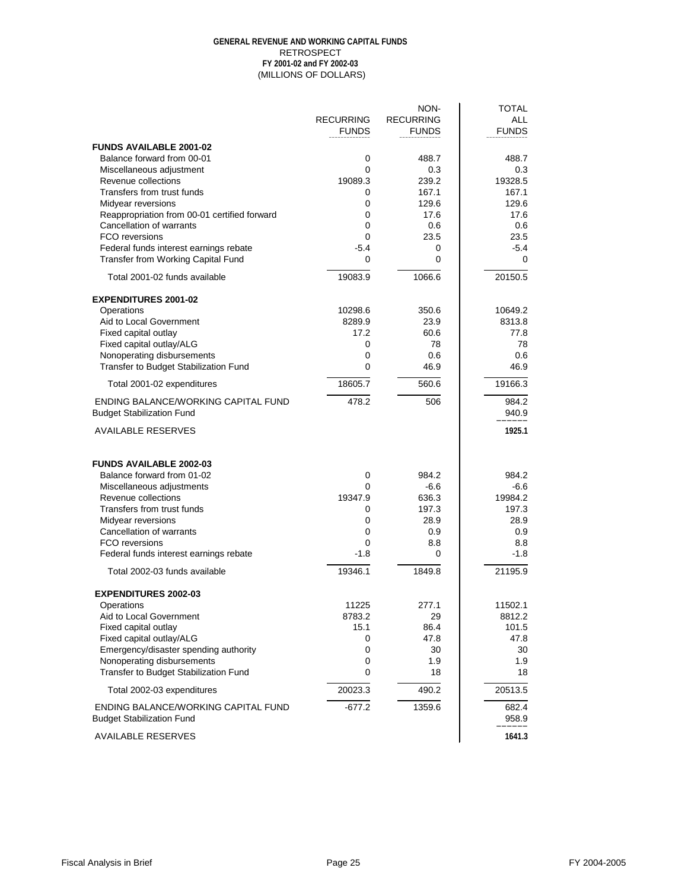**GENERAL REVENUE AND WORKING CAPITAL FUNDS**
RETROSPECT
**FY 2001-02 and FY 2002-03**
(MILLIONS OF DOLLARS)

| | RECURRING FUNDS | NON-RECURRING FUNDS | TOTAL ALL FUNDS |
|---|---|---|---|
| **FUNDS AVAILABLE 2001-02** | | | |
| Balance forward from 00-01 | 0 | 488.7 | 488.7 |
| Miscellaneous adjustment | 0 | 0.3 | 0.3 |
| Revenue collections | 19089.3 | 239.2 | 19328.5 |
| Transfers from trust funds | 0 | 167.1 | 167.1 |
| Midyear reversions | 0 | 129.6 | 129.6 |
| Reappropriation from 00-01 certified forward | 0 | 17.6 | 17.6 |
| Cancellation of warrants | 0 | 0.6 | 0.6 |
| FCO reversions | 0 | 23.5 | 23.5 |
| Federal funds interest earnings rebate | -5.4 | 0 | -5.4 |
| Transfer from Working Capital Fund | 0 | 0 | 0 |
| Total 2001-02 funds available | 19083.9 | 1066.6 | 20150.5 |
| **EXPENDITURES 2001-02** | | | |
| Operations | 10298.6 | 350.6 | 10649.2 |
| Aid to Local Government | 8289.9 | 23.9 | 8313.8 |
| Fixed capital outlay | 17.2 | 60.6 | 77.8 |
| Fixed capital outlay/ALG | 0 | 78 | 78 |
| Nonoperating disbursements | 0 | 0.6 | 0.6 |
| Transfer to Budget Stabilization Fund | 0 | 46.9 | 46.9 |
| Total 2001-02 expenditures | 18605.7 | 560.6 | 19166.3 |
| ENDING BALANCE/WORKING CAPITAL FUND | 478.2 | 506 | 984.2 |
| Budget Stabilization Fund | | | 940.9 |
| AVAILABLE RESERVES | | | **1925.1** |
| **FUNDS AVAILABLE 2002-03** | | | |
| Balance forward from 01-02 | 0 | 984.2 | 984.2 |
| Miscellaneous adjustments | 0 | -6.6 | -6.6 |
| Revenue collections | 19347.9 | 636.3 | 19984.2 |
| Transfers from trust funds | 0 | 197.3 | 197.3 |
| Midyear reversions | 0 | 28.9 | 28.9 |
| Cancellation of warrants | 0 | 0.9 | 0.9 |
| FCO reversions | 0 | 8.8 | 8.8 |
| Federal funds interest earnings rebate | -1.8 | 0 | -1.8 |
| Total 2002-03 funds available | 19346.1 | 1849.8 | 21195.9 |
| **EXPENDITURES 2002-03** | | | |
| Operations | 11225 | 277.1 | 11502.1 |
| Aid to Local Government | 8783.2 | 29 | 8812.2 |
| Fixed capital outlay | 15.1 | 86.4 | 101.5 |
| Fixed capital outlay/ALG | 0 | 47.8 | 47.8 |
| Emergency/disaster spending authority | 0 | 30 | 30 |
| Nonoperating disbursements | 0 | 1.9 | 1.9 |
| Transfer to Budget Stabilization Fund | 0 | 18 | 18 |
| Total 2002-03 expenditures | 20023.3 | 490.2 | 20513.5 |
| ENDING BALANCE/WORKING CAPITAL FUND | -677.2 | 1359.6 | 682.4 |
| Budget Stabilization Fund | | | 958.9 |
| AVAILABLE RESERVES | | | **1641.3** |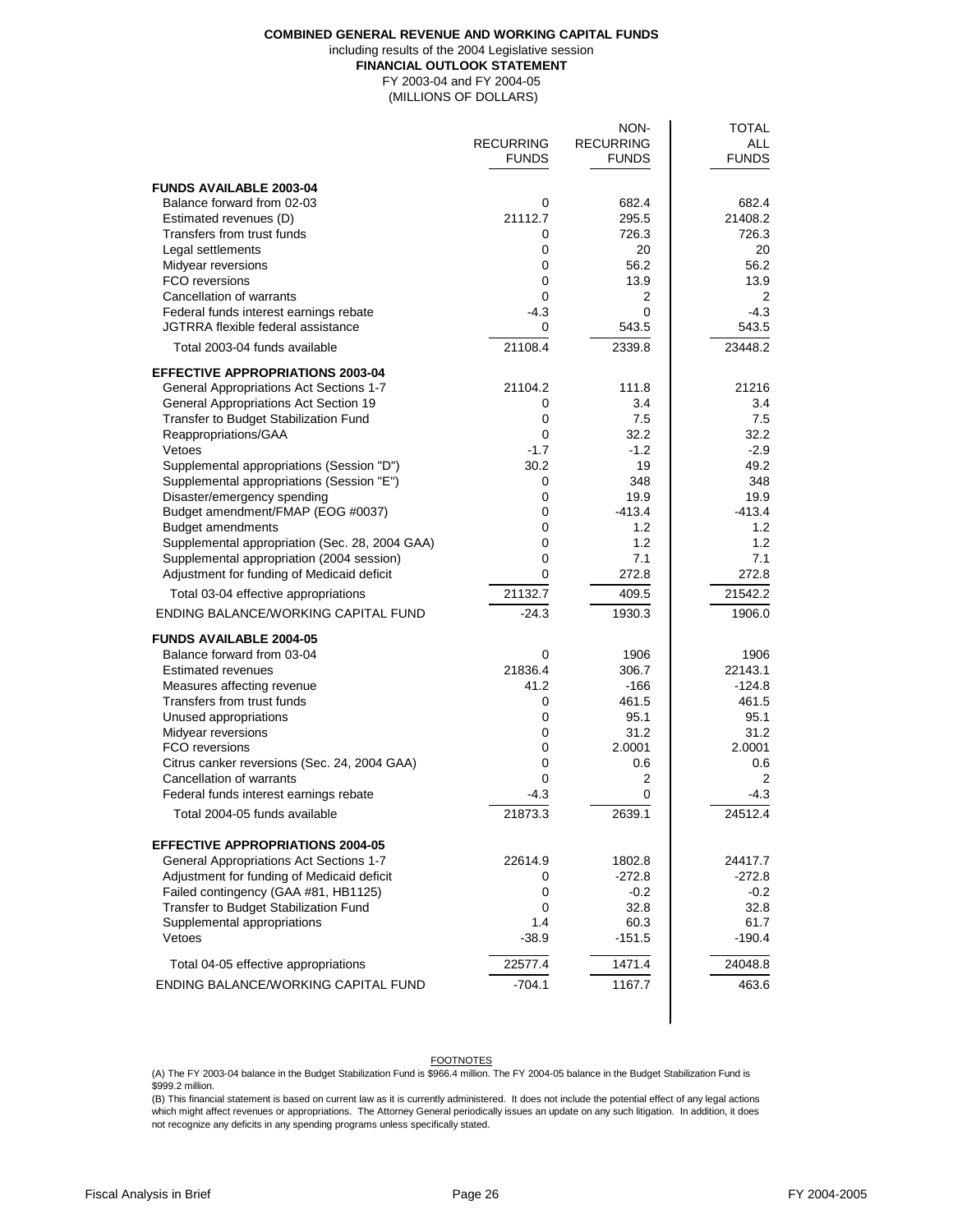**COMBINED GENERAL REVENUE AND WORKING CAPITAL FUNDS**

including results of the 2004 Legislative session

**FINANCIAL OUTLOOK STATEMENT**

FY 2003-04 and FY 2004-05

(MILLIONS OF DOLLARS)

| | RECURRING FUNDS | NON-RECURRING FUNDS | TOTAL ALL FUNDS |
|---|---|---|---|
| **FUNDS AVAILABLE 2003-04** | | | |
| Balance forward from 02-03 | 0 | 682.4 | 682.4 |
| Estimated revenues (D) | 21112.7 | 295.5 | 21408.2 |
| Transfers from trust funds | 0 | 726.3 | 726.3 |
| Legal settlements | 0 | 20 | 20 |
| Midyear reversions | 0 | 56.2 | 56.2 |
| FCO reversions | 0 | 13.9 | 13.9 |
| Cancellation of warrants | 0 | 2 | 2 |
| Federal funds interest earnings rebate | -4.3 | 0 | -4.3 |
| JGTRRA flexible federal assistance | 0 | 543.5 | 543.5 |
| Total 2003-04 funds available | 21108.4 | 2339.8 | 23448.2 |
| **EFFECTIVE APPROPRIATIONS 2003-04** | | | |
| General Appropriations Act Sections 1-7 | 21104.2 | 111.8 | 21216 |
| General Appropriations Act Section 19 | 0 | 3.4 | 3.4 |
| Transfer to Budget Stabilization Fund | 0 | 7.5 | 7.5 |
| Reappropriations/GAA | 0 | 32.2 | 32.2 |
| Vetoes | -1.7 | -1.2 | -2.9 |
| Supplemental appropriations (Session "D") | 30.2 | 19 | 49.2 |
| Supplemental appropriations (Session "E") | 0 | 348 | 348 |
| Disaster/emergency spending | 0 | 19.9 | 19.9 |
| Budget amendment/FMAP (EOG #0037) | 0 | -413.4 | -413.4 |
| Budget amendments | 0 | 1.2 | 1.2 |
| Supplemental appropriation (Sec. 28, 2004 GAA) | 0 | 1.2 | 1.2 |
| Supplemental appropriation (2004 session) | 0 | 7.1 | 7.1 |
| Adjustment for funding of Medicaid deficit | 0 | 272.8 | 272.8 |
| Total 03-04 effective appropriations | 21132.7 | 409.5 | 21542.2 |
| ENDING BALANCE/WORKING CAPITAL FUND | -24.3 | 1930.3 | 1906.0 |
| **FUNDS AVAILABLE 2004-05** | | | |
| Balance forward from 03-04 | 0 | 1906 | 1906 |
| Estimated revenues | 21836.4 | 306.7 | 22143.1 |
| Measures affecting revenue | 41.2 | -166 | -124.8 |
| Transfers from trust funds | 0 | 461.5 | 461.5 |
| Unused appropriations | 0 | 95.1 | 95.1 |
| Midyear reversions | 0 | 31.2 | 31.2 |
| FCO reversions | 0 | 2.0001 | 2.0001 |
| Citrus canker reversions (Sec. 24, 2004 GAA) | 0 | 0.6 | 0.6 |
| Cancellation of warrants | 0 | 2 | 2 |
| Federal funds interest earnings rebate | -4.3 | 0 | -4.3 |
| Total 2004-05 funds available | 21873.3 | 2639.1 | 24512.4 |
| **EFFECTIVE APPROPRIATIONS 2004-05** | | | |
| General Appropriations Act Sections 1-7 | 22614.9 | 1802.8 | 24417.7 |
| Adjustment for funding of Medicaid deficit | 0 | -272.8 | -272.8 |
| Failed contingency (GAA #81, HB1125) | 0 | -0.2 | -0.2 |
| Transfer to Budget Stabilization Fund | 0 | 32.8 | 32.8 |
| Supplemental appropriations | 1.4 | 60.3 | 61.7 |
| Vetoes | -38.9 | -151.5 | -190.4 |
| Total 04-05 effective appropriations | 22577.4 | 1471.4 | 24048.8 |
| ENDING BALANCE/WORKING CAPITAL FUND | -704.1 | 1167.7 | 463.6 |

FOOTNOTES

(A) The FY 2003-04 balance in the Budget Stabilization Fund is $966.4 million. The FY 2004-05 balance in the Budget Stabilization Fund is $999.2 million.

(B) This financial statement is based on current law as it is currently administered. It does not include the potential effect of any legal actions which might affect revenues or appropriations. The Attorney General periodically issues an update on any such litigation. In addition, it does not recognize any deficits in any spending programs unless specifically stated.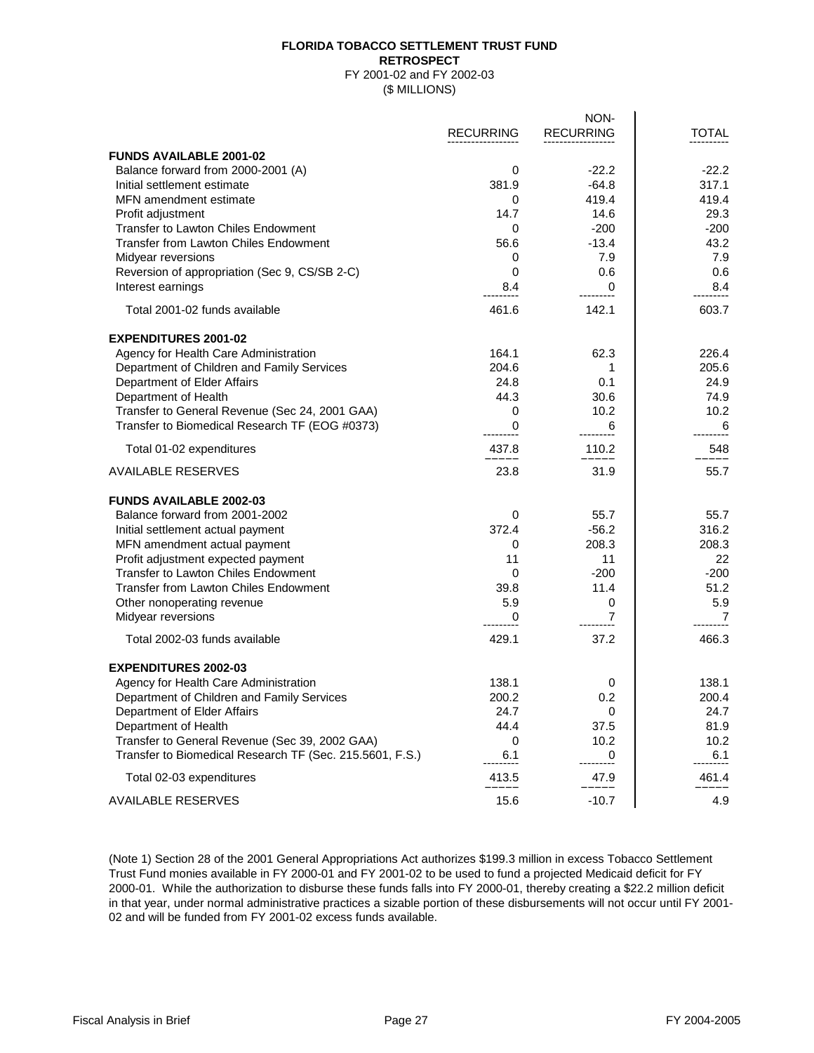**FLORIDA TOBACCO SETTLEMENT TRUST FUND**
**RETROSPECT**
FY 2001-02 and FY 2002-03
($ MILLIONS)

| | RECURRING | NON-RECURRING | TOTAL |
|---|---|---|---|
| **FUNDS AVAILABLE 2001-02** | | | |
| Balance forward from 2000-2001 (A) | 0 | -22.2 | -22.2 |
| Initial settlement estimate | 381.9 | -64.8 | 317.1 |
| MFN amendment estimate | 0 | 419.4 | 419.4 |
| Profit adjustment | 14.7 | 14.6 | 29.3 |
| Transfer to Lawton Chiles Endowment | 0 | -200 | -200 |
| Transfer from Lawton Chiles Endowment | 56.6 | -13.4 | 43.2 |
| Midyear reversions | 0 | 7.9 | 7.9 |
| Reversion of appropriation (Sec 9, CS/SB 2-C) | 0 | 0.6 | 0.6 |
| Interest earnings | 8.4 | 0 | 8.4 |
| Total 2001-02 funds available | 461.6 | 142.1 | 603.7 |
| **EXPENDITURES 2001-02** | | | |
| Agency for Health Care Administration | 164.1 | 62.3 | 226.4 |
| Department of Children and Family Services | 204.6 | 1 | 205.6 |
| Department of Elder Affairs | 24.8 | 0.1 | 24.9 |
| Department of Health | 44.3 | 30.6 | 74.9 |
| Transfer to General Revenue (Sec 24, 2001 GAA) | 0 | 10.2 | 10.2 |
| Transfer to Biomedical Research TF (EOG #0373) | 0 | 6 | 6 |
| Total 01-02 expenditures | 437.8 | 110.2 | 548 |
| AVAILABLE RESERVES | 23.8 | 31.9 | 55.7 |
| **FUNDS AVAILABLE 2002-03** | | | |
| Balance forward from 2001-2002 | 0 | 55.7 | 55.7 |
| Initial settlement actual payment | 372.4 | -56.2 | 316.2 |
| MFN amendment actual payment | 0 | 208.3 | 208.3 |
| Profit adjustment expected payment | 11 | 11 | 22 |
| Transfer to Lawton Chiles Endowment | 0 | -200 | -200 |
| Transfer from Lawton Chiles Endowment | 39.8 | 11.4 | 51.2 |
| Other nonoperating revenue | 5.9 | 0 | 5.9 |
| Midyear reversions | 0 | 7 | 7 |
| Total 2002-03 funds available | 429.1 | 37.2 | 466.3 |
| **EXPENDITURES 2002-03** | | | |
| Agency for Health Care Administration | 138.1 | 0 | 138.1 |
| Department of Children and Family Services | 200.2 | 0.2 | 200.4 |
| Department of Elder Affairs | 24.7 | 0 | 24.7 |
| Department of Health | 44.4 | 37.5 | 81.9 |
| Transfer to General Revenue (Sec 39, 2002 GAA) | 0 | 10.2 | 10.2 |
| Transfer to Biomedical Research TF (Sec. 215.5601, F.S.) | 6.1 | 0 | 6.1 |
| Total 02-03 expenditures | 413.5 | 47.9 | 461.4 |
| AVAILABLE RESERVES | 15.6 | -10.7 | 4.9 |

(Note 1) Section 28 of the 2001 General Appropriations Act authorizes $199.3 million in excess Tobacco Settlement Trust Fund monies available in FY 2000-01 and FY 2001-02 to be used to fund a projected Medicaid deficit for FY 2000-01. While the authorization to disburse these funds falls into FY 2000-01, thereby creating a $22.2 million deficit in that year, under normal administrative practices a sizable portion of these disbursements will not occur until FY 2001-02 and will be funded from FY 2001-02 excess funds available.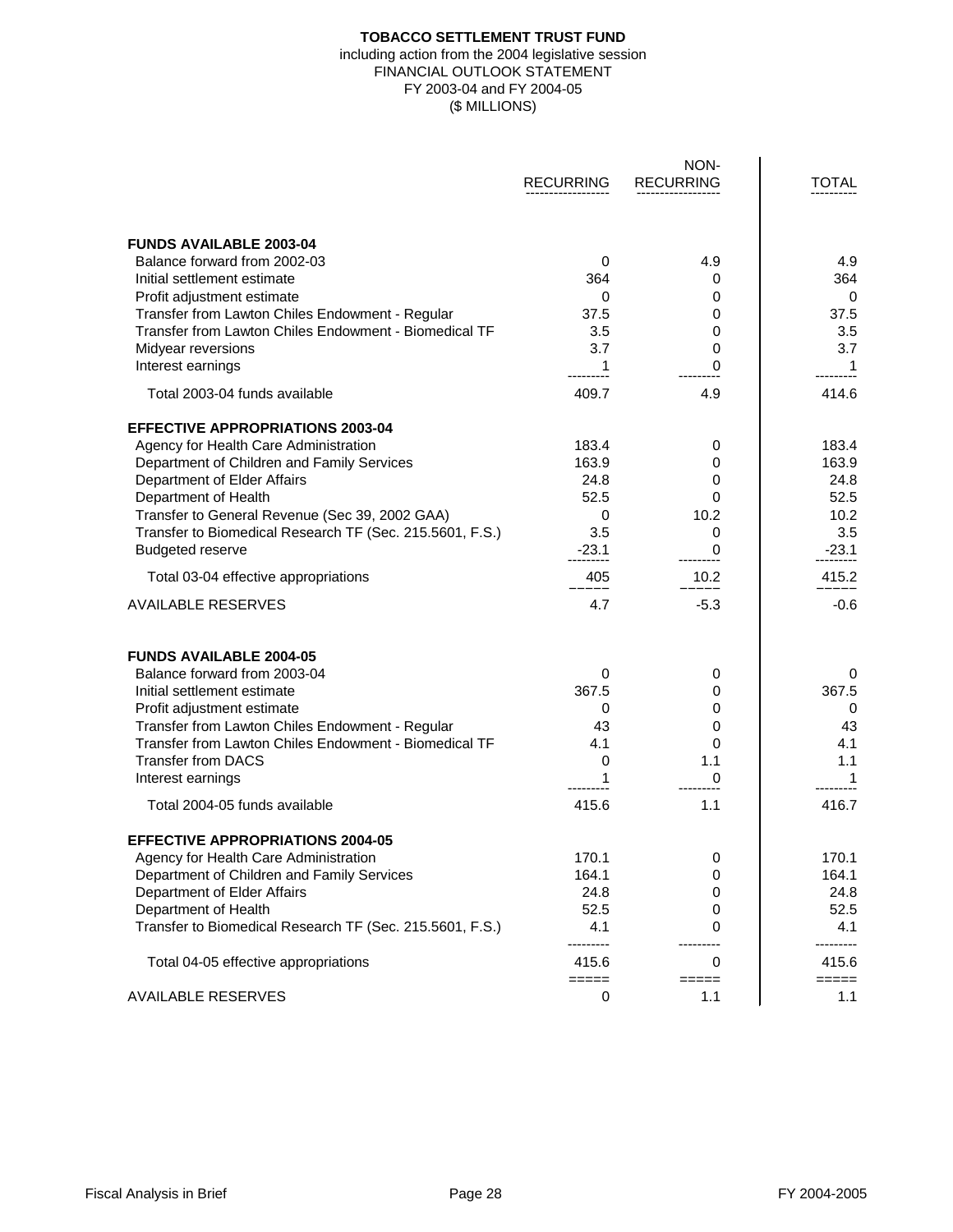**TOBACCO SETTLEMENT TRUST FUND**
including action from the 2004 legislative session
FINANCIAL OUTLOOK STATEMENT
FY 2003-04 and FY 2004-05
($ MILLIONS)

| | RECURRING | NON-RECURRING | TOTAL |
|---|---|---|---|
| **FUNDS AVAILABLE 2003-04** | | | |
| Balance forward from 2002-03 | 0 | 4.9 | 4.9 |
| Initial settlement estimate | 364 | 0 | 364 |
| Profit adjustment estimate | 0 | 0 | 0 |
| Transfer from Lawton Chiles Endowment - Regular | 37.5 | 0 | 37.5 |
| Transfer from Lawton Chiles Endowment - Biomedical TF | 3.5 | 0 | 3.5 |
| Midyear reversions | 3.7 | 0 | 3.7 |
| Interest earnings | 1 | 0 | 1 |
| Total 2003-04 funds available | 409.7 | 4.9 | 414.6 |
| **EFFECTIVE APPROPRIATIONS 2003-04** | | | |
| Agency for Health Care Administration | 183.4 | 0 | 183.4 |
| Department of Children and Family Services | 163.9 | 0 | 163.9 |
| Department of Elder Affairs | 24.8 | 0 | 24.8 |
| Department of Health | 52.5 | 0 | 52.5 |
| Transfer to General Revenue (Sec 39, 2002 GAA) | 0 | 10.2 | 10.2 |
| Transfer to Biomedical Research TF (Sec. 215.5601, F.S.) | 3.5 | 0 | 3.5 |
| Budgeted reserve | -23.1 | 0 | -23.1 |
| Total 03-04 effective appropriations | 405 | 10.2 | 415.2 |
| AVAILABLE RESERVES | 4.7 | -5.3 | -0.6 |
| **FUNDS AVAILABLE 2004-05** | | | |
| Balance forward from 2003-04 | 0 | 0 | 0 |
| Initial settlement estimate | 367.5 | 0 | 367.5 |
| Profit adjustment estimate | 0 | 0 | 0 |
| Transfer from Lawton Chiles Endowment - Regular | 43 | 0 | 43 |
| Transfer from Lawton Chiles Endowment - Biomedical TF | 4.1 | 0 | 4.1 |
| Transfer from DACS | 0 | 1.1 | 1.1 |
| Interest earnings | 1 | 0 | 1 |
| Total 2004-05 funds available | 415.6 | 1.1 | 416.7 |
| **EFFECTIVE APPROPRIATIONS 2004-05** | | | |
| Agency for Health Care Administration | 170.1 | 0 | 170.1 |
| Department of Children and Family Services | 164.1 | 0 | 164.1 |
| Department of Elder Affairs | 24.8 | 0 | 24.8 |
| Department of Health | 52.5 | 0 | 52.5 |
| Transfer to Biomedical Research TF (Sec. 215.5601, F.S.) | 4.1 | 0 | 4.1 |
| Total 04-05 effective appropriations | 415.6 | 0 | 415.6 |
| AVAILABLE RESERVES | 0 | 1.1 | 1.1 |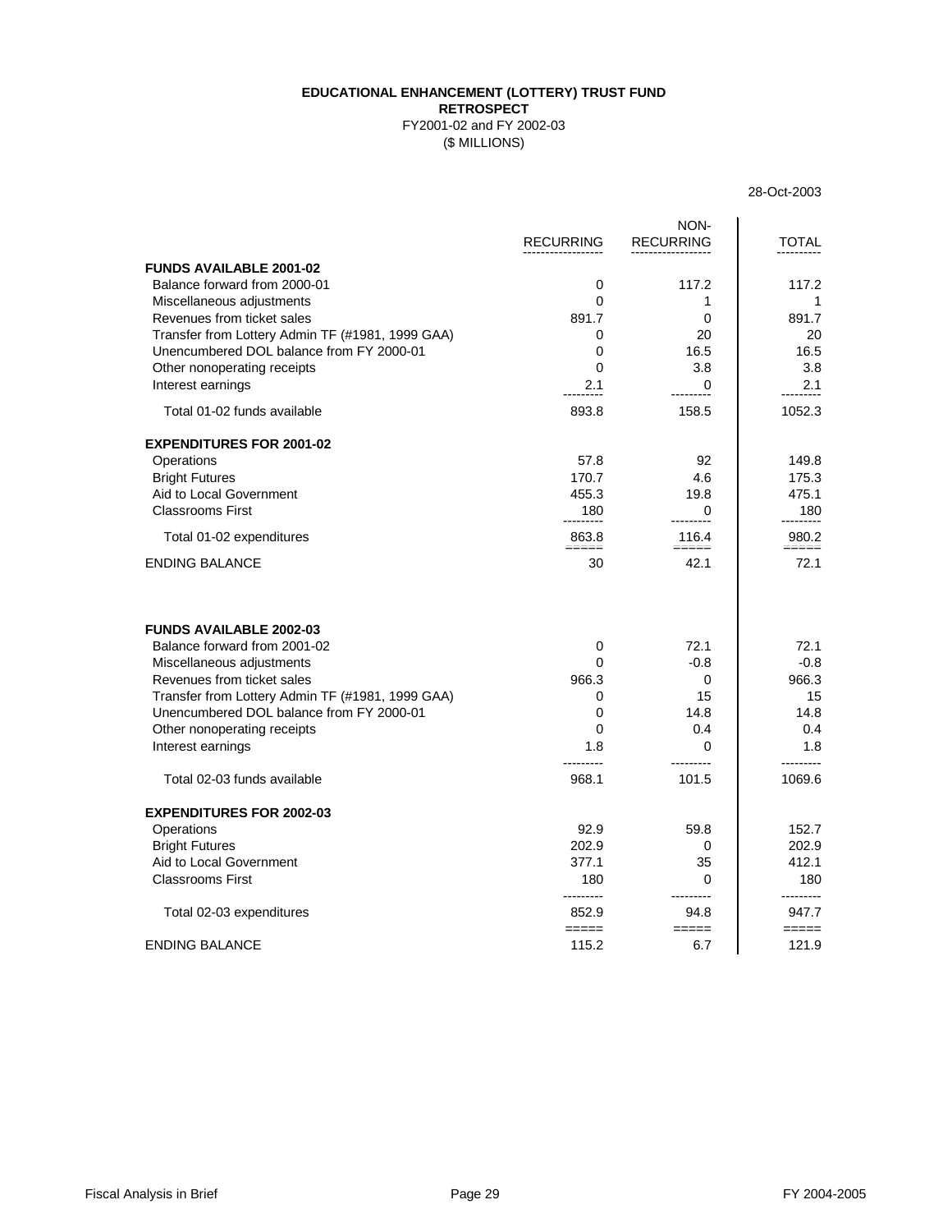# EDUCATIONAL ENHANCEMENT (LOTTERY) TRUST FUND

**RETROSPECT**

FY2001-02 and FY 2002-03

($ MILLIONS)

28-Oct-2003

| | RECURRING | NON-RECURRING | TOTAL |
|---|---|---|---|
| **FUNDS AVAILABLE 2001-02** | | | |
| Balance forward from 2000-01 | 0 | 117.2 | 117.2 |
| Miscellaneous adjustments | 0 | 1 | 1 |
| Revenues from ticket sales | 891.7 | 0 | 891.7 |
| Transfer from Lottery Admin TF (#1981, 1999 GAA) | 0 | 20 | 20 |
| Unencumbered DOL balance from FY 2000-01 | 0 | 16.5 | 16.5 |
| Other nonoperating receipts | 0 | 3.8 | 3.8 |
| Interest earnings | 2.1 | 0 | 2.1 |
| Total 01-02 funds available | 893.8 | 158.5 | 1052.3 |
| **EXPENDITURES FOR 2001-02** | | | |
| Operations | 57.8 | 92 | 149.8 |
| Bright Futures | 170.7 | 4.6 | 175.3 |
| Aid to Local Government | 455.3 | 19.8 | 475.1 |
| Classrooms First | 180 | 0 | 180 |
| Total 01-02 expenditures | 863.8 | 116.4 | 980.2 |
| ENDING BALANCE | 30 | 42.1 | 72.1 |
| **FUNDS AVAILABLE 2002-03** | | | |
| Balance forward from 2001-02 | 0 | 72.1 | 72.1 |
| Miscellaneous adjustments | 0 | -0.8 | -0.8 |
| Revenues from ticket sales | 966.3 | 0 | 966.3 |
| Transfer from Lottery Admin TF (#1981, 1999 GAA) | 0 | 15 | 15 |
| Unencumbered DOL balance from FY 2000-01 | 0 | 14.8 | 14.8 |
| Other nonoperating receipts | 0 | 0.4 | 0.4 |
| Interest earnings | 1.8 | 0 | 1.8 |
| Total 02-03 funds available | 968.1 | 101.5 | 1069.6 |
| **EXPENDITURES FOR 2002-03** | | | |
| Operations | 92.9 | 59.8 | 152.7 |
| Bright Futures | 202.9 | 0 | 202.9 |
| Aid to Local Government | 377.1 | 35 | 412.1 |
| Classrooms First | 180 | 0 | 180 |
| Total 02-03 expenditures | 852.9 | 94.8 | 947.7 |
| ENDING BALANCE | 115.2 | 6.7 | 121.9 |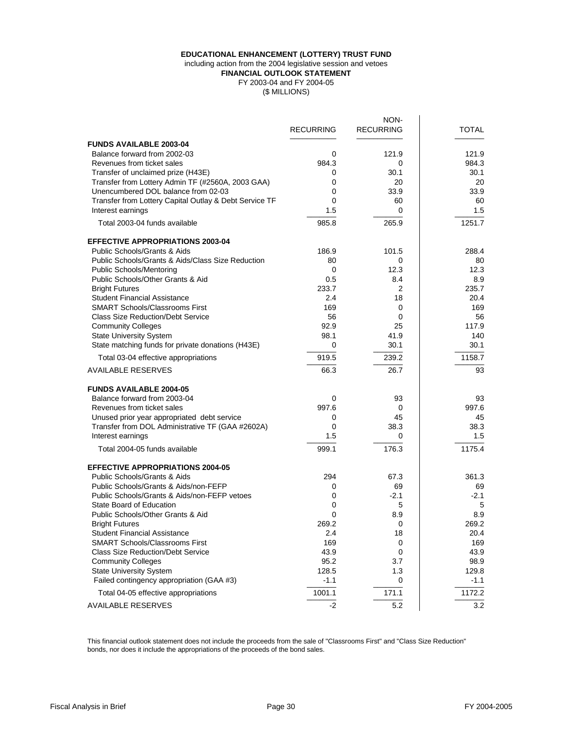**EDUCATIONAL ENHANCEMENT (LOTTERY) TRUST FUND**
including action from the 2004 legislative session and vetoes
**FINANCIAL OUTLOOK STATEMENT**
FY 2003-04 and FY 2004-05
($ MILLIONS)

| | RECURRING | NON-RECURRING | TOTAL |
|---|---|---|---|
| **FUNDS AVAILABLE 2003-04** | | | |
| Balance forward from 2002-03 | 0 | 121.9 | 121.9 |
| Revenues from ticket sales | 984.3 | 0 | 984.3 |
| Transfer of unclaimed prize (H43E) | 0 | 30.1 | 30.1 |
| Transfer from Lottery Admin TF (#2560A, 2003 GAA) | 0 | 20 | 20 |
| Unencumbered DOL balance from 02-03 | 0 | 33.9 | 33.9 |
| Transfer from Lottery Capital Outlay & Debt Service TF | 0 | 60 | 60 |
| Interest earnings | 1.5 | 0 | 1.5 |
| Total 2003-04 funds available | 985.8 | 265.9 | 1251.7 |
| **EFFECTIVE APPROPRIATIONS 2003-04** | | | |
| Public Schools/Grants & Aids | 186.9 | 101.5 | 288.4 |
| Public Schools/Grants & Aids/Class Size Reduction | 80 | 0 | 80 |
| Public Schools/Mentoring | 0 | 12.3 | 12.3 |
| Public Schools/Other Grants & Aid | 0.5 | 8.4 | 8.9 |
| Bright Futures | 233.7 | 2 | 235.7 |
| Student Financial Assistance | 2.4 | 18 | 20.4 |
| SMART Schools/Classrooms First | 169 | 0 | 169 |
| Class Size Reduction/Debt Service | 56 | 0 | 56 |
| Community Colleges | 92.9 | 25 | 117.9 |
| State University System | 98.1 | 41.9 | 140 |
| State matching funds for private donations (H43E) | 0 | 30.1 | 30.1 |
| Total 03-04 effective appropriations | 919.5 | 239.2 | 1158.7 |
| AVAILABLE RESERVES | 66.3 | 26.7 | 93 |
| **FUNDS AVAILABLE 2004-05** | | | |
| Balance forward from 2003-04 | 0 | 93 | 93 |
| Revenues from ticket sales | 997.6 | 0 | 997.6 |
| Unused prior year appropriated debt service | 0 | 45 | 45 |
| Transfer from DOL Administrative TF (GAA #2602A) | 0 | 38.3 | 38.3 |
| Interest earnings | 1.5 | 0 | 1.5 |
| Total 2004-05 funds available | 999.1 | 176.3 | 1175.4 |
| **EFFECTIVE APPROPRIATIONS 2004-05** | | | |
| Public Schools/Grants & Aids | 294 | 67.3 | 361.3 |
| Public Schools/Grants & Aids/non-FEFP | 0 | 69 | 69 |
| Public Schools/Grants & Aids/non-FEFP vetoes | 0 | -2.1 | -2.1 |
| State Board of Education | 0 | 5 | 5 |
| Public Schools/Other Grants & Aid | 0 | 8.9 | 8.9 |
| Bright Futures | 269.2 | 0 | 269.2 |
| Student Financial Assistance | 2.4 | 18 | 20.4 |
| SMART Schools/Classrooms First | 169 | 0 | 169 |
| Class Size Reduction/Debt Service | 43.9 | 0 | 43.9 |
| Community Colleges | 95.2 | 3.7 | 98.9 |
| State University System | 128.5 | 1.3 | 129.8 |
| Failed contingency appropriation (GAA #3) | -1.1 | 0 | -1.1 |
| Total 04-05 effective appropriations | 1001.1 | 171.1 | 1172.2 |
| AVAILABLE RESERVES | -2 | 5.2 | 3.2 |

This financial outlook statement does not include the proceeds from the sale of "Classrooms First" and "Class Size Reduction" bonds, nor does it include the appropriations of the proceeds of the bond sales.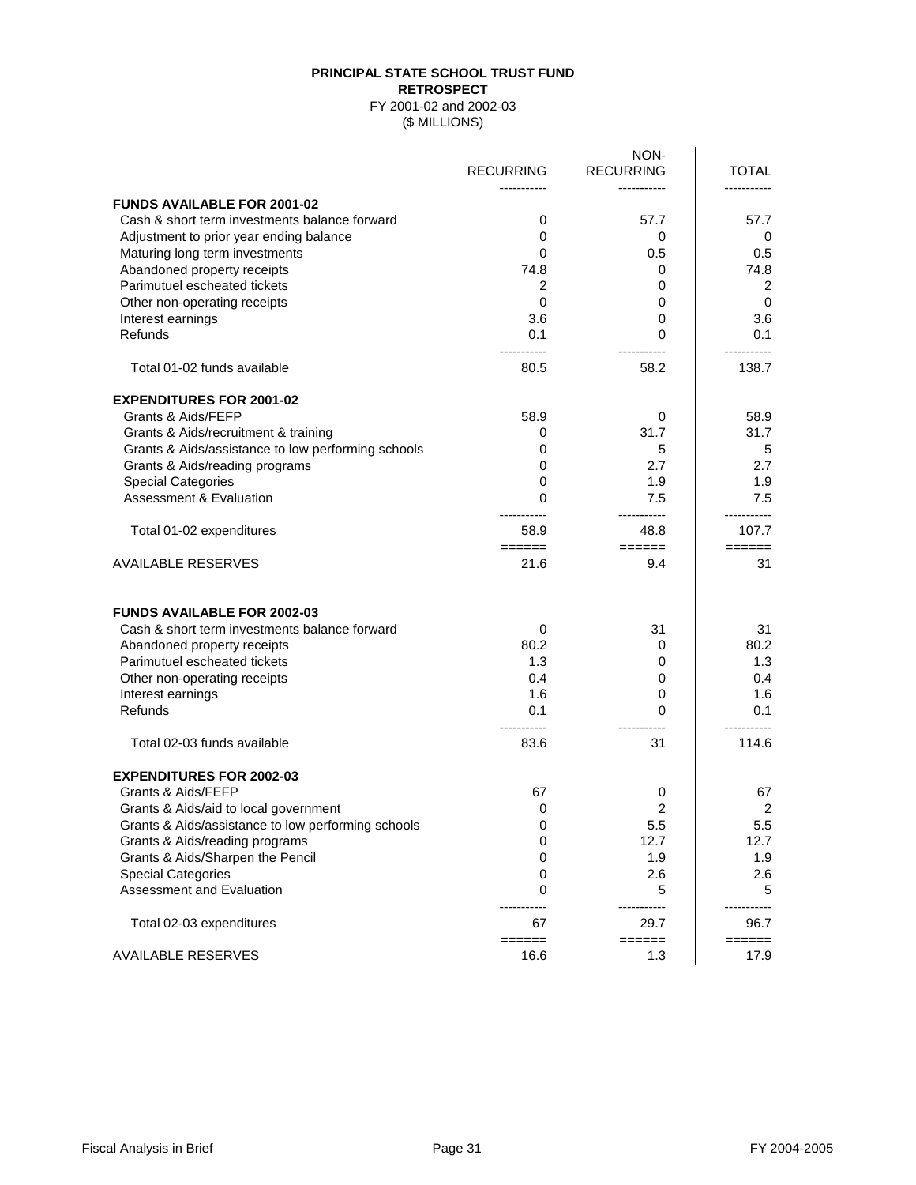**PRINCIPAL STATE SCHOOL TRUST FUND**
**RETROSPECT**
FY 2001-02 and 2002-03
($ MILLIONS)

| | RECURRING | NON-RECURRING | TOTAL |
|---|---|---|---|
| **FUNDS AVAILABLE FOR 2001-02** | | | |
| Cash & short term investments balance forward | 0 | 57.7 | 57.7 |
| Adjustment to prior year ending balance | 0 | 0 | 0 |
| Maturing long term investments | 0 | 0.5 | 0.5 |
| Abandoned property receipts | 74.8 | 0 | 74.8 |
| Parimutuel escheated tickets | 2 | 0 | 2 |
| Other non-operating receipts | 0 | 0 | 0 |
| Interest earnings | 3.6 | 0 | 3.6 |
| Refunds | 0.1 | 0 | 0.1 |
| Total 01-02 funds available | 80.5 | 58.2 | 138.7 |
| **EXPENDITURES FOR 2001-02** | | | |
| Grants & Aids/FEFP | 58.9 | 0 | 58.9 |
| Grants & Aids/recruitment & training | 0 | 31.7 | 31.7 |
| Grants & Aids/assistance to low performing schools | 0 | 5 | 5 |
| Grants & Aids/reading programs | 0 | 2.7 | 2.7 |
| Special Categories | 0 | 1.9 | 1.9 |
| Assessment & Evaluation | 0 | 7.5 | 7.5 |
| Total 01-02 expenditures | 58.9 | 48.8 | 107.7 |
| AVAILABLE RESERVES | 21.6 | 9.4 | 31 |
| **FUNDS AVAILABLE FOR 2002-03** | | | |
| Cash & short term investments balance forward | 0 | 31 | 31 |
| Abandoned property receipts | 80.2 | 0 | 80.2 |
| Parimutuel escheated tickets | 1.3 | 0 | 1.3 |
| Other non-operating receipts | 0.4 | 0 | 0.4 |
| Interest earnings | 1.6 | 0 | 1.6 |
| Refunds | 0.1 | 0 | 0.1 |
| Total 02-03 funds available | 83.6 | 31 | 114.6 |
| **EXPENDITURES FOR 2002-03** | | | |
| Grants & Aids/FEFP | 67 | 0 | 67 |
| Grants & Aids/aid to local government | 0 | 2 | 2 |
| Grants & Aids/assistance to low performing schools | 0 | 5.5 | 5.5 |
| Grants & Aids/reading programs | 0 | 12.7 | 12.7 |
| Grants & Aids/Sharpen the Pencil | 0 | 1.9 | 1.9 |
| Special Categories | 0 | 2.6 | 2.6 |
| Assessment and Evaluation | 0 | 5 | 5 |
| Total 02-03 expenditures | 67 | 29.7 | 96.7 |
| AVAILABLE RESERVES | 16.6 | 1.3 | 17.9 |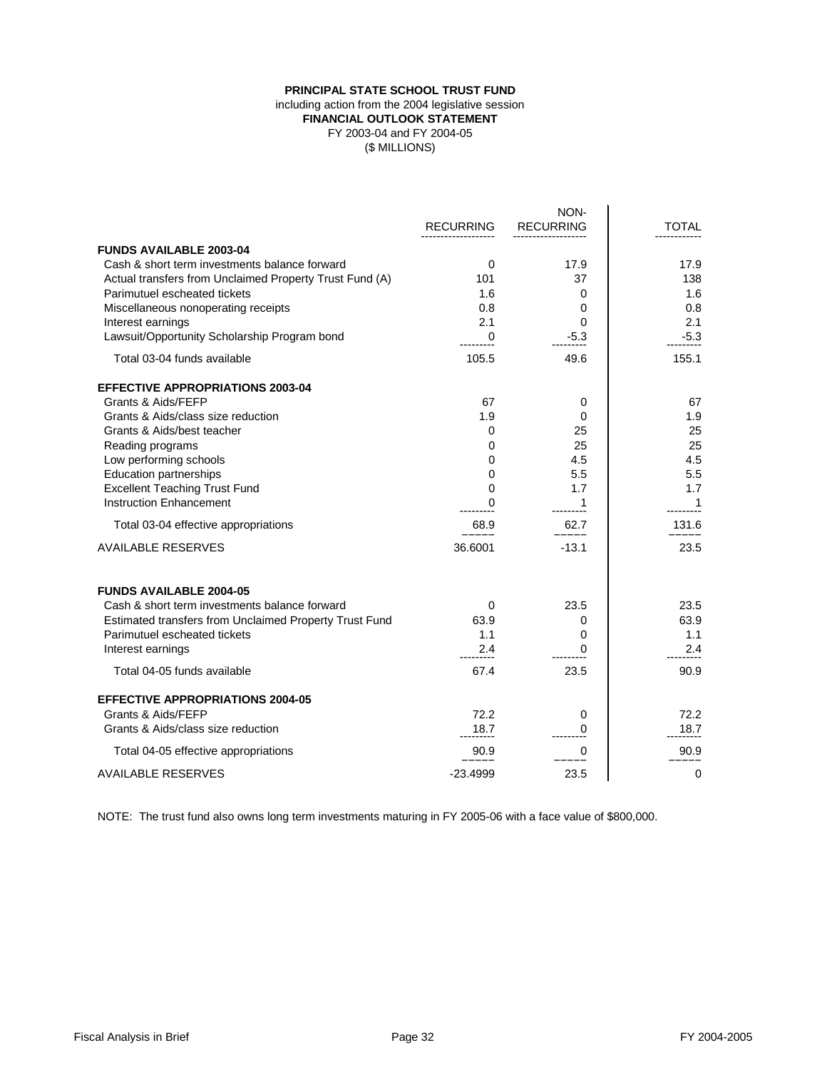**PRINCIPAL STATE SCHOOL TRUST FUND**
including action from the 2004 legislative session
**FINANCIAL OUTLOOK STATEMENT**
FY 2003-04 and FY 2004-05
($ MILLIONS)

| | RECURRING | NON-RECURRING | TOTAL |
|---|---|---|---|
| **FUNDS AVAILABLE 2003-04** | | | |
| Cash & short term investments balance forward | 0 | 17.9 | 17.9 |
| Actual transfers from Unclaimed Property Trust Fund (A) | 101 | 37 | 138 |
| Parimutuel escheated tickets | 1.6 | 0 | 1.6 |
| Miscellaneous nonoperating receipts | 0.8 | 0 | 0.8 |
| Interest earnings | 2.1 | 0 | 2.1 |
| Lawsuit/Opportunity Scholarship Program bond | 0 | -5.3 | -5.3 |
| Total 03-04 funds available | 105.5 | 49.6 | 155.1 |
| **EFFECTIVE APPROPRIATIONS 2003-04** | | | |
| Grants & Aids/FEFP | 67 | 0 | 67 |
| Grants & Aids/class size reduction | 1.9 | 0 | 1.9 |
| Grants & Aids/best teacher | 0 | 25 | 25 |
| Reading programs | 0 | 25 | 25 |
| Low performing schools | 0 | 4.5 | 4.5 |
| Education partnerships | 0 | 5.5 | 5.5 |
| Excellent Teaching Trust Fund | 0 | 1.7 | 1.7 |
| Instruction Enhancement | 0 | 1 | 1 |
| Total 03-04 effective appropriations | 68.9 | 62.7 | 131.6 |
| AVAILABLE RESERVES | 36.6001 | -13.1 | 23.5 |
| **FUNDS AVAILABLE 2004-05** | | | |
| Cash & short term investments balance forward | 0 | 23.5 | 23.5 |
| Estimated transfers from Unclaimed Property Trust Fund | 63.9 | 0 | 63.9 |
| Parimutuel escheated tickets | 1.1 | 0 | 1.1 |
| Interest earnings | 2.4 | 0 | 2.4 |
| Total 04-05 funds available | 67.4 | 23.5 | 90.9 |
| **EFFECTIVE APPROPRIATIONS 2004-05** | | | |
| Grants & Aids/FEFP | 72.2 | 0 | 72.2 |
| Grants & Aids/class size reduction | 18.7 | 0 | 18.7 |
| Total 04-05 effective appropriations | 90.9 | 0 | 90.9 |
| AVAILABLE RESERVES | -23.4999 | 23.5 | 0 |

NOTE: The trust fund also owns long term investments maturing in FY 2005-06 with a face value of $800,000.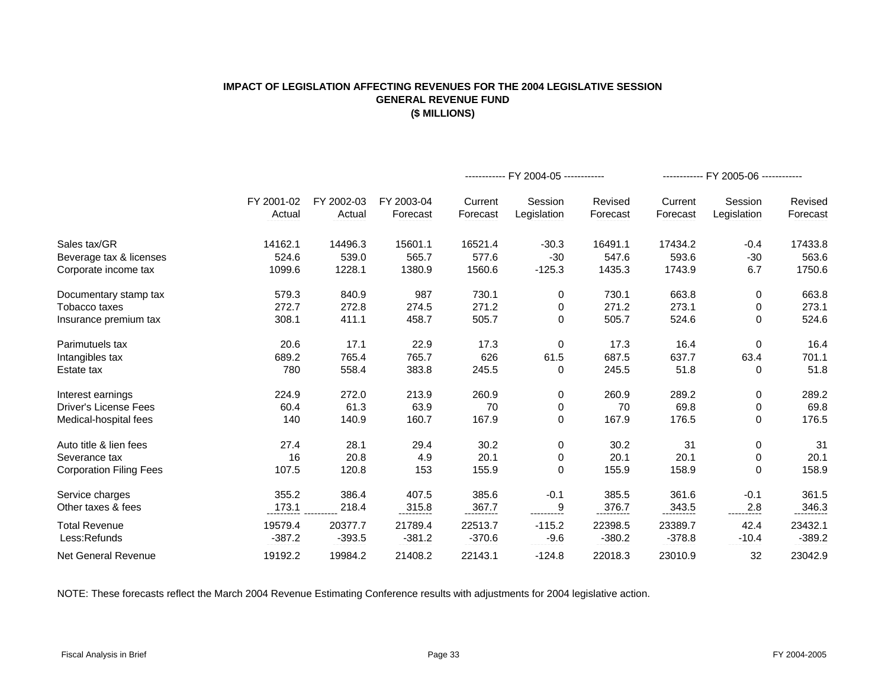**IMPACT OF LEGISLATION AFFECTING REVENUES FOR THE 2004 LEGISLATIVE SESSION**
**GENERAL REVENUE FUND**
**($ MILLIONS)**

| | | | | FY 2004-05 | | | FY 2005-06 | | |
|---|---|---|---|---|---|---|---|---|---|
| | FY 2001-02 Actual | FY 2002-03 Actual | FY 2003-04 Forecast | Current Forecast | Session Legislation | Revised Forecast | Current Forecast | Session Legislation | Revised Forecast |
| Sales tax/GR | 14162.1 | 14496.3 | 15601.1 | 16521.4 | -30.3 | 16491.1 | 17434.2 | -0.4 | 17433.8 |
| Beverage tax & licenses | 524.6 | 539.0 | 565.7 | 577.6 | -30 | 547.6 | 593.6 | -30 | 563.6 |
| Corporate income tax | 1099.6 | 1228.1 | 1380.9 | 1560.6 | -125.3 | 1435.3 | 1743.9 | 6.7 | 1750.6 |
| Documentary stamp tax | 579.3 | 840.9 | 987 | 730.1 | 0 | 730.1 | 663.8 | 0 | 663.8 |
| Tobacco taxes | 272.7 | 272.8 | 274.5 | 271.2 | 0 | 271.2 | 273.1 | 0 | 273.1 |
| Insurance premium tax | 308.1 | 411.1 | 458.7 | 505.7 | 0 | 505.7 | 524.6 | 0 | 524.6 |
| Parimutuels tax | 20.6 | 17.1 | 22.9 | 17.3 | 0 | 17.3 | 16.4 | 0 | 16.4 |
| Intangibles tax | 689.2 | 765.4 | 765.7 | 626 | 61.5 | 687.5 | 637.7 | 63.4 | 701.1 |
| Estate tax | 780 | 558.4 | 383.8 | 245.5 | 0 | 245.5 | 51.8 | 0 | 51.8 |
| Interest earnings | 224.9 | 272.0 | 213.9 | 260.9 | 0 | 260.9 | 289.2 | 0 | 289.2 |
| Driver's License Fees | 60.4 | 61.3 | 63.9 | 70 | 0 | 70 | 69.8 | 0 | 69.8 |
| Medical-hospital fees | 140 | 140.9 | 160.7 | 167.9 | 0 | 167.9 | 176.5 | 0 | 176.5 |
| Auto title & lien fees | 27.4 | 28.1 | 29.4 | 30.2 | 0 | 30.2 | 31 | 0 | 31 |
| Severance tax | 16 | 20.8 | 4.9 | 20.1 | 0 | 20.1 | 20.1 | 0 | 20.1 |
| Corporation Filing Fees | 107.5 | 120.8 | 153 | 155.9 | 0 | 155.9 | 158.9 | 0 | 158.9 |
| Service charges | 355.2 | 386.4 | 407.5 | 385.6 | -0.1 | 385.5 | 361.6 | -0.1 | 361.5 |
| Other taxes & fees | 173.1 | 218.4 | 315.8 | 367.7 | 9 | 376.7 | 343.5 | 2.8 | 346.3 |
| Total Revenue | 19579.4 | 20377.7 | 21789.4 | 22513.7 | -115.2 | 22398.5 | 23389.7 | 42.4 | 23432.1 |
| Less:Refunds | -387.2 | -393.5 | -381.2 | -370.6 | -9.6 | -380.2 | -378.8 | -10.4 | -389.2 |
| Net General Revenue | 19192.2 | 19984.2 | 21408.2 | 22143.1 | -124.8 | 22018.3 | 23010.9 | 32 | 23042.9 |

NOTE: These forecasts reflect the March 2004 Revenue Estimating Conference results with adjustments for 2004 legislative action.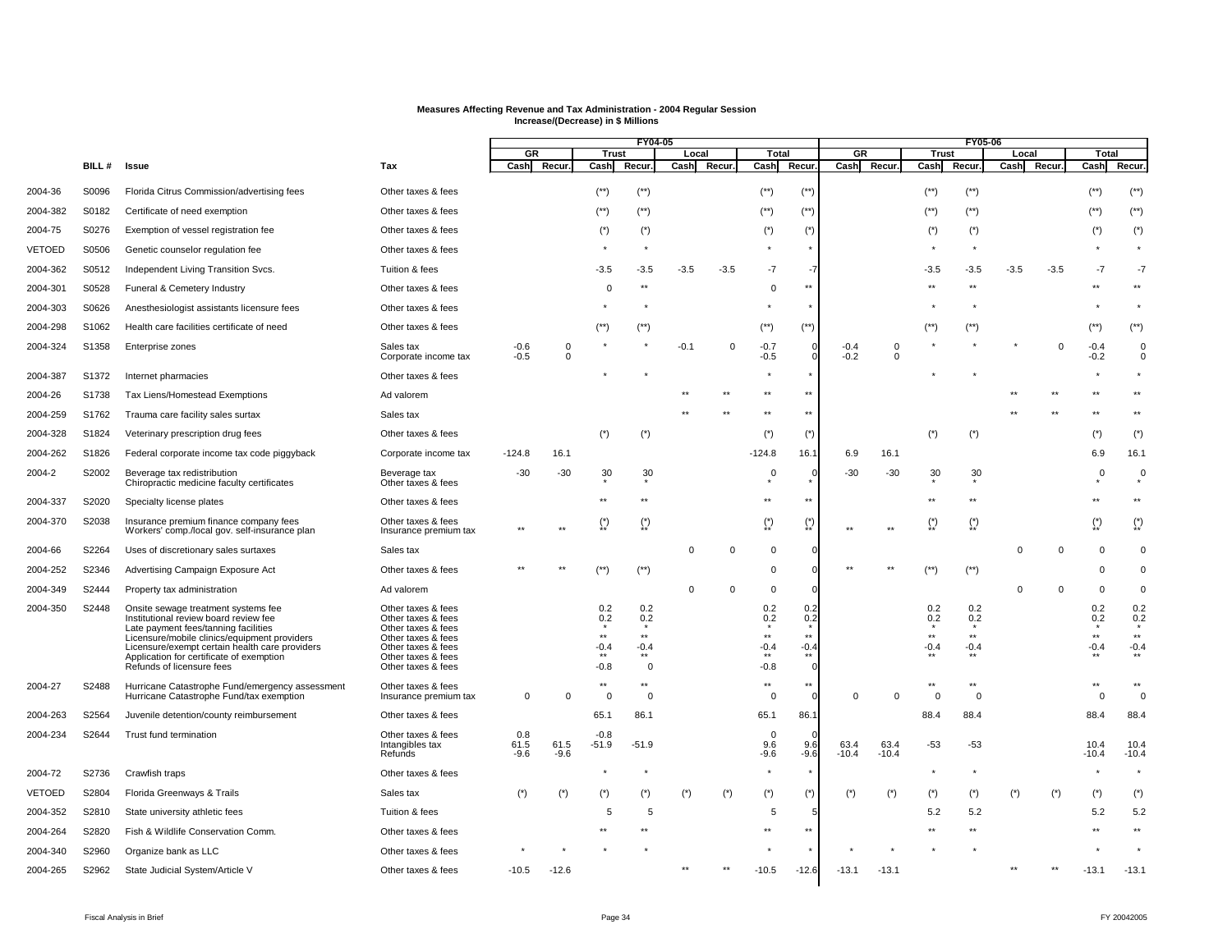**Measures Affecting Revenue and Tax Administration - 2004 Regular Session**
**Increase/(Decrease) in $ Millions**

| | | | | FY04-05 | | | | | | | | FY05-06 | | | | | | | |
|---|---|---|---|---|---|---|---|---|---|---|---|---|---|---|---|---|---|---|---|
| | | | | GR | | Trust | | Local | | Total | | GR | | Trust | | Local | | Total | |
| | BILL # | Issue | Tax | Cash | Recur. | Cash | Recur. | Cash | Recur. | Cash | Recur. | Cash | Recur. | Cash | Recur. | Cash | Recur. | Cash | Recur. |
| 2004-36 | S0096 | Florida Citrus Commission/advertising fees | Other taxes & fees | | | (**) | (**) | | | (**) | (**) | | | (**) | (**) | | | (**) | (**) |
| 2004-382 | S0182 | Certificate of need exemption | Other taxes & fees | | | (**) | (**) | | | (**) | (**) | | | (**) | (**) | | | (**) | (**) |
| 2004-75 | S0276 | Exemption of vessel registration fee | Other taxes & fees | | | (*) | (*) | | | (*) | (*) | | | (*) | (*) | | | (*) | (*) |
| VETOED | S0506 | Genetic counselor regulation fee | Other taxes & fees | | | * | * | | | * | * | | | * | * | | | * | * |
| 2004-362 | S0512 | Independent Living Transition Svcs. | Tuition & fees | | | -3.5 | -3.5 | -3.5 | -3.5 | -7 | -7 | | | -3.5 | -3.5 | -3.5 | -3.5 | -7 | -7 |
| 2004-301 | S0528 | Funeral & Cemetery Industry | Other taxes & fees | | | 0 | ** | | | 0 | ** | | | ** | ** | | | ** | ** |
| 2004-303 | S0626 | Anesthesiologist assistants licensure fees | Other taxes & fees | | | * | * | | | * | * | | | * | * | | | * | * |
| 2004-298 | S1062 | Health care facilities certificate of need | Other taxes & fees | | | (**) | (**) | | | (**) | (**) | | | (**) | (**) | | | (**) | (**) |
| 2004-324 | S1358 | Enterprise zones | Sales tax | -0.6 | 0 | * | * | -0.1 | 0 | -0.7 | 0 | -0.4 | 0 | * | * | * | 0 | -0.4 | 0 |
| | | | Corporate income tax | -0.5 | 0 | | | | | -0.5 | 0 | -0.2 | 0 | | | | | -0.2 | 0 |
| 2004-387 | S1372 | Internet pharmacies | Other taxes & fees | | | * | * | | | * | * | | | * | * | | | * | * |
| 2004-26 | S1738 | Tax Liens/Homestead Exemptions | Ad valorem | | | | | ** | ** | ** | ** | | | | | ** | ** | ** | ** |
| 2004-259 | S1762 | Trauma care facility sales surtax | Sales tax | | | | | ** | ** | ** | ** | | | | | ** | ** | ** | ** |
| 2004-328 | S1824 | Veterinary prescription drug fees | Other taxes & fees | | | (*) | (*) | | | (*) | (*) | | | (*) | (*) | | | (*) | (*) |
| 2004-262 | S1826 | Federal corporate income tax code piggyback | Corporate income tax | -124.8 | 16.1 | | | | | -124.8 | 16.1 | 6.9 | 16.1 | | | | | 6.9 | 16.1 |
| 2004-2 | S2002 | Beverage tax redistribution | Beverage tax | -30 | -30 | 30 | 30 | | | 0 | 0 | -30 | -30 | 30 | 30 | | | 0 | 0 |
| | | Chiropractic medicine faculty certificates | Other taxes & fees | | | * | * | | | * | * | | | * | * | | | * | * |
| 2004-337 | S2020 | Specialty license plates | Other taxes & fees | | | ** | ** | | | ** | ** | | | ** | ** | | | ** | ** |
| 2004-370 | S2038 | Insurance premium finance company fees | Other taxes & fees | | | (*) | (*) | | | (*) | (*) | | | (*) | (*) | | | (*) | (*) |
| | | Workers' comp./local gov. self-insurance plan | Insurance premium tax | ** | ** | ** | ** | | | ** | ** | ** | ** | ** | ** | | | ** | ** |
| 2004-66 | S2264 | Uses of discretionary sales surtaxes | Sales tax | | | | | 0 | 0 | 0 | 0 | | | | | 0 | 0 | 0 | 0 |
| 2004-252 | S2346 | Advertising Campaign Exposure Act | Other taxes & fees | ** | ** | (**) | (**) | | | 0 | 0 | ** | ** | (**) | (**) | | | 0 | 0 |
| 2004-349 | S2444 | Property tax administration | Ad valorem | | | | | 0 | 0 | 0 | 0 | | | | | 0 | 0 | 0 | 0 |
| 2004-350 | S2448 | Onsite sewage treatment systems fee | Other taxes & fees | | | 0.2 | 0.2 | | | 0.2 | 0.2 | | | 0.2 | 0.2 | | | 0.2 | 0.2 |
| | | Institutional review board review fee | Other taxes & fees | | | 0.2 | 0.2 | | | 0.2 | 0.2 | | | 0.2 | 0.2 | | | 0.2 | 0.2 |
| | | Late payment fees/tanning facilities | Other taxes & fees | | | * | * | | | * | * | | | * | * | | | * | * |
| | | Licensure/mobile clinics/equipment providers | Other taxes & fees | | | ** | ** | | | ** | ** | | | ** | ** | | | ** | ** |
| | | Licensure/exempt certain health care providers | Other taxes & fees | | | -0.4 | -0.4 | | | -0.4 | -0.4 | | | -0.4 | -0.4 | | | -0.4 | -0.4 |
| | | Application for certificate of exemption | Other taxes & fees | | | ** | ** | | | ** | ** | | | ** | ** | | | ** | ** |
| | | Refunds of licensure fees | Other taxes & fees | | | -0.8 | 0 | | | -0.8 | 0 | | | | | | | | |
| 2004-27 | S2488 | Hurricane Catastrophe Fund/emergency assessment | Other taxes & fees | | | ** | ** | | | ** | ** | | | ** | ** | | | ** | ** |
| | | Hurricane Catastrophe Fund/tax exemption | Insurance premium tax | 0 | 0 | 0 | 0 | | | 0 | 0 | 0 | 0 | 0 | 0 | | | 0 | 0 |
| 2004-263 | S2564 | Juvenile detention/county reimbursement | Other taxes & fees | | | 65.1 | 86.1 | | | 65.1 | 86.1 | | | 88.4 | 88.4 | | | 88.4 | 88.4 |
| 2004-234 | S2644 | Trust fund termination | Other taxes & fees | 0.8 | | -0.8 | | | | 0 | 0 | | | | | | | | |
| | | | Intangibles tax | 61.5 | 61.5 | -51.9 | -51.9 | | | 9.6 | 9.6 | 63.4 | 63.4 | -53 | -53 | | | 10.4 | 10.4 |
| | | | Refunds | -9.6 | -9.6 | | | | | -9.6 | -9.6 | -10.4 | -10.4 | | | | | -10.4 | -10.4 |
| 2004-72 | S2736 | Crawfish traps | Other taxes & fees | | | * | * | | | * | * | | | * | * | | | * | * |
| VETOED | S2804 | Florida Greenways & Trails | Sales tax | (*) | (*) | (*) | (*) | (*) | (*) | (*) | (*) | (*) | (*) | (*) | (*) | (*) | (*) | (*) | (*) |
| 2004-352 | S2810 | State university athletic fees | Tuition & fees | | | 5 | 5 | | | 5 | 5 | | | 5.2 | 5.2 | | | 5.2 | 5.2 |
| 2004-264 | S2820 | Fish & Wildlife Conservation Comm. | Other taxes & fees | | | ** | ** | | | ** | ** | | | ** | ** | | | ** | ** |
| 2004-340 | S2960 | Organize bank as LLC | Other taxes & fees | * | * | * | * | | | * | * | * | * | * | * | | | * | * |
| 2004-265 | S2962 | State Judicial System/Article V | Other taxes & fees | -10.5 | -12.6 | | | ** | ** | -10.5 | -12.6 | -13.1 | -13.1 | | | ** | ** | -13.1 | -13.1 |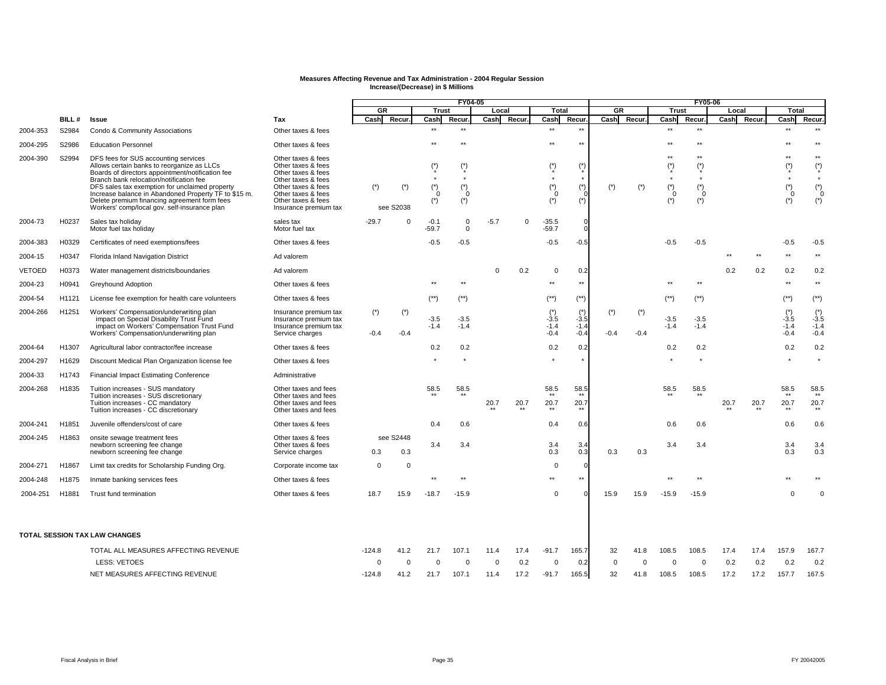# Measures Affecting Revenue and Tax Administration - 2004 Regular Session
## Increase/(Decrease) in $ Millions

| | | | | FY04-05 | | | | | | | | FY05-06 | | | | | | | |
|---|---|---|---|---|---|---|---|---|---|---|---|---|---|---|---|---|---|---|---|
| | | | | GR | | Trust | | Local | | Total | | GR | | Trust | | Local | | Total | |
| | BILL # | Issue | Tax | Cash | Recur. | Cash | Recur. | Cash | Recur. | Cash | Recur. | Cash | Recur. | Cash | Recur. | Cash | Recur. | Cash | Recur. |
| 2004-353 | S2984 | Condo & Community Associations | Other taxes & fees | | | ** | ** | | | ** | ** | | | ** | ** | | | ** | ** |
| 2004-295 | S2986 | Education Personnel | Other taxes & fees | | | ** | ** | | | ** | ** | | | ** | ** | | | ** | ** |
| 2004-390 | S2994 | DFS fees for SUS accounting services | Other taxes & fees | | | | | | | | | | | ** | ** | | | ** | ** |
| | | Allows certain banks to reorganize as LLCs | Other taxes & fees | | | (*) | (*) | | | (*) | (*) | | | (*) | (*) | | | (*) | (*) |
| | | Boards of directors appointment/notification fee | Other taxes & fees | | | * | * | | | * | * | | | * | * | | | * | * |
| | | Branch bank relocation/notification fee | Other taxes & fees | | | * | * | | | * | * | | | * | * | | | * | * |
| | | DFS sales tax exemption for unclaimed property | Other taxes & fees | (*) | (*) | (*) | (*) | | | (*) | (*) | (*) | (*) | (*) | (*) | | | (*) | (*) |
| | | Increase balance in Abandoned Property TF to $15 m. | Other taxes & fees | | | 0 | 0 | | | 0 | 0 | | | 0 | 0 | | | 0 | 0 |
| | | Delete premium financing agreement form fees | Other taxes & fees | | | (*) | (*) | | | (*) | (*) | | | (*) | (*) | | | (*) | (*) |
| | | Workers' comp/local gov. self-insurance plan | Insurance premium tax | | see S2038 | | | | | | | | | | | | | | |
| 2004-73 | H0237 | Sales tax holiday | sales tax | -29.7 | 0 | -0.1 | 0 | -5.7 | 0 | -35.5 | 0 | | | | | | | | |
| | | Motor fuel tax holiday | Motor fuel tax | | | -59.7 | 0 | | | -59.7 | 0 | | | | | | | | |
| 2004-383 | H0329 | Certificates of need exemptions/fees | Other taxes & fees | | | -0.5 | -0.5 | | | -0.5 | -0.5 | | | -0.5 | -0.5 | | | -0.5 | -0.5 |
| 2004-15 | H0347 | Florida Inland Navigation District | Ad valorem | | | | | | | | | | | | | ** | ** | ** | ** |
| VETOED | H0373 | Water management districts/boundaries | Ad valorem | | | | | 0 | 0.2 | 0 | 0.2 | | | | | 0.2 | 0.2 | 0.2 | 0.2 |
| 2004-23 | H0941 | Greyhound Adoption | Other taxes & fees | | | ** | ** | | | ** | ** | | | ** | ** | | | ** | ** |
| 2004-54 | H1121 | License fee exemption for health care volunteers | Other taxes & fees | | | (**) | (**) | | | (**) | (**) | | | (**) | (**) | | | (**) | (**) |
| 2004-266 | H1251 | Workers' Compensation/underwriting plan | Insurance premium tax | (*) | (*) | | | | | (*) | (*) | (*) | (*) | | | | | (*) | (*) |
| | | impact on Special Disability Trust Fund | Insurance premium tax | | | -3.5 | -3.5 | | | -3.5 | -3.5 | | | -3.5 | -3.5 | | | -3.5 | -3.5 |
| | | impact on Workers' Compensation Trust Fund | Insurance premium tax | | | -1.4 | -1.4 | | | -1.4 | -1.4 | | | -1.4 | -1.4 | | | -1.4 | -1.4 |
| | | Workers' Compensation/underwriting plan | Service charges | -0.4 | -0.4 | | | | | -0.4 | -0.4 | -0.4 | -0.4 | | | | | -0.4 | -0.4 |
| 2004-64 | H1307 | Agricultural labor contractor/fee increase | Other taxes & fees | | | 0.2 | 0.2 | | | 0.2 | 0.2 | | | 0.2 | 0.2 | | | 0.2 | 0.2 |
| 2004-297 | H1629 | Discount Medical Plan Organization license fee | Other taxes & fees | | | * | * | | | * | * | | | * | * | | | * | * |
| 2004-33 | H1743 | Financial Impact Estimating Conference | Administrative | | | | | | | | | | | | | | | | |
| 2004-268 | H1835 | Tuition increases - SUS mandatory | Other taxes and fees | | | 58.5 | 58.5 | | | 58.5 | 58.5 | | | 58.5 | 58.5 | | | 58.5 | 58.5 |
| | | Tuition increases - SUS discretionary | Other taxes and fees | | | ** | ** | | | ** | ** | | | ** | ** | | | ** | ** |
| | | Tuition increases - CC mandatory | Other taxes and fees | | | | | 20.7 | 20.7 | 20.7 | 20.7 | | | | | 20.7 | 20.7 | 20.7 | 20.7 |
| | | Tuition increases - CC discretionary | Other taxes and fees | | | | | ** | ** | ** | ** | | | | | ** | ** | ** | ** |
| 2004-241 | H1851 | Juvenile offenders/cost of care | Other taxes & fees | | | 0.4 | 0.6 | | | 0.4 | 0.6 | | | 0.6 | 0.6 | | | 0.6 | 0.6 |
| 2004-245 | H1863 | onsite sewage treatment fees | Other taxes & fees | | see S2448 | | | | | | | | | | | | | | |
| | | newborn screening fee change | Other taxes & fees | | | 3.4 | 3.4 | | | 3.4 | 3.4 | | | 3.4 | 3.4 | | | 3.4 | 3.4 |
| | | newborn screening fee change | Service charges | 0.3 | 0.3 | | | | | 0.3 | 0.3 | 0.3 | 0.3 | | | | | 0.3 | 0.3 |
| 2004-271 | H1867 | Limit tax credits for Scholarship Funding Org. | Corporate income tax | 0 | 0 | | | | | 0 | 0 | | | | | | | | |
| 2004-248 | H1875 | Inmate banking services fees | Other taxes & fees | | | ** | ** | | | ** | ** | | | ** | ** | | | ** | ** |
| 2004-251 | H1881 | Trust fund termination | Other taxes & fees | 18.7 | 15.9 | -18.7 | -15.9 | | | 0 | 0 | 15.9 | 15.9 | -15.9 | -15.9 | | | 0 | 0 |
| **TOTAL SESSION TAX LAW CHANGES** | | | | | | | | | | | | | | | | | | | |
| | | TOTAL ALL MEASURES AFFECTING REVENUE | | -124.8 | 41.2 | 21.7 | 107.1 | 11.4 | 17.4 | -91.7 | 165.7 | 32 | 41.8 | 108.5 | 108.5 | 17.4 | 17.4 | 157.9 | 167.7 |
| | | LESS: VETOES | | 0 | 0 | 0 | 0 | 0 | 0.2 | 0 | 0.2 | 0 | 0 | 0 | 0 | 0.2 | 0.2 | 0.2 | 0.2 |
| | | NET MEASURES AFFECTING REVENUE | | -124.8 | 41.2 | 21.7 | 107.1 | 11.4 | 17.2 | -91.7 | 165.5 | 32 | 41.8 | 108.5 | 108.5 | 17.2 | 17.2 | 157.7 | 167.5 |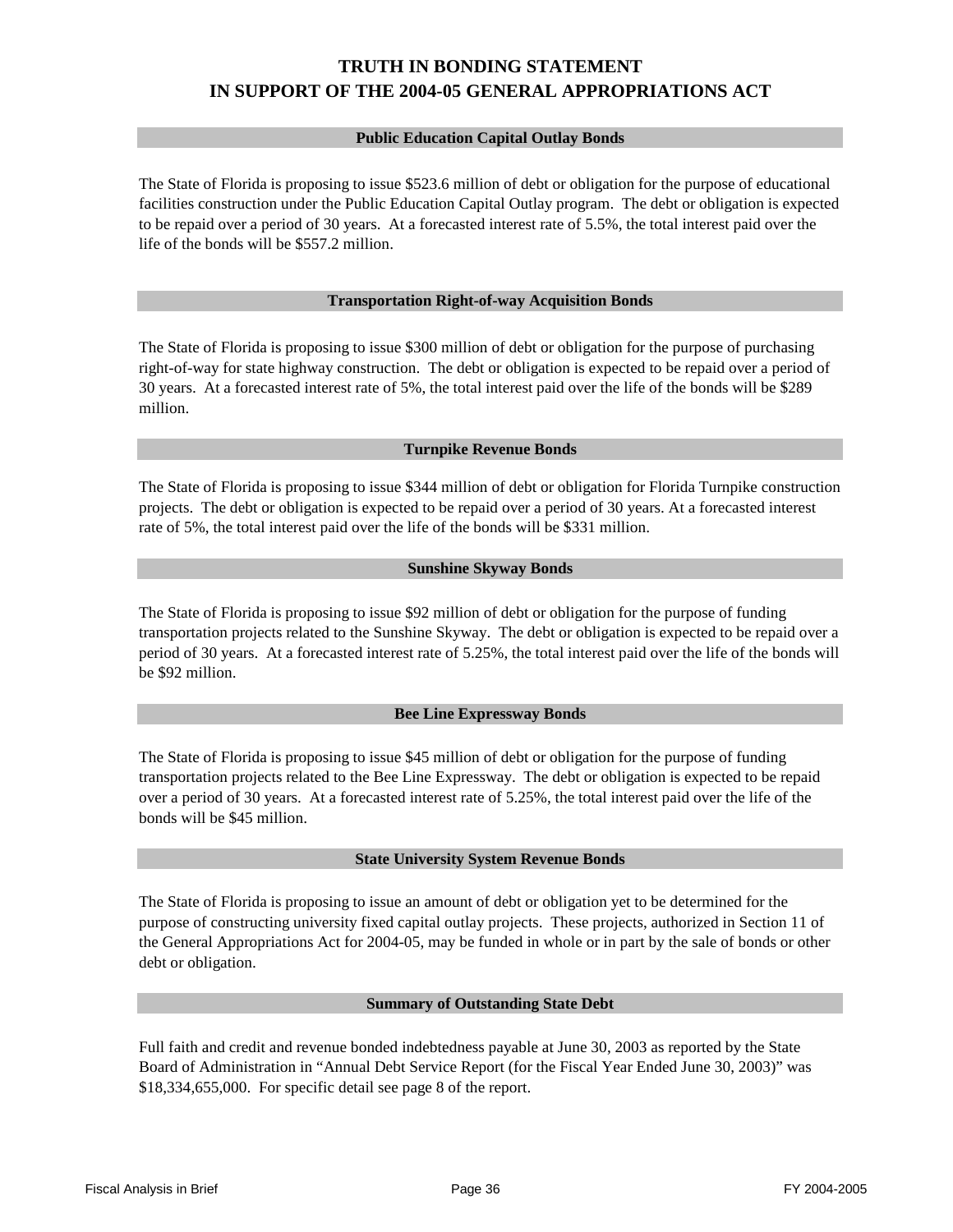# TRUTH IN BONDING STATEMENT IN SUPPORT OF THE 2004-05 GENERAL APPROPRIATIONS ACT

## Public Education Capital Outlay Bonds

The State of Florida is proposing to issue $523.6 million of debt or obligation for the purpose of educational facilities construction under the Public Education Capital Outlay program. The debt or obligation is expected to be repaid over a period of 30 years. At a forecasted interest rate of 5.5%, the total interest paid over the life of the bonds will be $557.2 million.

## Transportation Right-of-way Acquisition Bonds

The State of Florida is proposing to issue $300 million of debt or obligation for the purpose of purchasing right-of-way for state highway construction. The debt or obligation is expected to be repaid over a period of 30 years. At a forecasted interest rate of 5%, the total interest paid over the life of the bonds will be $289 million.

## Turnpike Revenue Bonds

The State of Florida is proposing to issue $344 million of debt or obligation for Florida Turnpike construction projects. The debt or obligation is expected to be repaid over a period of 30 years. At a forecasted interest rate of 5%, the total interest paid over the life of the bonds will be $331 million.

## Sunshine Skyway Bonds

The State of Florida is proposing to issue $92 million of debt or obligation for the purpose of funding transportation projects related to the Sunshine Skyway. The debt or obligation is expected to be repaid over a period of 30 years. At a forecasted interest rate of 5.25%, the total interest paid over the life of the bonds will be $92 million.

## Bee Line Expressway Bonds

The State of Florida is proposing to issue $45 million of debt or obligation for the purpose of funding transportation projects related to the Bee Line Expressway. The debt or obligation is expected to be repaid over a period of 30 years. At a forecasted interest rate of 5.25%, the total interest paid over the life of the bonds will be $45 million.

## State University System Revenue Bonds

The State of Florida is proposing to issue an amount of debt or obligation yet to be determined for the purpose of constructing university fixed capital outlay projects. These projects, authorized in Section 11 of the General Appropriations Act for 2004-05, may be funded in whole or in part by the sale of bonds or other debt or obligation.

## Summary of Outstanding State Debt

Full faith and credit and revenue bonded indebtedness payable at June 30, 2003 as reported by the State Board of Administration in "Annual Debt Service Report (for the Fiscal Year Ended June 30, 2003)" was $18,334,655,000. For specific detail see page 8 of the report.